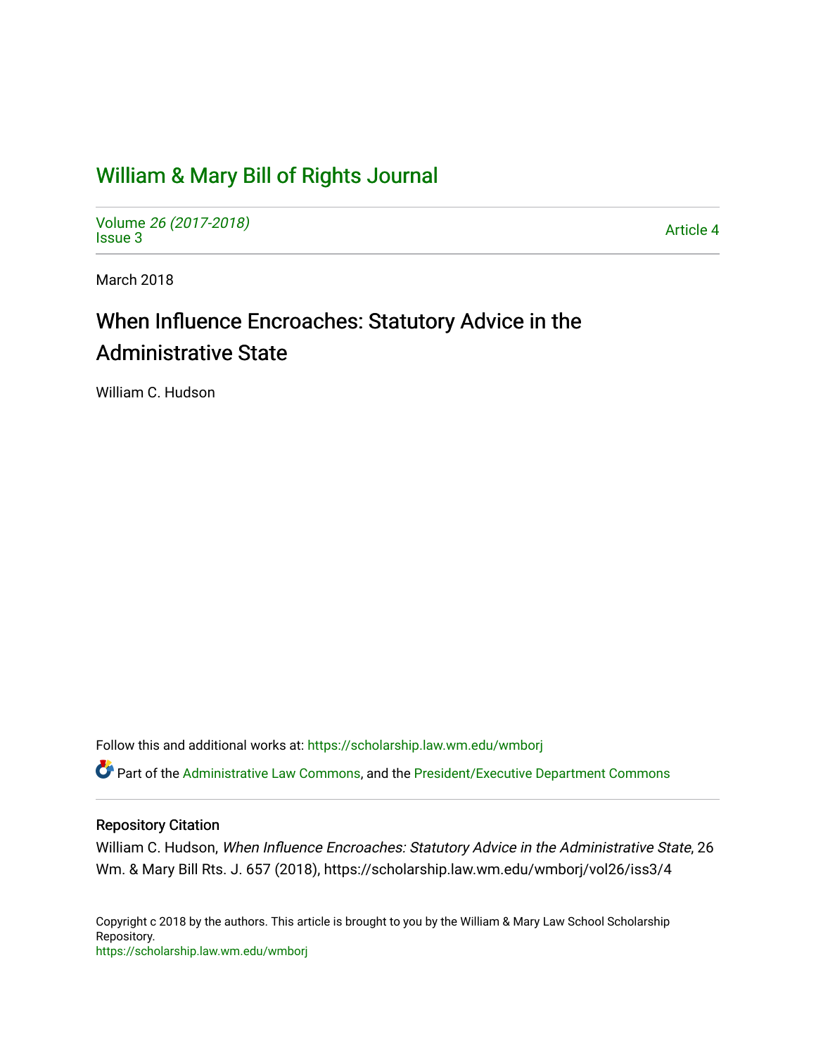# William & Mary Bill of Rights Journal

Volume *26 (2017-2018)*
Issue 3

Article 4

March 2018

## When Influence Encroaches: Statutory Advice in the Administrative State

William C. Hudson

Follow this and additional works at: https://scholarship.law.wm.edu/wmborj

Part of the Administrative Law Commons, and the President/Executive Department Commons

### Repository Citation

William C. Hudson, *When Influence Encroaches: Statutory Advice in the Administrative State*, 26 Wm. & Mary Bill Rts. J. 657 (2018), https://scholarship.law.wm.edu/wmborj/vol26/iss3/4

Copyright c 2018 by the authors. This article is brought to you by the William & Mary Law School Scholarship Repository.
https://scholarship.law.wm.edu/wmborj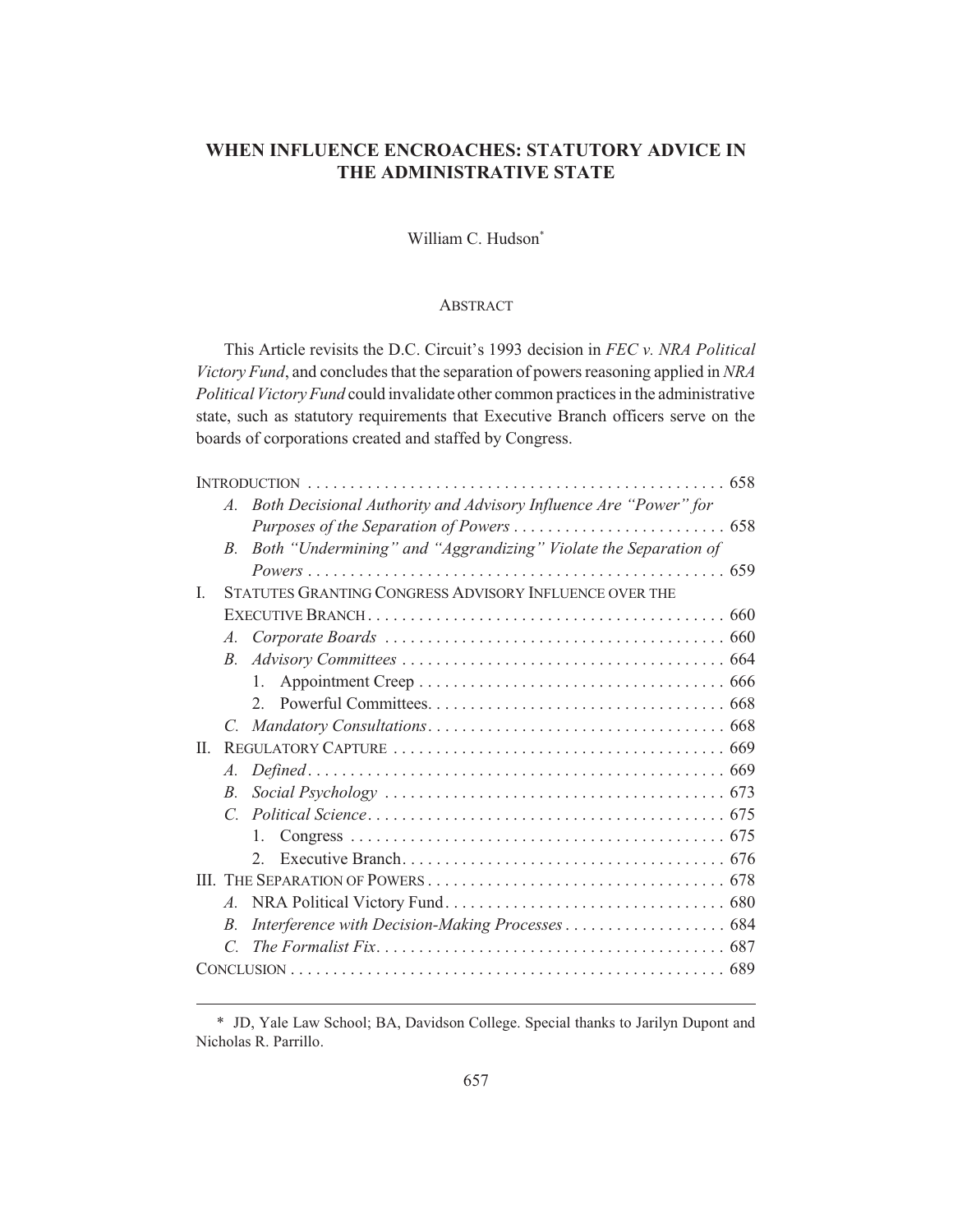# WHEN INFLUENCE ENCROACHES: STATUTORY ADVICE IN THE ADMINISTRATIVE STATE

William C. Hudson*

## ABSTRACT

This Article revisits the D.C. Circuit's 1993 decision in *FEC v. NRA Political Victory Fund*, and concludes that the separation of powers reasoning applied in *NRA Political Victory Fund* could invalidate other common practices in the administrative state, such as statutory requirements that Executive Branch officers serve on the boards of corporations created and staffed by Congress.

INTRODUCTION . . . . . . . . . . . . . . . . . . . . . . . . . . . . . . . . . . . . . . . . . . . . . . . . 658
- A. *Both Decisional Authority and Advisory Influence Are "Power" for Purposes of the Separation of Powers* . . . . . . . . . . . . . . . . . . . . . . . . . 658
- B. *Both "Undermining" and "Aggrandizing" Violate the Separation of Powers* . . . . . . . . . . . . . . . . . . . . . . . . . . . . . . . . . . . . . . . . . . . . . . . . . 659

I. STATUTES GRANTING CONGRESS ADVISORY INFLUENCE OVER THE EXECUTIVE BRANCH . . . . . . . . . . . . . . . . . . . . . . . . . . . . . . . . . . . . . . . . . 660
- A. *Corporate Boards* . . . . . . . . . . . . . . . . . . . . . . . . . . . . . . . . . . . . . . . 660
- B. *Advisory Committees* . . . . . . . . . . . . . . . . . . . . . . . . . . . . . . . . . . . . . 664
  1. Appointment Creep . . . . . . . . . . . . . . . . . . . . . . . . . . . . . . . . . . . 666
  2. Powerful Committees. . . . . . . . . . . . . . . . . . . . . . . . . . . . . . . . . . 668
- C. *Mandatory Consultations*. . . . . . . . . . . . . . . . . . . . . . . . . . . . . . . . . . 668

II. REGULATORY CAPTURE . . . . . . . . . . . . . . . . . . . . . . . . . . . . . . . . . . . . . . . 669
- A. *Defined*. . . . . . . . . . . . . . . . . . . . . . . . . . . . . . . . . . . . . . . . . . . . . . . . 669
- B. *Social Psychology* . . . . . . . . . . . . . . . . . . . . . . . . . . . . . . . . . . . . . . . 673
- C. *Political Science*. . . . . . . . . . . . . . . . . . . . . . . . . . . . . . . . . . . . . . . . . 675
  1. Congress . . . . . . . . . . . . . . . . . . . . . . . . . . . . . . . . . . . . . . . . . . . 675
  2. Executive Branch. . . . . . . . . . . . . . . . . . . . . . . . . . . . . . . . . . . . . 676

III. THE SEPARATION OF POWERS . . . . . . . . . . . . . . . . . . . . . . . . . . . . . . . . . . 678
- A. NRA Political Victory Fund. . . . . . . . . . . . . . . . . . . . . . . . . . . . . . . . . 680
- B. *Interference with Decision-Making Processes* . . . . . . . . . . . . . . . . . . . 684
- C. *The Formalist Fix*. . . . . . . . . . . . . . . . . . . . . . . . . . . . . . . . . . . . . . . . 687

CONCLUSION . . . . . . . . . . . . . . . . . . . . . . . . . . . . . . . . . . . . . . . . . . . . . . . . . . 689

---

\* JD, Yale Law School; BA, Davidson College. Special thanks to Jarilyn Dupont and Nicholas R. Parrillo.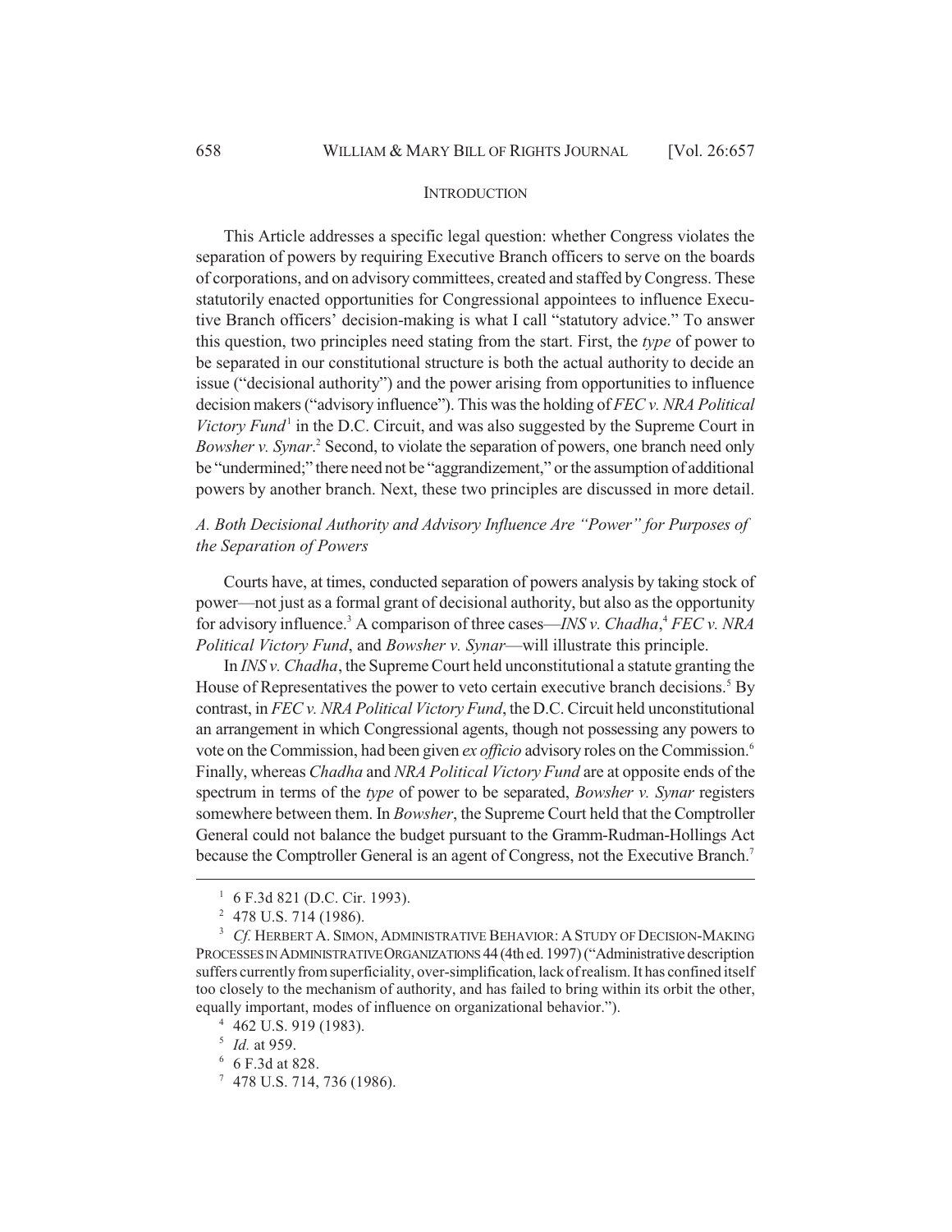## INTRODUCTION

This Article addresses a specific legal question: whether Congress violates the separation of powers by requiring Executive Branch officers to serve on the boards of corporations, and on advisory committees, created and staffed by Congress. These statutorily enacted opportunities for Congressional appointees to influence Executive Branch officers' decision-making is what I call "statutory advice." To answer this question, two principles need stating from the start. First, the *type* of power to be separated in our constitutional structure is both the actual authority to decide an issue ("decisional authority") and the power arising from opportunities to influence decision makers ("advisory influence"). This was the holding of *FEC v. NRA Political Victory Fund*[1] in the D.C. Circuit, and was also suggested by the Supreme Court in *Bowsher v. Synar*.[2] Second, to violate the separation of powers, one branch need only be "undermined;" there need not be "aggrandizement," or the assumption of additional powers by another branch. Next, these two principles are discussed in more detail.

### *A. Both Decisional Authority and Advisory Influence Are "Power" for Purposes of the Separation of Powers*

Courts have, at times, conducted separation of powers analysis by taking stock of power—not just as a formal grant of decisional authority, but also as the opportunity for advisory influence.[3] A comparison of three cases—*INS v. Chadha*,[4] *FEC v. NRA Political Victory Fund*, and *Bowsher v. Synar*—will illustrate this principle.

In *INS v. Chadha*, the Supreme Court held unconstitutional a statute granting the House of Representatives the power to veto certain executive branch decisions.[5] By contrast, in *FEC v. NRA Political Victory Fund*, the D.C. Circuit held unconstitutional an arrangement in which Congressional agents, though not possessing any powers to vote on the Commission, had been given *ex officio* advisory roles on the Commission.[6] Finally, whereas *Chadha* and *NRA Political Victory Fund* are at opposite ends of the spectrum in terms of the *type* of power to be separated, *Bowsher v. Synar* registers somewhere between them. In *Bowsher*, the Supreme Court held that the Comptroller General could not balance the budget pursuant to the Gramm-Rudman-Hollings Act because the Comptroller General is an agent of Congress, not the Executive Branch.[7]

---

[1] 6 F.3d 821 (D.C. Cir. 1993).

[2] 478 U.S. 714 (1986).

[3] *Cf.* HERBERT A. SIMON, ADMINISTRATIVE BEHAVIOR: A STUDY OF DECISION-MAKING PROCESSES IN ADMINISTRATIVE ORGANIZATIONS 44 (4th ed. 1997) ("Administrative description suffers currently from superficiality, over-simplification, lack of realism. It has confined itself too closely to the mechanism of authority, and has failed to bring within its orbit the other, equally important, modes of influence on organizational behavior.").

[4] 462 U.S. 919 (1983).

[5] *Id.* at 959.

[6] 6 F.3d at 828.

[7] 478 U.S. 714, 736 (1986).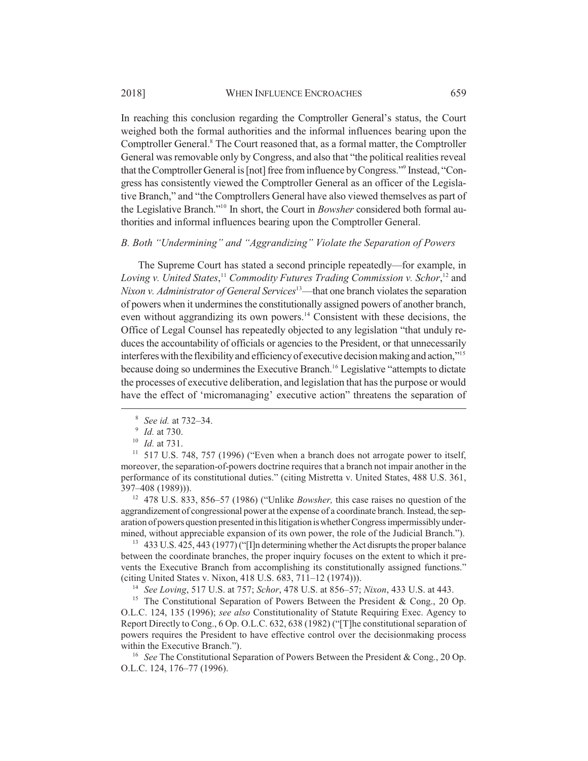In reaching this conclusion regarding the Comptroller General's status, the Court weighed both the formal authorities and the informal influences bearing upon the Comptroller General.[8] The Court reasoned that, as a formal matter, the Comptroller General was removable only by Congress, and also that "the political realities reveal that the Comptroller General is [not] free from influence by Congress."[9] Instead, "Congress has consistently viewed the Comptroller General as an officer of the Legislative Branch," and "the Comptrollers General have also viewed themselves as part of the Legislative Branch."[10] In short, the Court in *Bowsher* considered both formal authorities and informal influences bearing upon the Comptroller General.

### *B. Both "Undermining" and "Aggrandizing" Violate the Separation of Powers*

The Supreme Court has stated a second principle repeatedly—for example, in *Loving v. United States*,[11] *Commodity Futures Trading Commission v. Schor*,[12] and *Nixon v. Administrator of General Services*[13]—that one branch violates the separation of powers when it undermines the constitutionally assigned powers of another branch, even without aggrandizing its own powers.[14] Consistent with these decisions, the Office of Legal Counsel has repeatedly objected to any legislation "that unduly reduces the accountability of officials or agencies to the President, or that unnecessarily interferes with the flexibility and efficiency of executive decision making and action,"[15] because doing so undermines the Executive Branch.[16] Legislative "attempts to dictate the processes of executive deliberation, and legislation that has the purpose or would have the effect of 'micromanaging' executive action" threatens the separation of

---

[8] *See id.* at 732–34.

[9] *Id.* at 730.

[10] *Id.* at 731.

[11] 517 U.S. 748, 757 (1996) ("Even when a branch does not arrogate power to itself, moreover, the separation-of-powers doctrine requires that a branch not impair another in the performance of its constitutional duties." (citing Mistretta v. United States, 488 U.S. 361, 397–408 (1989))).

[12] 478 U.S. 833, 856–57 (1986) ("Unlike *Bowsher,* this case raises no question of the aggrandizement of congressional power at the expense of a coordinate branch. Instead, the separation of powers question presented in this litigation is whether Congress impermissibly undermined, without appreciable expansion of its own power, the role of the Judicial Branch.").

[13] 433 U.S. 425, 443 (1977) ("[I]n determining whether the Act disrupts the proper balance between the coordinate branches, the proper inquiry focuses on the extent to which it prevents the Executive Branch from accomplishing its constitutionally assigned functions." (citing United States v. Nixon, 418 U.S. 683, 711–12 (1974))).

[14] *See Loving*, 517 U.S. at 757; *Schor*, 478 U.S. at 856–57; *Nixon*, 433 U.S. at 443.

[15] The Constitutional Separation of Powers Between the President & Cong., 20 Op. O.L.C. 124, 135 (1996); *see also* Constitutionality of Statute Requiring Exec. Agency to Report Directly to Cong., 6 Op. O.L.C. 632, 638 (1982) ("[T]he constitutional separation of powers requires the President to have effective control over the decisionmaking process within the Executive Branch.").

[16] *See* The Constitutional Separation of Powers Between the President & Cong., 20 Op. O.L.C. 124, 176–77 (1996).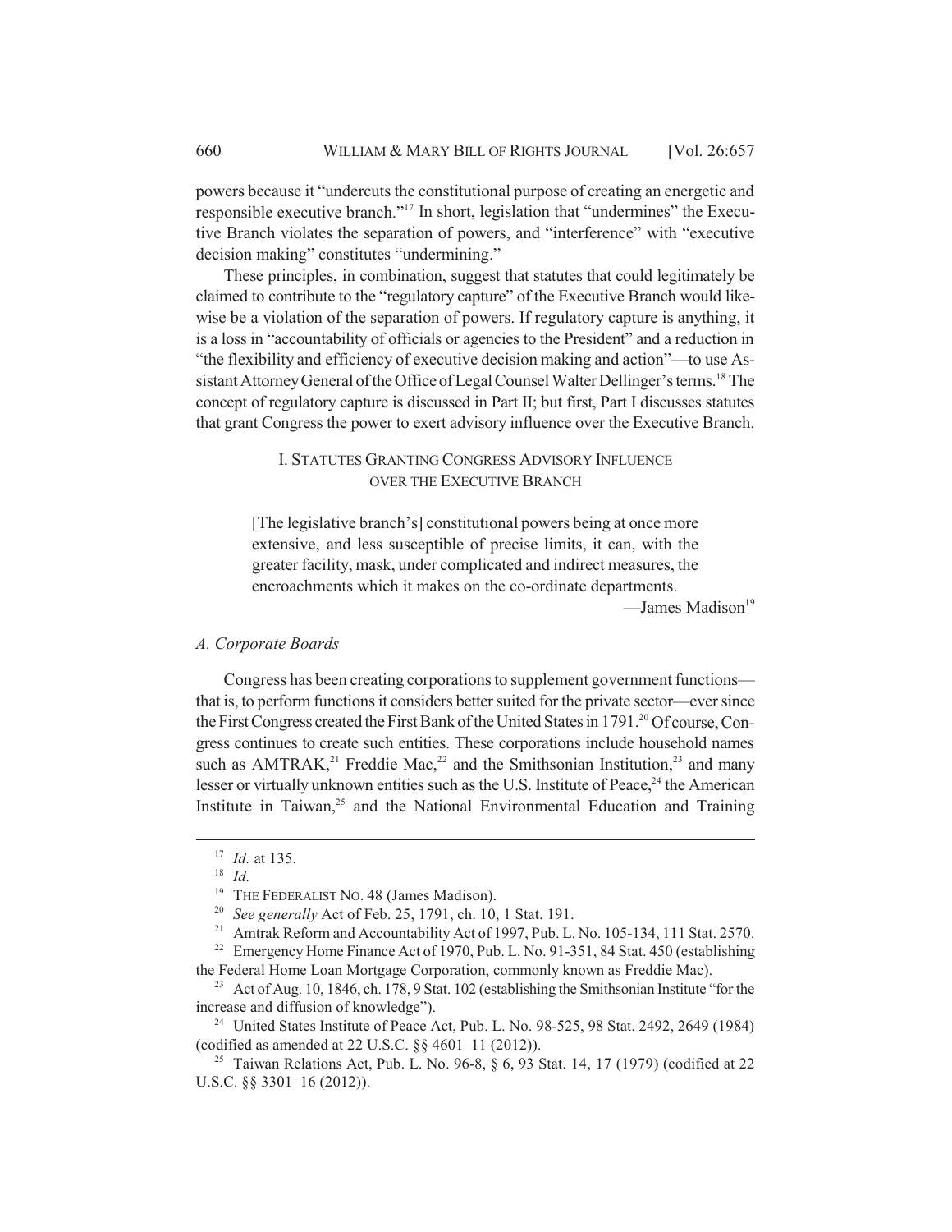powers because it "undercuts the constitutional purpose of creating an energetic and responsible executive branch."[17] In short, legislation that "undermines" the Executive Branch violates the separation of powers, and "interference" with "executive decision making" constitutes "undermining."

These principles, in combination, suggest that statutes that could legitimately be claimed to contribute to the "regulatory capture" of the Executive Branch would likewise be a violation of the separation of powers. If regulatory capture is anything, it is a loss in "accountability of officials or agencies to the President" and a reduction in "the flexibility and efficiency of executive decision making and action"—to use Assistant Attorney General of the Office of Legal Counsel Walter Dellinger's terms.[18] The concept of regulatory capture is discussed in Part II; but first, Part I discusses statutes that grant Congress the power to exert advisory influence over the Executive Branch.

## I. STATUTES GRANTING CONGRESS ADVISORY INFLUENCE OVER THE EXECUTIVE BRANCH

> [The legislative branch's] constitutional powers being at once more extensive, and less susceptible of precise limits, it can, with the greater facility, mask, under complicated and indirect measures, the encroachments which it makes on the co-ordinate departments.
>
> —James Madison[19]

### *A. Corporate Boards*

Congress has been creating corporations to supplement government functions—that is, to perform functions it considers better suited for the private sector—ever since the First Congress created the First Bank of the United States in 1791.[20] Of course, Congress continues to create such entities. These corporations include household names such as AMTRAK,[21] Freddie Mac,[22] and the Smithsonian Institution,[23] and many lesser or virtually unknown entities such as the U.S. Institute of Peace,[24] the American Institute in Taiwan,[25] and the National Environmental Education and Training

---

[17] *Id.* at 135.

[18] *Id.*

[19] THE FEDERALIST NO. 48 (James Madison).

[20] *See generally* Act of Feb. 25, 1791, ch. 10, 1 Stat. 191.

[21] Amtrak Reform and Accountability Act of 1997, Pub. L. No. 105-134, 111 Stat. 2570.

[22] Emergency Home Finance Act of 1970, Pub. L. No. 91-351, 84 Stat. 450 (establishing the Federal Home Loan Mortgage Corporation, commonly known as Freddie Mac).

[23] Act of Aug. 10, 1846, ch. 178, 9 Stat. 102 (establishing the Smithsonian Institute "for the increase and diffusion of knowledge").

[24] United States Institute of Peace Act, Pub. L. No. 98-525, 98 Stat. 2492, 2649 (1984) (codified as amended at 22 U.S.C. §§ 4601–11 (2012)).

[25] Taiwan Relations Act, Pub. L. No. 96-8, § 6, 93 Stat. 14, 17 (1979) (codified at 22 U.S.C. §§ 3301–16 (2012)).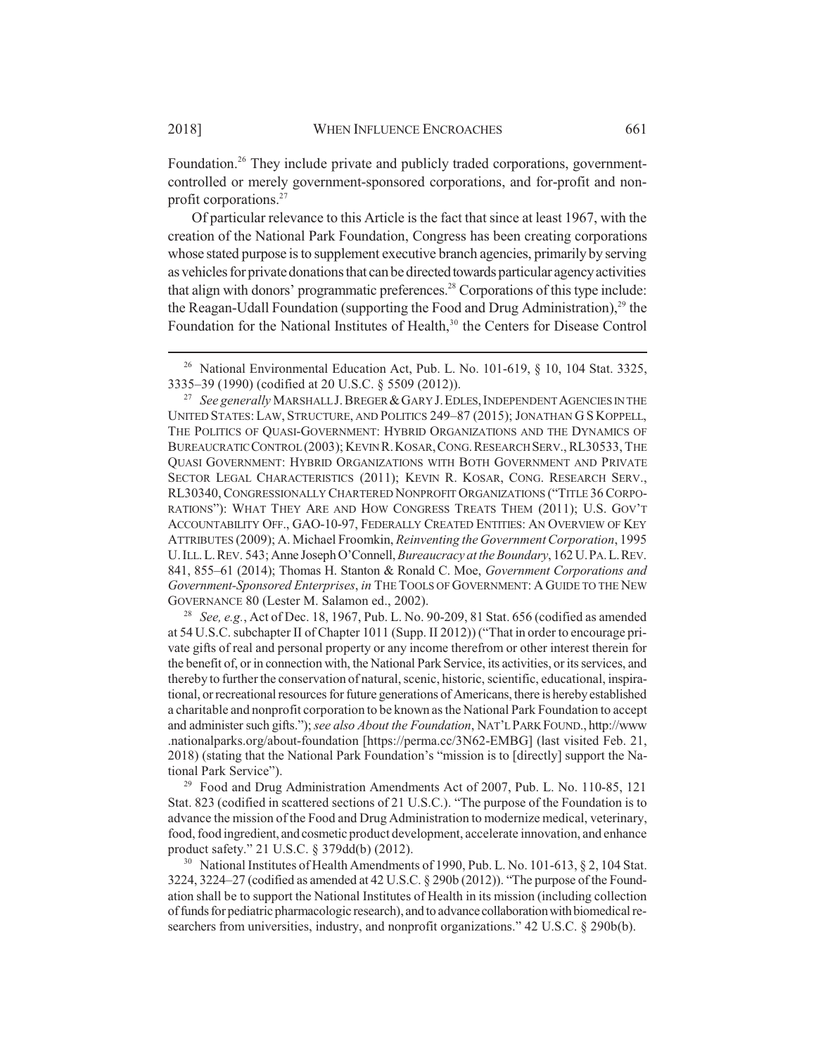Foundation.[26] They include private and publicly traded corporations, government-controlled or merely government-sponsored corporations, and for-profit and non-profit corporations.[27]

Of particular relevance to this Article is the fact that since at least 1967, with the creation of the National Park Foundation, Congress has been creating corporations whose stated purpose is to supplement executive branch agencies, primarily by serving as vehicles for private donations that can be directed towards particular agency activities that align with donors' programmatic preferences.[28] Corporations of this type include: the Reagan-Udall Foundation (supporting the Food and Drug Administration),[29] the Foundation for the National Institutes of Health,[30] the Centers for Disease Control

---

[26] National Environmental Education Act, Pub. L. No. 101-619, § 10, 104 Stat. 3325, 3335–39 (1990) (codified at 20 U.S.C. § 5509 (2012)).

[27] *See generally* MARSHALL J. BREGER & GARY J. EDLES, INDEPENDENT AGENCIES IN THE UNITED STATES: LAW, STRUCTURE, AND POLITICS 249–87 (2015); JONATHAN G S KOPPELL, THE POLITICS OF QUASI-GOVERNMENT: HYBRID ORGANIZATIONS AND THE DYNAMICS OF BUREAUCRATIC CONTROL (2003); KEVIN R. KOSAR, CONG. RESEARCH SERV., RL30533, THE QUASI GOVERNMENT: HYBRID ORGANIZATIONS WITH BOTH GOVERNMENT AND PRIVATE SECTOR LEGAL CHARACTERISTICS (2011); KEVIN R. KOSAR, CONG. RESEARCH SERV., RL30340, CONGRESSIONALLY CHARTERED NONPROFIT ORGANIZATIONS ("TITLE 36 CORPORATIONS"): WHAT THEY ARE AND HOW CONGRESS TREATS THEM (2011); U.S. GOV'T ACCOUNTABILITY OFF., GAO-10-97, FEDERALLY CREATED ENTITIES: AN OVERVIEW OF KEY ATTRIBUTES (2009); A. Michael Froomkin, *Reinventing the Government Corporation*, 1995 U. ILL. L. REV. 543; Anne Joseph O'Connell, *Bureaucracy at the Boundary*, 162 U. PA. L. REV. 841, 855–61 (2014); Thomas H. Stanton & Ronald C. Moe, *Government Corporations and Government-Sponsored Enterprises*, *in* THE TOOLS OF GOVERNMENT: A GUIDE TO THE NEW GOVERNANCE 80 (Lester M. Salamon ed., 2002).

[28] *See, e.g.*, Act of Dec. 18, 1967, Pub. L. No. 90-209, 81 Stat. 656 (codified as amended at 54 U.S.C. subchapter II of Chapter 1011 (Supp. II 2012)) ("That in order to encourage private gifts of real and personal property or any income therefrom or other interest therein for the benefit of, or in connection with, the National Park Service, its activities, or its services, and thereby to further the conservation of natural, scenic, historic, scientific, educational, inspirational, or recreational resources for future generations of Americans, there is hereby established a charitable and nonprofit corporation to be known as the National Park Foundation to accept and administer such gifts."); *see also About the Foundation*, NAT'L PARK FOUND., http://www.nationalparks.org/about-foundation [https://perma.cc/3N62-EMBG] (last visited Feb. 21, 2018) (stating that the National Park Foundation's "mission is to [directly] support the National Park Service").

[29] Food and Drug Administration Amendments Act of 2007, Pub. L. No. 110-85, 121 Stat. 823 (codified in scattered sections of 21 U.S.C.). "The purpose of the Foundation is to advance the mission of the Food and Drug Administration to modernize medical, veterinary, food, food ingredient, and cosmetic product development, accelerate innovation, and enhance product safety." 21 U.S.C. § 379dd(b) (2012).

[30] National Institutes of Health Amendments of 1990, Pub. L. No. 101-613, § 2, 104 Stat. 3224, 3224–27 (codified as amended at 42 U.S.C. § 290b (2012)). "The purpose of the Foundation shall be to support the National Institutes of Health in its mission (including collection of funds for pediatric pharmacologic research), and to advance collaboration with biomedical researchers from universities, industry, and nonprofit organizations." 42 U.S.C. § 290b(b).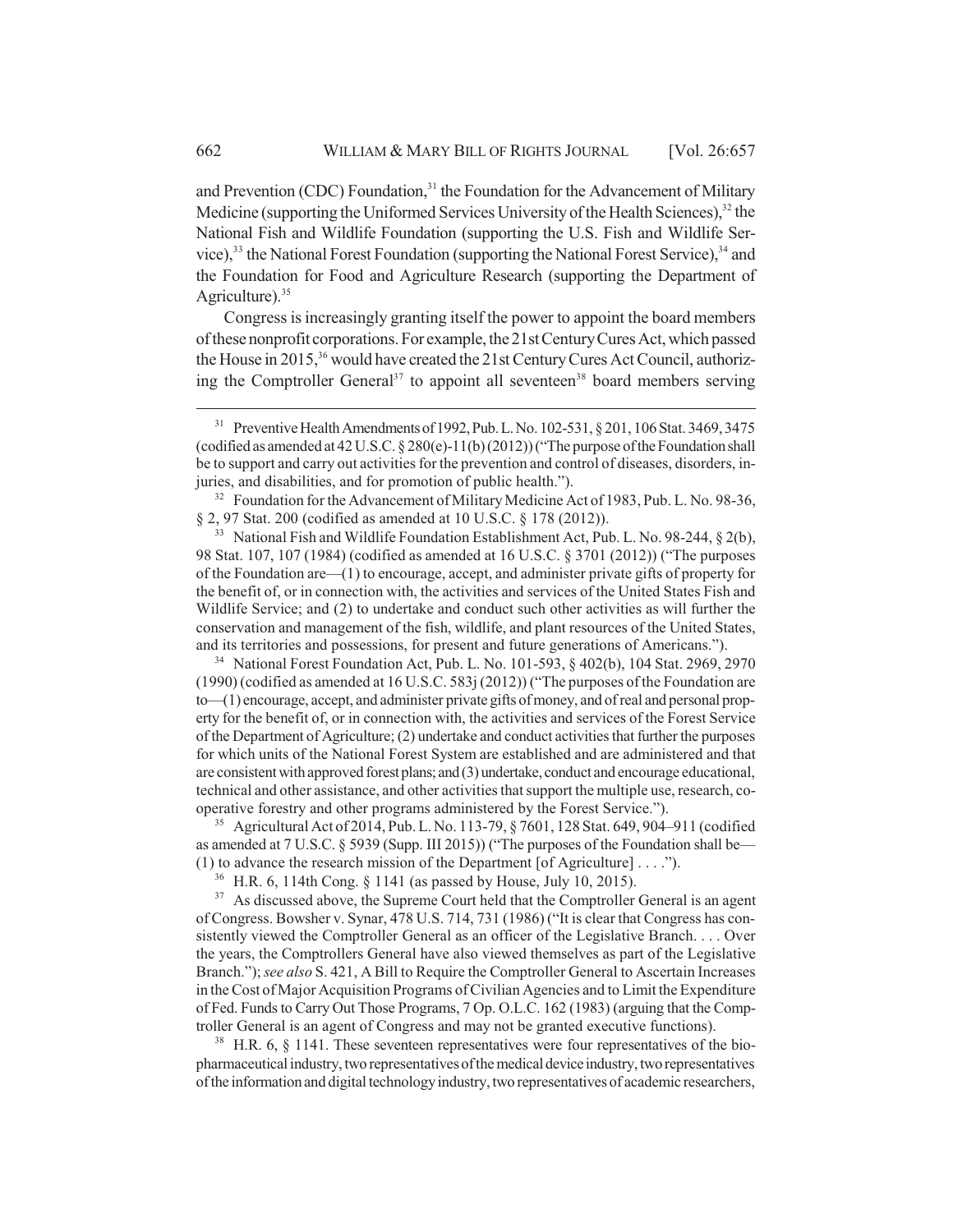and Prevention (CDC) Foundation,[31] the Foundation for the Advancement of Military Medicine (supporting the Uniformed Services University of the Health Sciences),[32] the National Fish and Wildlife Foundation (supporting the U.S. Fish and Wildlife Service),[33] the National Forest Foundation (supporting the National Forest Service),[34] and the Foundation for Food and Agriculture Research (supporting the Department of Agriculture).[35]

Congress is increasingly granting itself the power to appoint the board members of these nonprofit corporations. For example, the 21st Century Cures Act, which passed the House in 2015,[36] would have created the 21st Century Cures Act Council, authorizing the Comptroller General[37] to appoint all seventeen[38] board members serving

---

[31] Preventive Health Amendments of 1992, Pub. L. No. 102-531, § 201, 106 Stat. 3469, 3475 (codified as amended at 42 U.S.C. § 280(e)-11(b) (2012)) ("The purpose of the Foundation shall be to support and carry out activities for the prevention and control of diseases, disorders, injuries, and disabilities, and for promotion of public health.").

[32] Foundation for the Advancement of Military Medicine Act of 1983, Pub. L. No. 98-36, § 2, 97 Stat. 200 (codified as amended at 10 U.S.C. § 178 (2012)).

[33] National Fish and Wildlife Foundation Establishment Act, Pub. L. No. 98-244, § 2(b), 98 Stat. 107, 107 (1984) (codified as amended at 16 U.S.C. § 3701 (2012)) ("The purposes of the Foundation are—(1) to encourage, accept, and administer private gifts of property for the benefit of, or in connection with, the activities and services of the United States Fish and Wildlife Service; and (2) to undertake and conduct such other activities as will further the conservation and management of the fish, wildlife, and plant resources of the United States, and its territories and possessions, for present and future generations of Americans.").

[34] National Forest Foundation Act, Pub. L. No. 101-593, § 402(b), 104 Stat. 2969, 2970 (1990) (codified as amended at 16 U.S.C. 583j (2012)) ("The purposes of the Foundation are to—(1) encourage, accept, and administer private gifts of money, and of real and personal property for the benefit of, or in connection with, the activities and services of the Forest Service of the Department of Agriculture; (2) undertake and conduct activities that further the purposes for which units of the National Forest System are established and are administered and that are consistent with approved forest plans; and (3) undertake, conduct and encourage educational, technical and other assistance, and other activities that support the multiple use, research, cooperative forestry and other programs administered by the Forest Service.").

[35] Agricultural Act of 2014, Pub. L. No. 113-79, § 7601, 128 Stat. 649, 904–911 (codified as amended at 7 U.S.C. § 5939 (Supp. III 2015)) ("The purposes of the Foundation shall be—(1) to advance the research mission of the Department [of Agriculture] . . . .").

[36] H.R. 6, 114th Cong. § 1141 (as passed by House, July 10, 2015).

[37] As discussed above, the Supreme Court held that the Comptroller General is an agent of Congress. Bowsher v. Synar, 478 U.S. 714, 731 (1986) ("It is clear that Congress has consistently viewed the Comptroller General as an officer of the Legislative Branch. . . . Over the years, the Comptrollers General have also viewed themselves as part of the Legislative Branch."); *see also* S. 421, A Bill to Require the Comptroller General to Ascertain Increases in the Cost of Major Acquisition Programs of Civilian Agencies and to Limit the Expenditure of Fed. Funds to Carry Out Those Programs, 7 Op. O.L.C. 162 (1983) (arguing that the Comptroller General is an agent of Congress and may not be granted executive functions).

[38] H.R. 6, § 1141. These seventeen representatives were four representatives of the biopharmaceutical industry, two representatives of the medical device industry, two representatives of the information and digital technology industry, two representatives of academic researchers,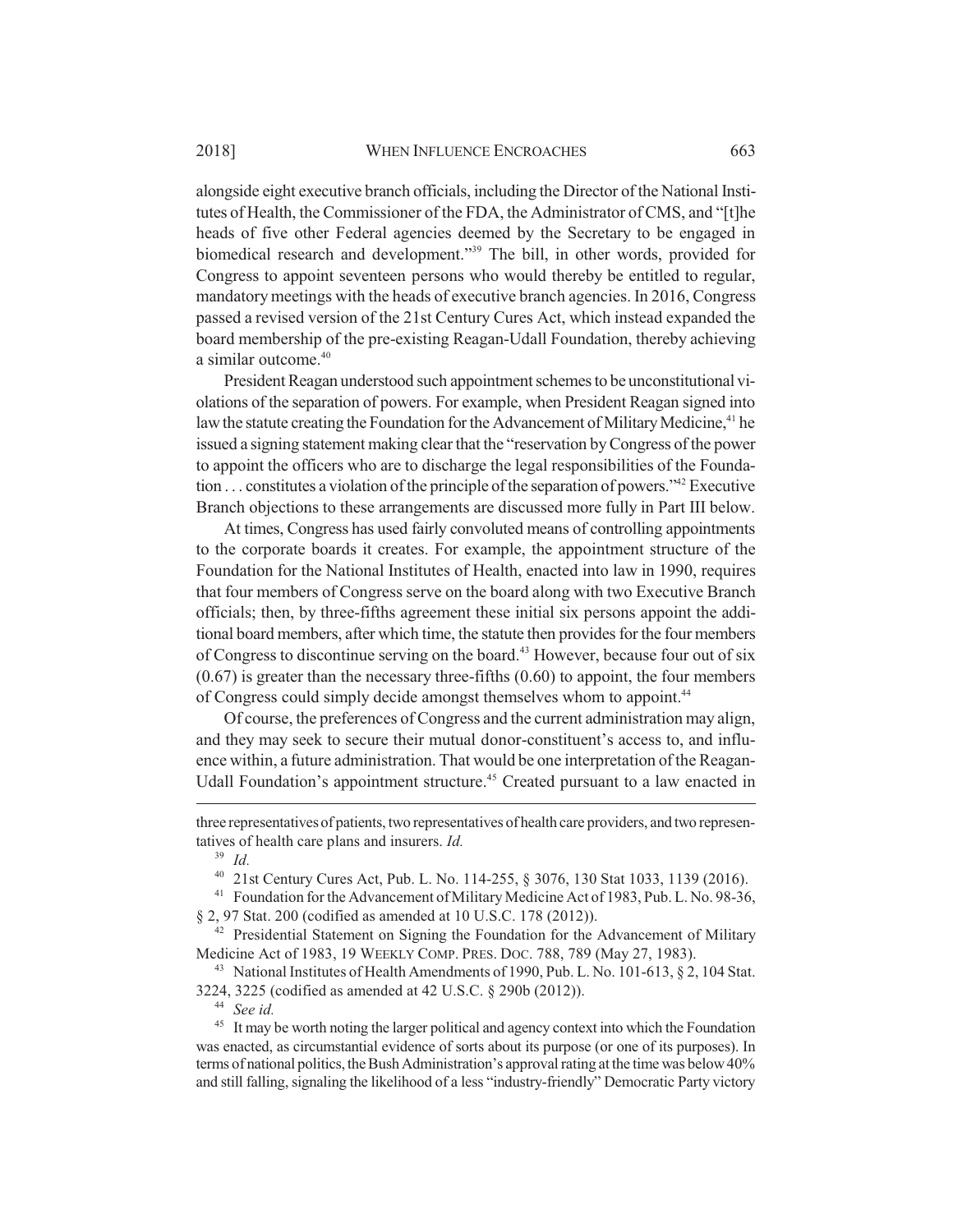alongside eight executive branch officials, including the Director of the National Institutes of Health, the Commissioner of the FDA, the Administrator of CMS, and "[t]he heads of five other Federal agencies deemed by the Secretary to be engaged in biomedical research and development."[39] The bill, in other words, provided for Congress to appoint seventeen persons who would thereby be entitled to regular, mandatory meetings with the heads of executive branch agencies. In 2016, Congress passed a revised version of the 21st Century Cures Act, which instead expanded the board membership of the pre-existing Reagan-Udall Foundation, thereby achieving a similar outcome.[40]

President Reagan understood such appointment schemes to be unconstitutional violations of the separation of powers. For example, when President Reagan signed into law the statute creating the Foundation for the Advancement of Military Medicine,[41] he issued a signing statement making clear that the "reservation by Congress of the power to appoint the officers who are to discharge the legal responsibilities of the Foundation . . . constitutes a violation of the principle of the separation of powers."[42] Executive Branch objections to these arrangements are discussed more fully in Part III below.

At times, Congress has used fairly convoluted means of controlling appointments to the corporate boards it creates. For example, the appointment structure of the Foundation for the National Institutes of Health, enacted into law in 1990, requires that four members of Congress serve on the board along with two Executive Branch officials; then, by three-fifths agreement these initial six persons appoint the additional board members, after which time, the statute then provides for the four members of Congress to discontinue serving on the board.[43] However, because four out of six (0.67) is greater than the necessary three-fifths (0.60) to appoint, the four members of Congress could simply decide amongst themselves whom to appoint.[44]

Of course, the preferences of Congress and the current administration may align, and they may seek to secure their mutual donor-constituent's access to, and influence within, a future administration. That would be one interpretation of the Reagan-Udall Foundation's appointment structure.[45] Created pursuant to a law enacted in

---

three representatives of patients, two representatives of health care providers, and two representatives of health care plans and insurers. *Id.*

[39] *Id.*

[40] 21st Century Cures Act, Pub. L. No. 114-255, § 3076, 130 Stat 1033, 1139 (2016).

[41] Foundation for the Advancement of Military Medicine Act of 1983, Pub. L. No. 98-36, § 2, 97 Stat. 200 (codified as amended at 10 U.S.C. 178 (2012)).

[42] Presidential Statement on Signing the Foundation for the Advancement of Military Medicine Act of 1983, 19 WEEKLY COMP. PRES. DOC. 788, 789 (May 27, 1983).

[43] National Institutes of Health Amendments of 1990, Pub. L. No. 101-613, § 2, 104 Stat. 3224, 3225 (codified as amended at 42 U.S.C. § 290b (2012)).

[44] *See id.*

[45] It may be worth noting the larger political and agency context into which the Foundation was enacted, as circumstantial evidence of sorts about its purpose (or one of its purposes). In terms of national politics, the Bush Administration's approval rating at the time was below 40% and still falling, signaling the likelihood of a less "industry-friendly" Democratic Party victory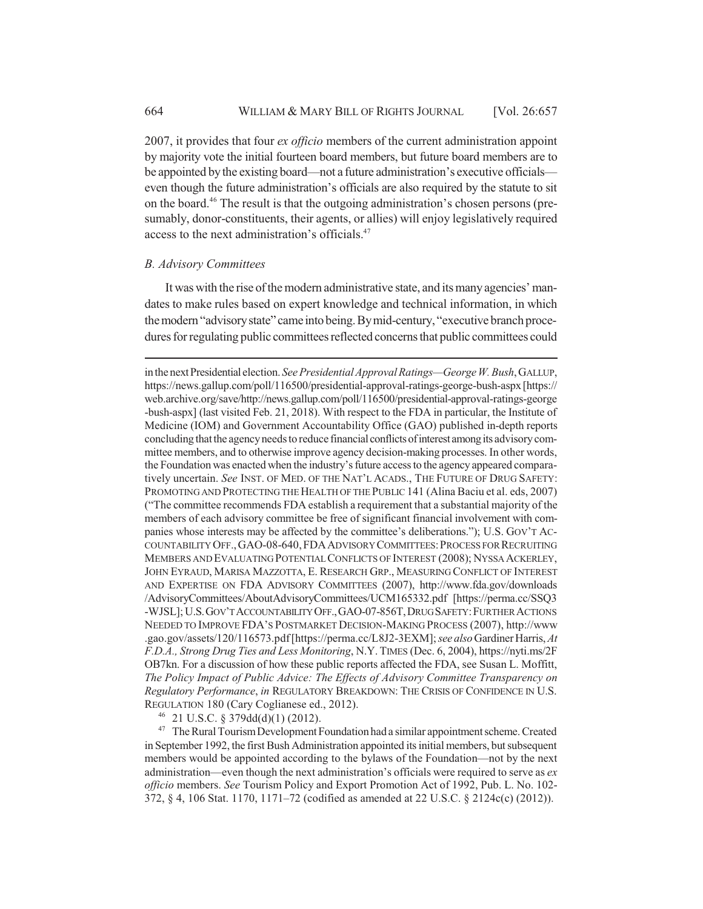2007, it provides that four *ex officio* members of the current administration appoint by majority vote the initial fourteen board members, but future board members are to be appointed by the existing board—not a future administration's executive officials—even though the future administration's officials are also required by the statute to sit on the board.[46] The result is that the outgoing administration's chosen persons (presumably, donor-constituents, their agents, or allies) will enjoy legislatively required access to the next administration's officials.[47]

### *B. Advisory Committees*

It was with the rise of the modern administrative state, and its many agencies' mandates to make rules based on expert knowledge and technical information, in which the modern "advisory state" came into being. By mid-century, "executive branch procedures for regulating public committees reflected concerns that public committees could

---

in the next Presidential election. *See Presidential Approval Ratings—George W. Bush*, GALLUP, https://news.gallup.com/poll/116500/presidential-approval-ratings-george-bush-aspx [https://web.archive.org/save/http://news.gallup.com/poll/116500/presidential-approval-ratings-george-bush-aspx] (last visited Feb. 21, 2018). With respect to the FDA in particular, the Institute of Medicine (IOM) and Government Accountability Office (GAO) published in-depth reports concluding that the agency needs to reduce financial conflicts of interest among its advisory committee members, and to otherwise improve agency decision-making processes. In other words, the Foundation was enacted when the industry's future access to the agency appeared comparatively uncertain. *See* INST. OF MED. OF THE NAT'L ACADS., THE FUTURE OF DRUG SAFETY: PROMOTING AND PROTECTING THE HEALTH OF THE PUBLIC 141 (Alina Baciu et al. eds, 2007) ("The committee recommends FDA establish a requirement that a substantial majority of the members of each advisory committee be free of significant financial involvement with companies whose interests may be affected by the committee's deliberations."); U.S. GOV'T ACCOUNTABILITY OFF., GAO-08-640, FDA ADVISORY COMMITTEES: PROCESS FOR RECRUITING MEMBERS AND EVALUATING POTENTIAL CONFLICTS OF INTEREST (2008); NYSSA ACKERLEY, JOHN EYRAUD, MARISA MAZZOTTA, E. RESEARCH GRP., MEASURING CONFLICT OF INTEREST AND EXPERTISE ON FDA ADVISORY COMMITTEES (2007), http://www.fda.gov/downloads/AdvisoryCommittees/AboutAdvisoryCommittees/UCM165332.pdf [https://perma.cc/SSQ3-WJSL]; U.S. GOV'T ACCOUNTABILITY OFF., GAO-07-856T, DRUG SAFETY: FURTHER ACTIONS NEEDED TO IMPROVE FDA'S POSTMARKET DECISION-MAKING PROCESS (2007), http://www.gao.gov/assets/120/116573.pdf [https://perma.cc/L8J2-3EXM]; *see also* Gardiner Harris, *At F.D.A., Strong Drug Ties and Less Monitoring*, N.Y. TIMES (Dec. 6, 2004), https://nyti.ms/2FOB7kn. For a discussion of how these public reports affected the FDA, see Susan L. Moffitt, *The Policy Impact of Public Advice: The Effects of Advisory Committee Transparency on Regulatory Performance*, *in* REGULATORY BREAKDOWN: THE CRISIS OF CONFIDENCE IN U.S. REGULATION 180 (Cary Coglianese ed., 2012).

[46] 21 U.S.C. § 379dd(d)(1) (2012).

[47] The Rural Tourism Development Foundation had a similar appointment scheme. Created in September 1992, the first Bush Administration appointed its initial members, but subsequent members would be appointed according to the bylaws of the Foundation—not by the next administration—even though the next administration's officials were required to serve as *ex officio* members. *See* Tourism Policy and Export Promotion Act of 1992, Pub. L. No. 102-372, § 4, 106 Stat. 1170, 1171–72 (codified as amended at 22 U.S.C. § 2124c(c) (2012)).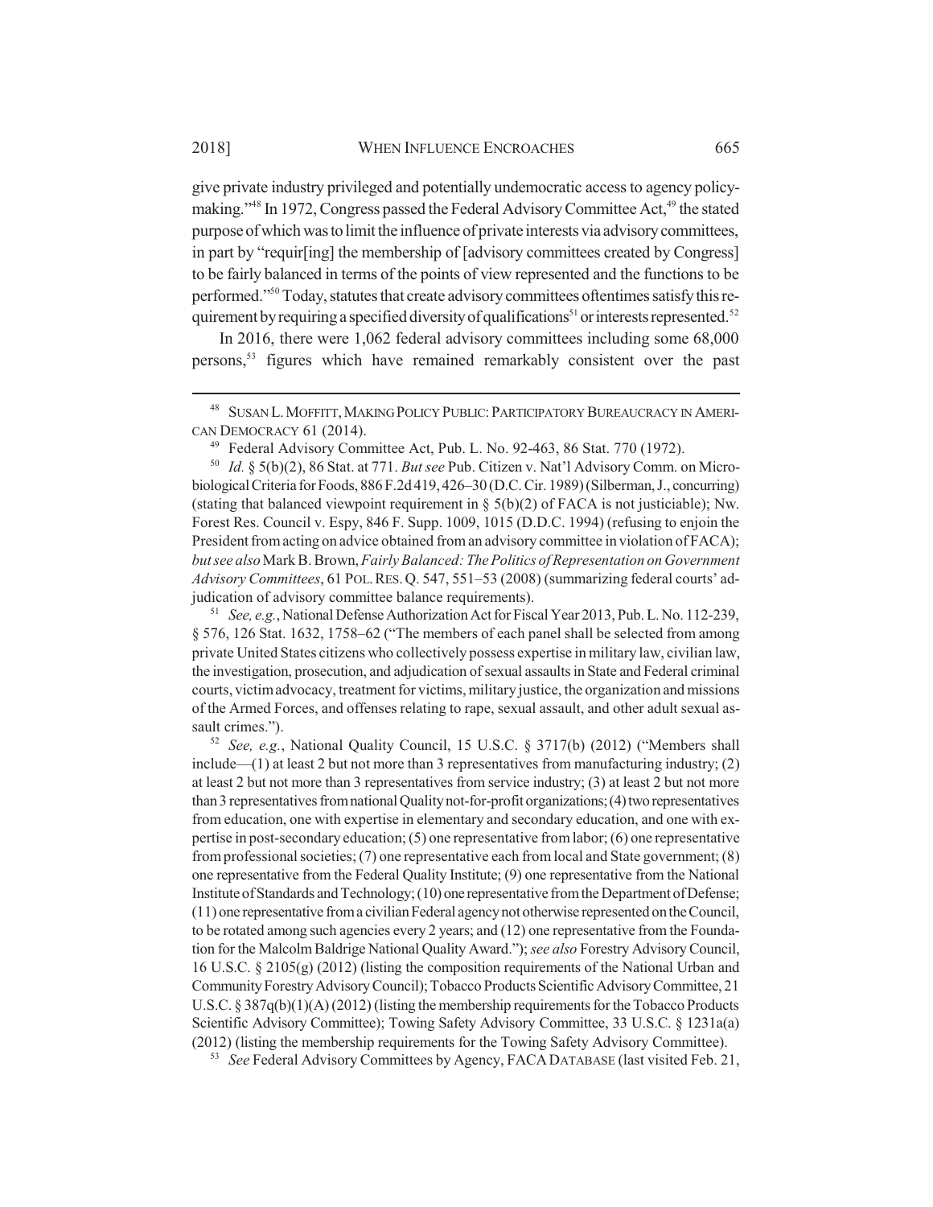give private industry privileged and potentially undemocratic access to agency policy-making."[48] In 1972, Congress passed the Federal Advisory Committee Act,[49] the stated purpose of which was to limit the influence of private interests via advisory committees, in part by "requir[ing] the membership of [advisory committees created by Congress] to be fairly balanced in terms of the points of view represented and the functions to be performed."[50] Today, statutes that create advisory committees oftentimes satisfy this requirement by requiring a specified diversity of qualifications[51] or interests represented.[52]

In 2016, there were 1,062 federal advisory committees including some 68,000 persons,[53] figures which have remained remarkably consistent over the past

---

[48] SUSAN L. MOFFITT, MAKING POLICY PUBLIC: PARTICIPATORY BUREAUCRACY IN AMERICAN DEMOCRACY 61 (2014).

[49] Federal Advisory Committee Act, Pub. L. No. 92-463, 86 Stat. 770 (1972).

[50] *Id.* § 5(b)(2), 86 Stat. at 771. *But see* Pub. Citizen v. Nat'l Advisory Comm. on Microbiological Criteria for Foods, 886 F.2d 419, 426–30 (D.C. Cir. 1989) (Silberman, J., concurring) (stating that balanced viewpoint requirement in § 5(b)(2) of FACA is not justiciable); Nw. Forest Res. Council v. Espy, 846 F. Supp. 1009, 1015 (D.D.C. 1994) (refusing to enjoin the President from acting on advice obtained from an advisory committee in violation of FACA); *but see also* Mark B. Brown, *Fairly Balanced: The Politics of Representation on Government Advisory Committees*, 61 POL. RES. Q. 547, 551–53 (2008) (summarizing federal courts' adjudication of advisory committee balance requirements).

[51] *See, e.g.*, National Defense Authorization Act for Fiscal Year 2013, Pub. L. No. 112-239, § 576, 126 Stat. 1632, 1758–62 ("The members of each panel shall be selected from among private United States citizens who collectively possess expertise in military law, civilian law, the investigation, prosecution, and adjudication of sexual assaults in State and Federal criminal courts, victim advocacy, treatment for victims, military justice, the organization and missions of the Armed Forces, and offenses relating to rape, sexual assault, and other adult sexual assault crimes.").

[52] *See, e.g.*, National Quality Council, 15 U.S.C. § 3717(b) (2012) ("Members shall include—(1) at least 2 but not more than 3 representatives from manufacturing industry; (2) at least 2 but not more than 3 representatives from service industry; (3) at least 2 but not more than 3 representatives from national Quality not-for-profit organizations; (4) two representatives from education, one with expertise in elementary and secondary education, and one with expertise in post-secondary education; (5) one representative from labor; (6) one representative from professional societies; (7) one representative each from local and State government; (8) one representative from the Federal Quality Institute; (9) one representative from the National Institute of Standards and Technology; (10) one representative from the Department of Defense; (11) one representative from a civilian Federal agency not otherwise represented on the Council, to be rotated among such agencies every 2 years; and (12) one representative from the Foundation for the Malcolm Baldrige National Quality Award."); *see also* Forestry Advisory Council, 16 U.S.C. § 2105(g) (2012) (listing the composition requirements of the National Urban and Community Forestry Advisory Council); Tobacco Products Scientific Advisory Committee, 21 U.S.C. § 387q(b)(1)(A) (2012) (listing the membership requirements for the Tobacco Products Scientific Advisory Committee); Towing Safety Advisory Committee, 33 U.S.C. § 1231a(a) (2012) (listing the membership requirements for the Towing Safety Advisory Committee).

[53] *See* Federal Advisory Committees by Agency, FACA DATABASE (last visited Feb. 21,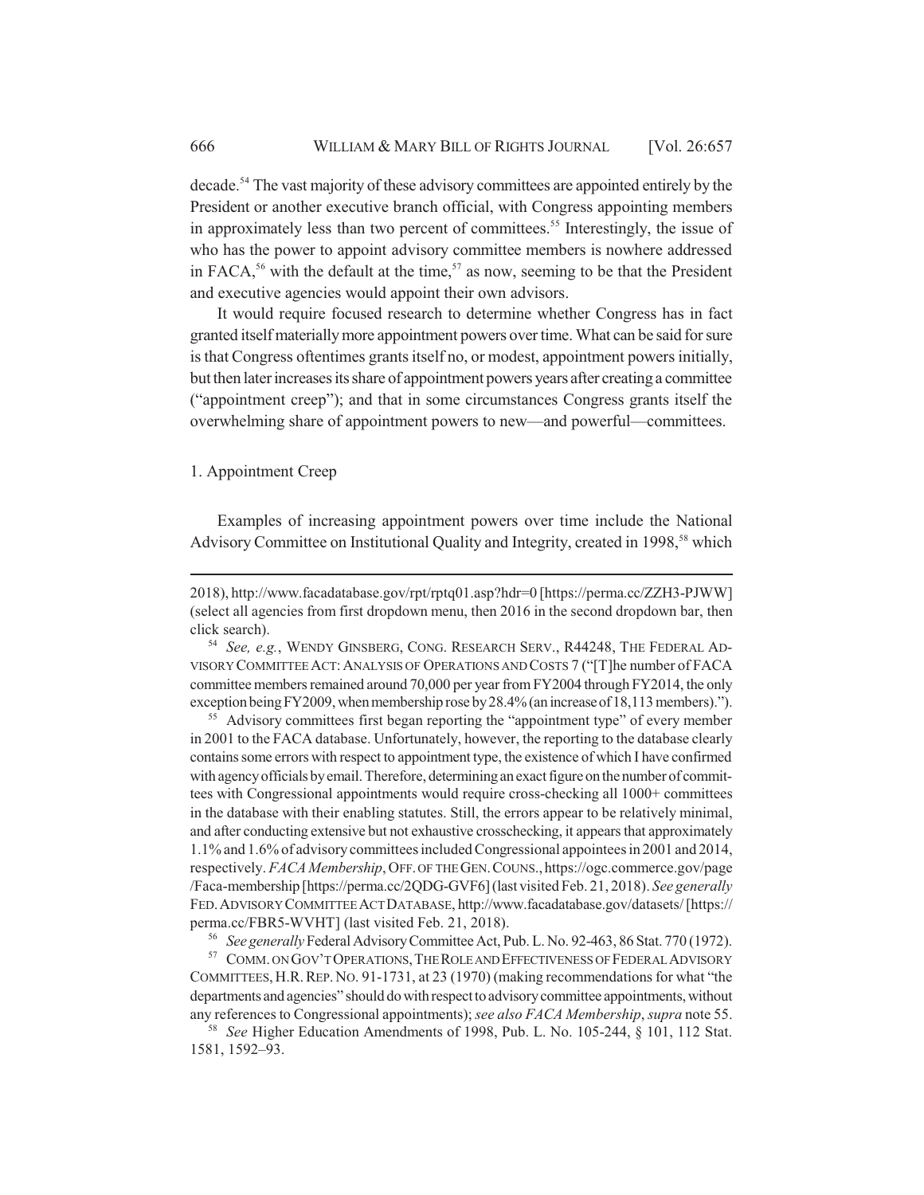decade.[54] The vast majority of these advisory committees are appointed entirely by the President or another executive branch official, with Congress appointing members in approximately less than two percent of committees.[55] Interestingly, the issue of who has the power to appoint advisory committee members is nowhere addressed in FACA,[56] with the default at the time,[57] as now, seeming to be that the President and executive agencies would appoint their own advisors.

It would require focused research to determine whether Congress has in fact granted itself materially more appointment powers over time. What can be said for sure is that Congress oftentimes grants itself no, or modest, appointment powers initially, but then later increases its share of appointment powers years after creating a committee ("appointment creep"); and that in some circumstances Congress grants itself the overwhelming share of appointment powers to new—and powerful—committees.

### 1. Appointment Creep

Examples of increasing appointment powers over time include the National Advisory Committee on Institutional Quality and Integrity, created in 1998,[58] which

---

2018), http://www.facadatabase.gov/rpt/rptq01.asp?hdr=0 [https://perma.cc/ZZH3-PJWW] (select all agencies from first dropdown menu, then 2016 in the second dropdown bar, then click search).

[54] *See, e.g.*, WENDY GINSBERG, CONG. RESEARCH SERV., R44248, THE FEDERAL ADVISORY COMMITTEE ACT: ANALYSIS OF OPERATIONS AND COSTS 7 ("[T]he number of FACA committee members remained around 70,000 per year from FY2004 through FY2014, the only exception being FY2009, when membership rose by 28.4% (an increase of 18,113 members).").

[55] Advisory committees first began reporting the "appointment type" of every member in 2001 to the FACA database. Unfortunately, however, the reporting to the database clearly contains some errors with respect to appointment type, the existence of which I have confirmed with agency officials by email. Therefore, determining an exact figure on the number of committees with Congressional appointments would require cross-checking all 1000+ committees in the database with their enabling statutes. Still, the errors appear to be relatively minimal, and after conducting extensive but not exhaustive crosschecking, it appears that approximately 1.1% and 1.6% of advisory committees included Congressional appointees in 2001 and 2014, respectively. *FACA Membership*, OFF. OF THE GEN. COUNS., https://ogc.commerce.gov/page/Faca-membership [https://perma.cc/2QDG-GVF6] (last visited Feb. 21, 2018). *See generally* FED. ADVISORY COMMITTEE ACT DATABASE, http://www.facadatabase.gov/datasets/ [https://perma.cc/FBR5-WVHT] (last visited Feb. 21, 2018).

[56] *See generally* Federal Advisory Committee Act, Pub. L. No. 92-463, 86 Stat. 770 (1972).

[57] COMM. ON GOV'T OPERATIONS, THE ROLE AND EFFECTIVENESS OF FEDERAL ADVISORY COMMITTEES, H.R. REP. NO. 91-1731, at 23 (1970) (making recommendations for what "the departments and agencies" should do with respect to advisory committee appointments, without any references to Congressional appointments); *see also FACA Membership*, *supra* note 55.

[58] *See* Higher Education Amendments of 1998, Pub. L. No. 105-244, § 101, 112 Stat. 1581, 1592–93.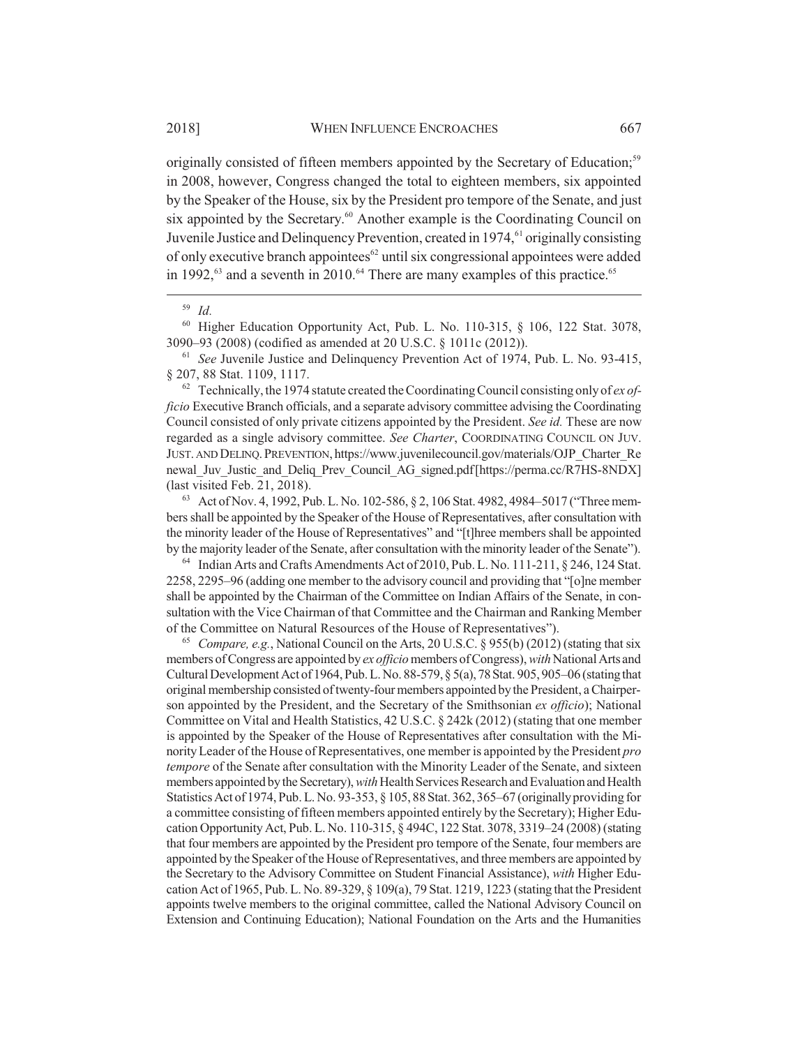originally consisted of fifteen members appointed by the Secretary of Education;[59] in 2008, however, Congress changed the total to eighteen members, six appointed by the Speaker of the House, six by the President pro tempore of the Senate, and just six appointed by the Secretary.[60] Another example is the Coordinating Council on Juvenile Justice and Delinquency Prevention, created in 1974,[61] originally consisting of only executive branch appointees[62] until six congressional appointees were added in 1992,[63] and a seventh in 2010.[64] There are many examples of this practice.[65]

---

[59] *Id.*

[60] Higher Education Opportunity Act, Pub. L. No. 110-315, § 106, 122 Stat. 3078, 3090–93 (2008) (codified as amended at 20 U.S.C. § 1011c (2012)).

[61] *See* Juvenile Justice and Delinquency Prevention Act of 1974, Pub. L. No. 93-415, § 207, 88 Stat. 1109, 1117.

[62] Technically, the 1974 statute created the Coordinating Council consisting only of *ex officio* Executive Branch officials, and a separate advisory committee advising the Coordinating Council consisted of only private citizens appointed by the President. *See id.* These are now regarded as a single advisory committee. *See Charter*, COORDINATING COUNCIL ON JUV. JUST. AND DELINQ. PREVENTION, https://www.juvenilecouncil.gov/materials/OJP_Charter_Renewal_Juv_Justic_and_Deliq_Prev_Council_AG_signed.pdf [https://perma.cc/R7HS-8NDX] (last visited Feb. 21, 2018).

[63] Act of Nov. 4, 1992, Pub. L. No. 102-586, § 2, 106 Stat. 4982, 4984–5017 ("Three members shall be appointed by the Speaker of the House of Representatives, after consultation with the minority leader of the House of Representatives" and "[t]hree members shall be appointed by the majority leader of the Senate, after consultation with the minority leader of the Senate").

[64] Indian Arts and Crafts Amendments Act of 2010, Pub. L. No. 111-211, § 246, 124 Stat. 2258, 2295–96 (adding one member to the advisory council and providing that "[o]ne member shall be appointed by the Chairman of the Committee on Indian Affairs of the Senate, in consultation with the Vice Chairman of that Committee and the Chairman and Ranking Member of the Committee on Natural Resources of the House of Representatives").

[65] *Compare, e.g.*, National Council on the Arts, 20 U.S.C. § 955(b) (2012) (stating that six members of Congress are appointed by *ex officio* members of Congress), *with* National Arts and Cultural Development Act of 1964, Pub. L. No. 88-579, § 5(a), 78 Stat. 905, 905–06 (stating that original membership consisted of twenty-four members appointed by the President, a Chairperson appointed by the President, and the Secretary of the Smithsonian *ex officio*); National Committee on Vital and Health Statistics, 42 U.S.C. § 242k (2012) (stating that one member is appointed by the Speaker of the House of Representatives after consultation with the Minority Leader of the House of Representatives, one member is appointed by the President *pro tempore* of the Senate after consultation with the Minority Leader of the Senate, and sixteen members appointed by the Secretary), *with* Health Services Research and Evaluation and Health Statistics Act of 1974, Pub. L. No. 93-353, § 105, 88 Stat. 362, 365–67 (originally providing for a committee consisting of fifteen members appointed entirely by the Secretary); Higher Education Opportunity Act, Pub. L. No. 110-315, § 494C, 122 Stat. 3078, 3319–24 (2008) (stating that four members are appointed by the President pro tempore of the Senate, four members are appointed by the Speaker of the House of Representatives, and three members are appointed by the Secretary to the Advisory Committee on Student Financial Assistance), *with* Higher Education Act of 1965, Pub. L. No. 89-329, § 109(a), 79 Stat. 1219, 1223 (stating that the President appoints twelve members to the original committee, called the National Advisory Council on Extension and Continuing Education); National Foundation on the Arts and the Humanities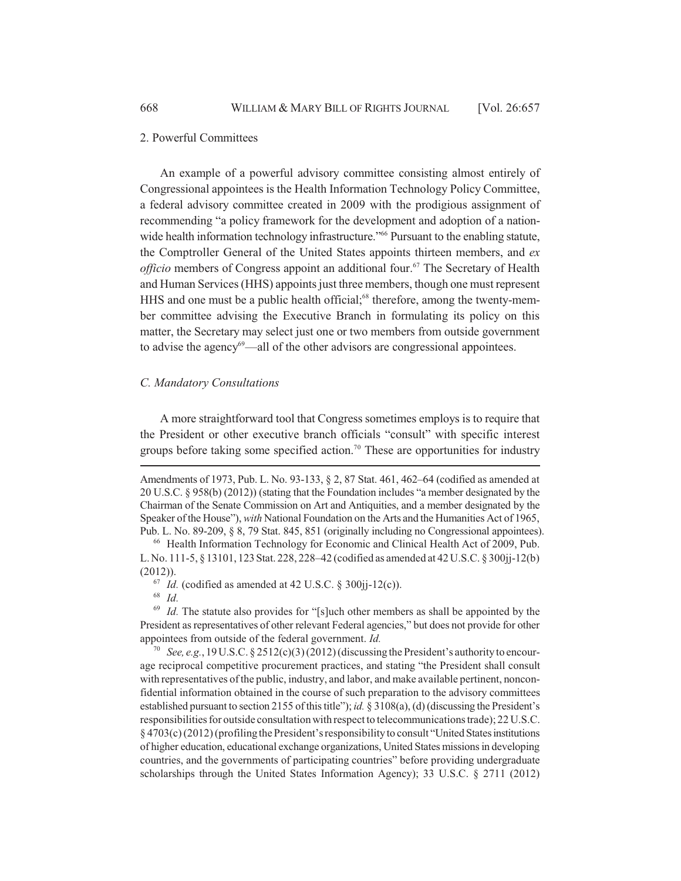### 2. Powerful Committees

An example of a powerful advisory committee consisting almost entirely of Congressional appointees is the Health Information Technology Policy Committee, a federal advisory committee created in 2009 with the prodigious assignment of recommending "a policy framework for the development and adoption of a nationwide health information technology infrastructure."[66] Pursuant to the enabling statute, the Comptroller General of the United States appoints thirteen members, and *ex officio* members of Congress appoint an additional four.[67] The Secretary of Health and Human Services (HHS) appoints just three members, though one must represent HHS and one must be a public health official;[68] therefore, among the twenty-member committee advising the Executive Branch in formulating its policy on this matter, the Secretary may select just one or two members from outside government to advise the agency[69]—all of the other advisors are congressional appointees.

## *C. Mandatory Consultations*

A more straightforward tool that Congress sometimes employs is to require that the President or other executive branch officials "consult" with specific interest groups before taking some specified action.[70] These are opportunities for industry

---

Amendments of 1973, Pub. L. No. 93-133, § 2, 87 Stat. 461, 462–64 (codified as amended at 20 U.S.C. § 958(b) (2012)) (stating that the Foundation includes "a member designated by the Chairman of the Senate Commission on Art and Antiquities, and a member designated by the Speaker of the House"), *with* National Foundation on the Arts and the Humanities Act of 1965, Pub. L. No. 89-209, § 8, 79 Stat. 845, 851 (originally including no Congressional appointees).

[66] Health Information Technology for Economic and Clinical Health Act of 2009, Pub. L. No. 111-5, § 13101, 123 Stat. 228, 228–42 (codified as amended at 42 U.S.C. § 300jj-12(b) (2012)).

[67] *Id.* (codified as amended at 42 U.S.C. § 300jj-12(c)).

[68] *Id.*

[69] *Id.* The statute also provides for "[s]uch other members as shall be appointed by the President as representatives of other relevant Federal agencies," but does not provide for other appointees from outside of the federal government. *Id.*

[70] *See, e.g.*, 19 U.S.C. § 2512(c)(3) (2012) (discussing the President's authority to encourage reciprocal competitive procurement practices, and stating "the President shall consult with representatives of the public, industry, and labor, and make available pertinent, nonconfidential information obtained in the course of such preparation to the advisory committees established pursuant to section 2155 of this title"); *id.* § 3108(a), (d) (discussing the President's responsibilities for outside consultation with respect to telecommunications trade); 22 U.S.C. § 4703(c) (2012) (profiling the President's responsibility to consult "United States institutions of higher education, educational exchange organizations, United States missions in developing countries, and the governments of participating countries" before providing undergraduate scholarships through the United States Information Agency); 33 U.S.C. § 2711 (2012)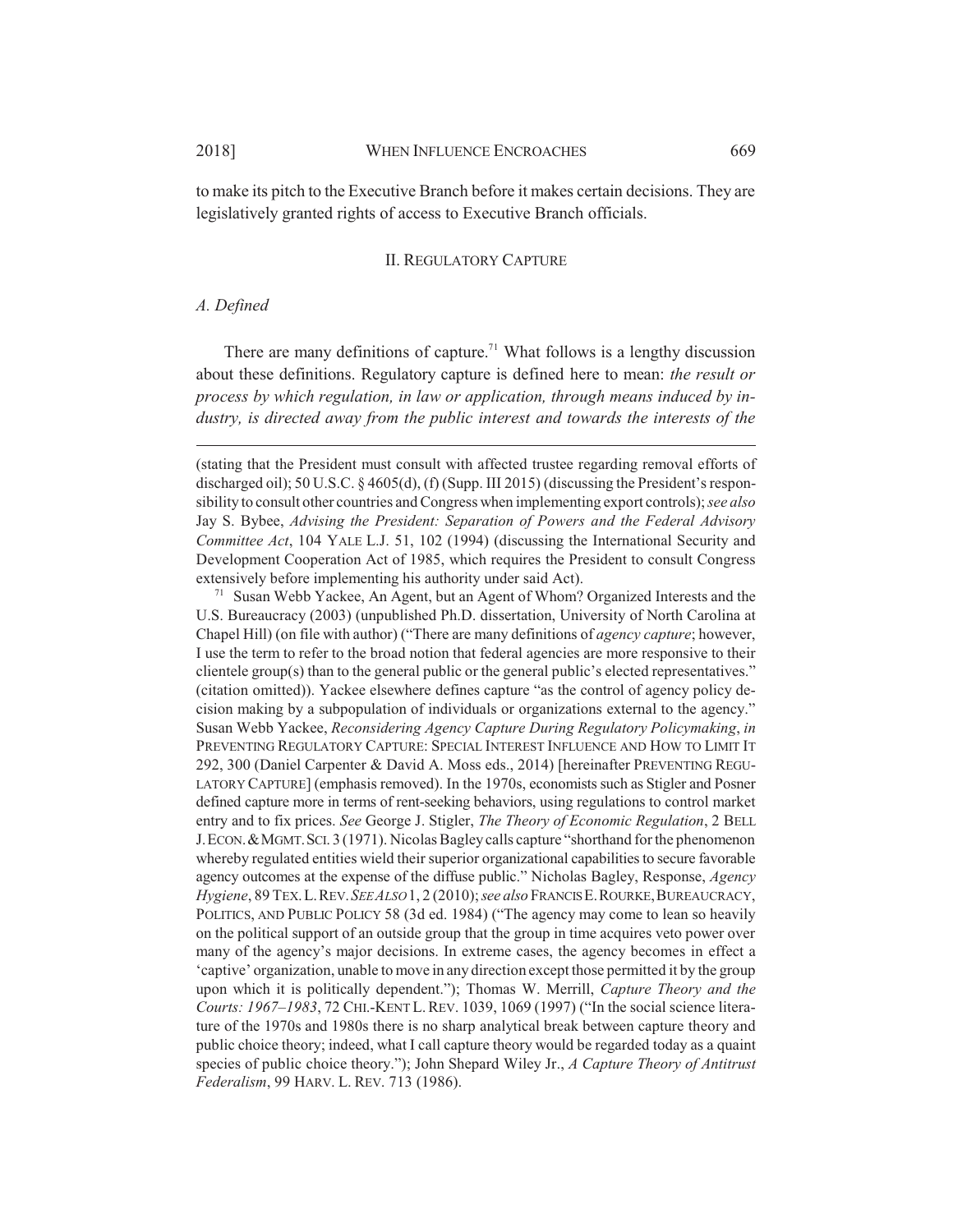to make its pitch to the Executive Branch before it makes certain decisions. They are legislatively granted rights of access to Executive Branch officials.

## II. Regulatory Capture

### *A. Defined*

There are many definitions of capture.[71] What follows is a lengthy discussion about these definitions. Regulatory capture is defined here to mean: *the result or process by which regulation, in law or application, through means induced by industry, is directed away from the public interest and towards the interests of the*

---

(stating that the President must consult with affected trustee regarding removal efforts of discharged oil); 50 U.S.C. § 4605(d), (f) (Supp. III 2015) (discussing the President's responsibility to consult other countries and Congress when implementing export controls); *see also* Jay S. Bybee, *Advising the President: Separation of Powers and the Federal Advisory Committee Act*, 104 YALE L.J. 51, 102 (1994) (discussing the International Security and Development Cooperation Act of 1985, which requires the President to consult Congress extensively before implementing his authority under said Act).

[71] Susan Webb Yackee, An Agent, but an Agent of Whom? Organized Interests and the U.S. Bureaucracy (2003) (unpublished Ph.D. dissertation, University of North Carolina at Chapel Hill) (on file with author) ("There are many definitions of *agency capture*; however, I use the term to refer to the broad notion that federal agencies are more responsive to their clientele group(s) than to the general public or the general public's elected representatives." (citation omitted)). Yackee elsewhere defines capture "as the control of agency policy decision making by a subpopulation of individuals or organizations external to the agency." Susan Webb Yackee, *Reconsidering Agency Capture During Regulatory Policymaking*, *in* PREVENTING REGULATORY CAPTURE: SPECIAL INTEREST INFLUENCE AND HOW TO LIMIT IT 292, 300 (Daniel Carpenter & David A. Moss eds., 2014) [hereinafter PREVENTING REGULATORY CAPTURE] (emphasis removed). In the 1970s, economists such as Stigler and Posner defined capture more in terms of rent-seeking behaviors, using regulations to control market entry and to fix prices. *See* George J. Stigler, *The Theory of Economic Regulation*, 2 BELL J. ECON. & MGMT. SCI. 3 (1971). Nicolas Bagley calls capture "shorthand for the phenomenon whereby regulated entities wield their superior organizational capabilities to secure favorable agency outcomes at the expense of the diffuse public." Nicholas Bagley, Response, *Agency Hygiene*, 89 TEX. L. REV. *SEE ALSO* 1, 2 (2010); *see also* FRANCIS E. ROURKE, BUREAUCRACY, POLITICS, AND PUBLIC POLICY 58 (3d ed. 1984) ("The agency may come to lean so heavily on the political support of an outside group that the group in time acquires veto power over many of the agency's major decisions. In extreme cases, the agency becomes in effect a 'captive' organization, unable to move in any direction except those permitted it by the group upon which it is politically dependent."); Thomas W. Merrill, *Capture Theory and the Courts: 1967–1983*, 72 CHI.-KENT L. REV. 1039, 1069 (1997) ("In the social science literature of the 1970s and 1980s there is no sharp analytical break between capture theory and public choice theory; indeed, what I call capture theory would be regarded today as a quaint species of public choice theory."); John Shepard Wiley Jr., *A Capture Theory of Antitrust Federalism*, 99 HARV. L. REV. 713 (1986).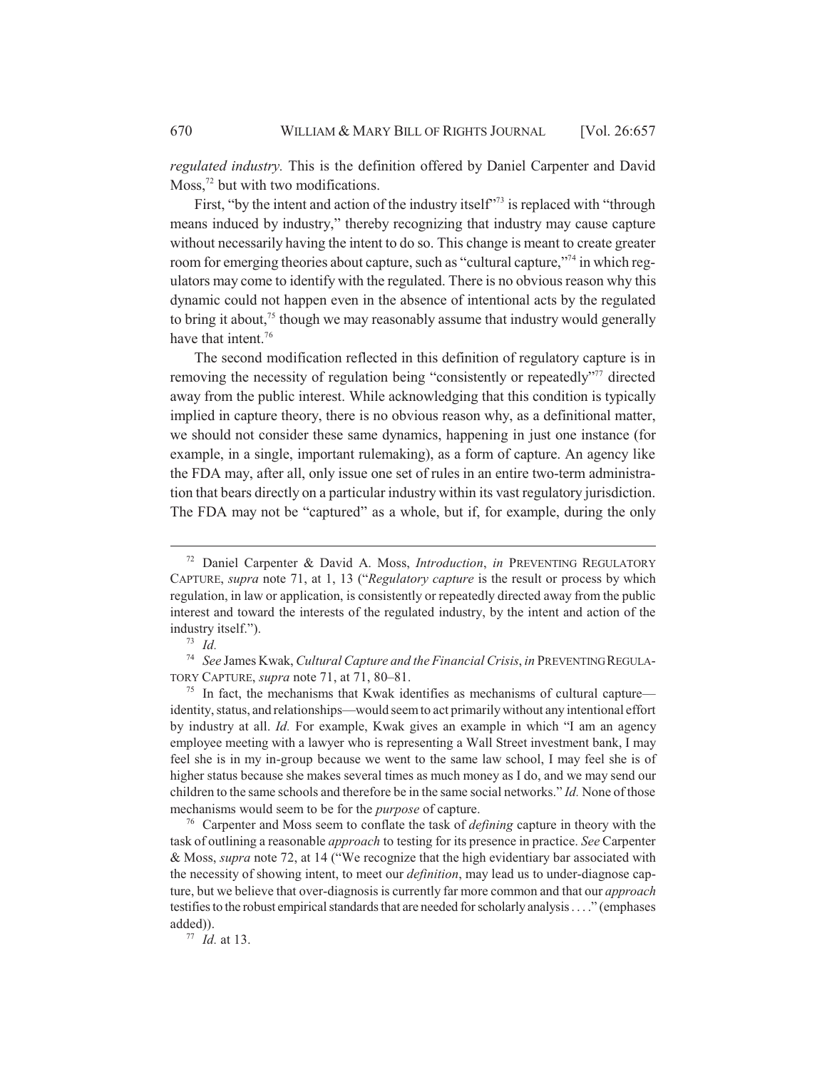*regulated industry.* This is the definition offered by Daniel Carpenter and David Moss,[72] but with two modifications.

First, "by the intent and action of the industry itself"[73] is replaced with "through means induced by industry," thereby recognizing that industry may cause capture without necessarily having the intent to do so. This change is meant to create greater room for emerging theories about capture, such as "cultural capture,"[74] in which regulators may come to identify with the regulated. There is no obvious reason why this dynamic could not happen even in the absence of intentional acts by the regulated to bring it about,[75] though we may reasonably assume that industry would generally have that intent.[76]

The second modification reflected in this definition of regulatory capture is in removing the necessity of regulation being "consistently or repeatedly"[77] directed away from the public interest. While acknowledging that this condition is typically implied in capture theory, there is no obvious reason why, as a definitional matter, we should not consider these same dynamics, happening in just one instance (for example, in a single, important rulemaking), as a form of capture. An agency like the FDA may, after all, only issue one set of rules in an entire two-term administration that bears directly on a particular industry within its vast regulatory jurisdiction. The FDA may not be "captured" as a whole, but if, for example, during the only

---

[72] Daniel Carpenter & David A. Moss, *Introduction*, *in* PREVENTING REGULATORY CAPTURE, *supra* note 71, at 1, 13 ("*Regulatory capture* is the result or process by which regulation, in law or application, is consistently or repeatedly directed away from the public interest and toward the interests of the regulated industry, by the intent and action of the industry itself.").

[73] *Id.*

[74] *See* James Kwak, *Cultural Capture and the Financial Crisis*, *in* PREVENTING REGULATORY CAPTURE, *supra* note 71, at 71, 80–81.

[75] In fact, the mechanisms that Kwak identifies as mechanisms of cultural capture—identity, status, and relationships—would seem to act primarily without any intentional effort by industry at all. *Id.* For example, Kwak gives an example in which "I am an agency employee meeting with a lawyer who is representing a Wall Street investment bank, I may feel she is in my in-group because we went to the same law school, I may feel she is of higher status because she makes several times as much money as I do, and we may send our children to the same schools and therefore be in the same social networks." *Id.* None of those mechanisms would seem to be for the *purpose* of capture.

[76] Carpenter and Moss seem to conflate the task of *defining* capture in theory with the task of outlining a reasonable *approach* to testing for its presence in practice. *See* Carpenter & Moss, *supra* note 72, at 14 ("We recognize that the high evidentiary bar associated with the necessity of showing intent, to meet our *definition*, may lead us to under-diagnose capture, but we believe that over-diagnosis is currently far more common and that our *approach* testifies to the robust empirical standards that are needed for scholarly analysis . . . ." (emphases added)).

[77] *Id.* at 13.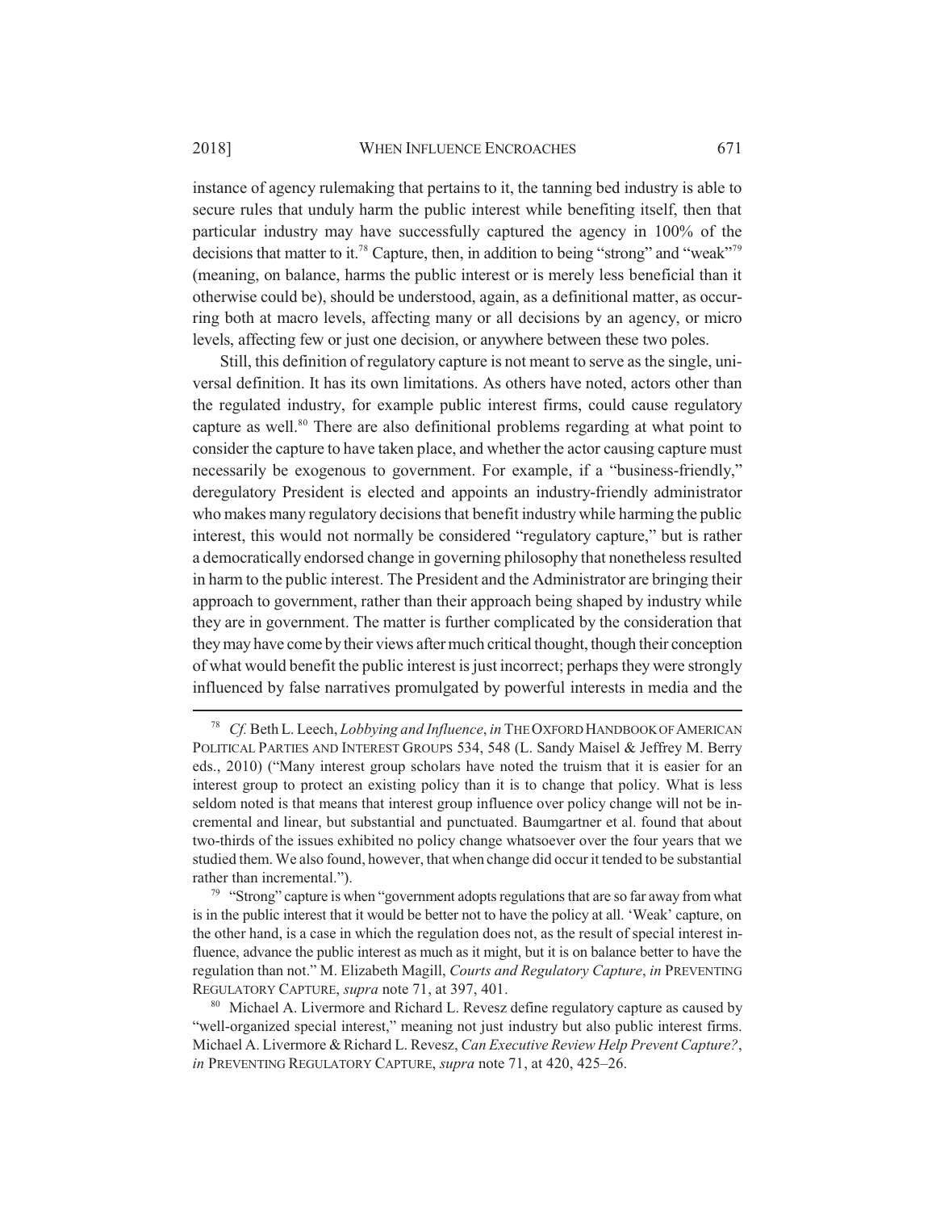instance of agency rulemaking that pertains to it, the tanning bed industry is able to secure rules that unduly harm the public interest while benefiting itself, then that particular industry may have successfully captured the agency in 100% of the decisions that matter to it.[78] Capture, then, in addition to being "strong" and "weak"[79] (meaning, on balance, harms the public interest or is merely less beneficial than it otherwise could be), should be understood, again, as a definitional matter, as occurring both at macro levels, affecting many or all decisions by an agency, or micro levels, affecting few or just one decision, or anywhere between these two poles.

Still, this definition of regulatory capture is not meant to serve as the single, universal definition. It has its own limitations. As others have noted, actors other than the regulated industry, for example public interest firms, could cause regulatory capture as well.[80] There are also definitional problems regarding at what point to consider the capture to have taken place, and whether the actor causing capture must necessarily be exogenous to government. For example, if a "business-friendly," deregulatory President is elected and appoints an industry-friendly administrator who makes many regulatory decisions that benefit industry while harming the public interest, this would not normally be considered "regulatory capture," but is rather a democratically endorsed change in governing philosophy that nonetheless resulted in harm to the public interest. The President and the Administrator are bringing their approach to government, rather than their approach being shaped by industry while they are in government. The matter is further complicated by the consideration that they may have come by their views after much critical thought, though their conception of what would benefit the public interest is just incorrect; perhaps they were strongly influenced by false narratives promulgated by powerful interests in media and the

---

[78] *Cf.* Beth L. Leech, *Lobbying and Influence*, *in* THE OXFORD HANDBOOK OF AMERICAN POLITICAL PARTIES AND INTEREST GROUPS 534, 548 (L. Sandy Maisel & Jeffrey M. Berry eds., 2010) ("Many interest group scholars have noted the truism that it is easier for an interest group to protect an existing policy than it is to change that policy. What is less seldom noted is that means that interest group influence over policy change will not be incremental and linear, but substantial and punctuated. Baumgartner et al. found that about two-thirds of the issues exhibited no policy change whatsoever over the four years that we studied them. We also found, however, that when change did occur it tended to be substantial rather than incremental.").

[79] "Strong" capture is when "government adopts regulations that are so far away from what is in the public interest that it would be better not to have the policy at all. 'Weak' capture, on the other hand, is a case in which the regulation does not, as the result of special interest influence, advance the public interest as much as it might, but it is on balance better to have the regulation than not." M. Elizabeth Magill, *Courts and Regulatory Capture*, *in* PREVENTING REGULATORY CAPTURE, *supra* note 71, at 397, 401.

[80] Michael A. Livermore and Richard L. Revesz define regulatory capture as caused by "well-organized special interest," meaning not just industry but also public interest firms. Michael A. Livermore & Richard L. Revesz, *Can Executive Review Help Prevent Capture?*, *in* PREVENTING REGULATORY CAPTURE, *supra* note 71, at 420, 425–26.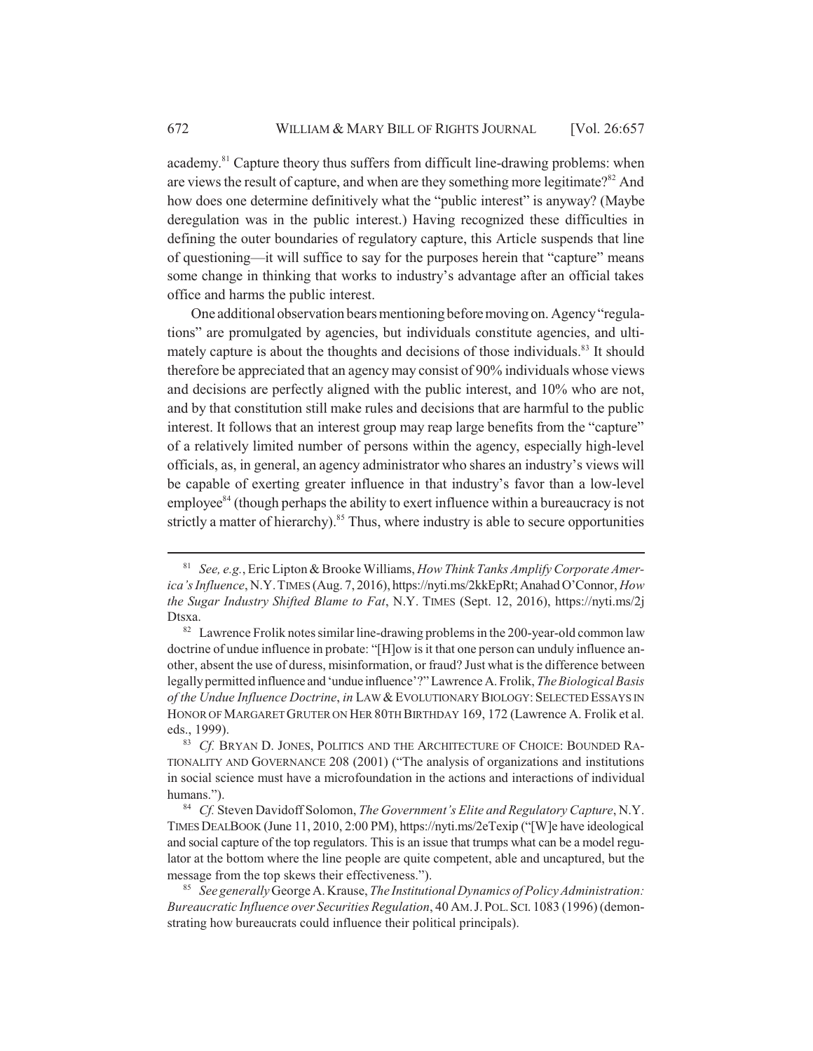academy.[81] Capture theory thus suffers from difficult line-drawing problems: when are views the result of capture, and when are they something more legitimate?[82] And how does one determine definitively what the "public interest" is anyway? (Maybe deregulation was in the public interest.) Having recognized these difficulties in defining the outer boundaries of regulatory capture, this Article suspends that line of questioning—it will suffice to say for the purposes herein that "capture" means some change in thinking that works to industry's advantage after an official takes office and harms the public interest.

One additional observation bears mentioning before moving on. Agency "regulations" are promulgated by agencies, but individuals constitute agencies, and ultimately capture is about the thoughts and decisions of those individuals.[83] It should therefore be appreciated that an agency may consist of 90% individuals whose views and decisions are perfectly aligned with the public interest, and 10% who are not, and by that constitution still make rules and decisions that are harmful to the public interest. It follows that an interest group may reap large benefits from the "capture" of a relatively limited number of persons within the agency, especially high-level officials, as, in general, an agency administrator who shares an industry's views will be capable of exerting greater influence in that industry's favor than a low-level employee[84] (though perhaps the ability to exert influence within a bureaucracy is not strictly a matter of hierarchy).[85] Thus, where industry is able to secure opportunities

---

[81] *See, e.g.*, Eric Lipton & Brooke Williams, *How Think Tanks Amplify Corporate America's Influence*, N.Y. TIMES (Aug. 7, 2016), https://nyti.ms/2kkEpRt; Anahad O'Connor, *How the Sugar Industry Shifted Blame to Fat*, N.Y. TIMES (Sept. 12, 2016), https://nyti.ms/2jDtsxa.

[82] Lawrence Frolik notes similar line-drawing problems in the 200-year-old common law doctrine of undue influence in probate: "[H]ow is it that one person can unduly influence another, absent the use of duress, misinformation, or fraud? Just what is the difference between legally permitted influence and 'undue influence'?" Lawrence A. Frolik, *The Biological Basis of the Undue Influence Doctrine*, *in* LAW & EVOLUTIONARY BIOLOGY: SELECTED ESSAYS IN HONOR OF MARGARET GRUTER ON HER 80TH BIRTHDAY 169, 172 (Lawrence A. Frolik et al. eds., 1999).

[83] *Cf.* BRYAN D. JONES, POLITICS AND THE ARCHITECTURE OF CHOICE: BOUNDED RATIONALITY AND GOVERNANCE 208 (2001) ("The analysis of organizations and institutions in social science must have a microfoundation in the actions and interactions of individual humans.").

[84] *Cf.* Steven Davidoff Solomon, *The Government's Elite and Regulatory Capture*, N.Y. TIMES DEALBOOK (June 11, 2010, 2:00 PM), https://nyti.ms/2eTexip ("[W]e have ideological and social capture of the top regulators. This is an issue that trumps what can be a model regulator at the bottom where the line people are quite competent, able and uncaptured, but the message from the top skews their effectiveness.").

[85] *See generally* George A. Krause, *The Institutional Dynamics of Policy Administration: Bureaucratic Influence over Securities Regulation*, 40 AM. J. POL. SCI. 1083 (1996) (demonstrating how bureaucrats could influence their political principals).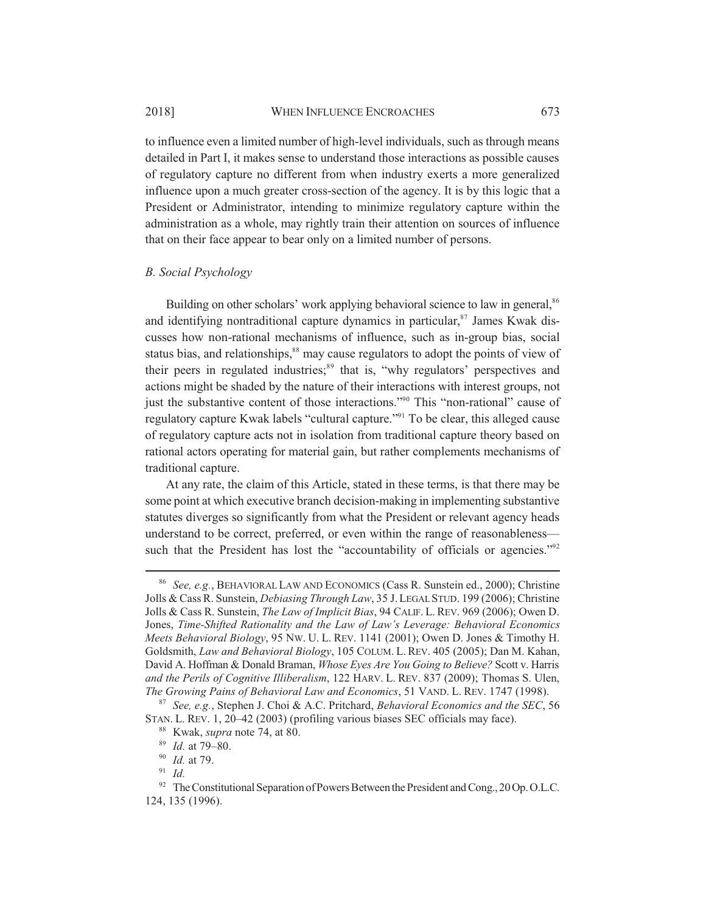to influence even a limited number of high-level individuals, such as through means detailed in Part I, it makes sense to understand those interactions as possible causes of regulatory capture no different from when industry exerts a more generalized influence upon a much greater cross-section of the agency. It is by this logic that a President or Administrator, intending to minimize regulatory capture within the administration as a whole, may rightly train their attention on sources of influence that on their face appear to bear only on a limited number of persons.

### *B. Social Psychology*

Building on other scholars' work applying behavioral science to law in general,[86] and identifying nontraditional capture dynamics in particular,[87] James Kwak discusses how non-rational mechanisms of influence, such as in-group bias, social status bias, and relationships,[88] may cause regulators to adopt the points of view of their peers in regulated industries;[89] that is, "why regulators' perspectives and actions might be shaded by the nature of their interactions with interest groups, not just the substantive content of those interactions."[90] This "non-rational" cause of regulatory capture Kwak labels "cultural capture."[91] To be clear, this alleged cause of regulatory capture acts not in isolation from traditional capture theory based on rational actors operating for material gain, but rather complements mechanisms of traditional capture.

At any rate, the claim of this Article, stated in these terms, is that there may be some point at which executive branch decision-making in implementing substantive statutes diverges so significantly from what the President or relevant agency heads understand to be correct, preferred, or even within the range of reasonableness—such that the President has lost the "accountability of officials or agencies."[92]

---

[86] *See, e.g.*, BEHAVIORAL LAW AND ECONOMICS (Cass R. Sunstein ed., 2000); Christine Jolls & Cass R. Sunstein, *Debiasing Through Law*, 35 J. LEGAL STUD. 199 (2006); Christine Jolls & Cass R. Sunstein, *The Law of Implicit Bias*, 94 CALIF. L. REV. 969 (2006); Owen D. Jones, *Time-Shifted Rationality and the Law of Law's Leverage: Behavioral Economics Meets Behavioral Biology*, 95 NW. U. L. REV. 1141 (2001); Owen D. Jones & Timothy H. Goldsmith, *Law and Behavioral Biology*, 105 COLUM. L. REV. 405 (2005); Dan M. Kahan, David A. Hoffman & Donald Braman, *Whose Eyes Are You Going to Believe?* Scott v. Harris *and the Perils of Cognitive Illiberalism*, 122 HARV. L. REV. 837 (2009); Thomas S. Ulen, *The Growing Pains of Behavioral Law and Economics*, 51 VAND. L. REV. 1747 (1998).

[87] *See, e.g.*, Stephen J. Choi & A.C. Pritchard, *Behavioral Economics and the SEC*, 56 STAN. L. REV. 1, 20–42 (2003) (profiling various biases SEC officials may face).

[88] Kwak, *supra* note 74, at 80.

[89] *Id.* at 79–80.

[90] *Id.* at 79.

[91] *Id.*

[92] The Constitutional Separation of Powers Between the President and Cong., 20 Op. O.L.C. 124, 135 (1996).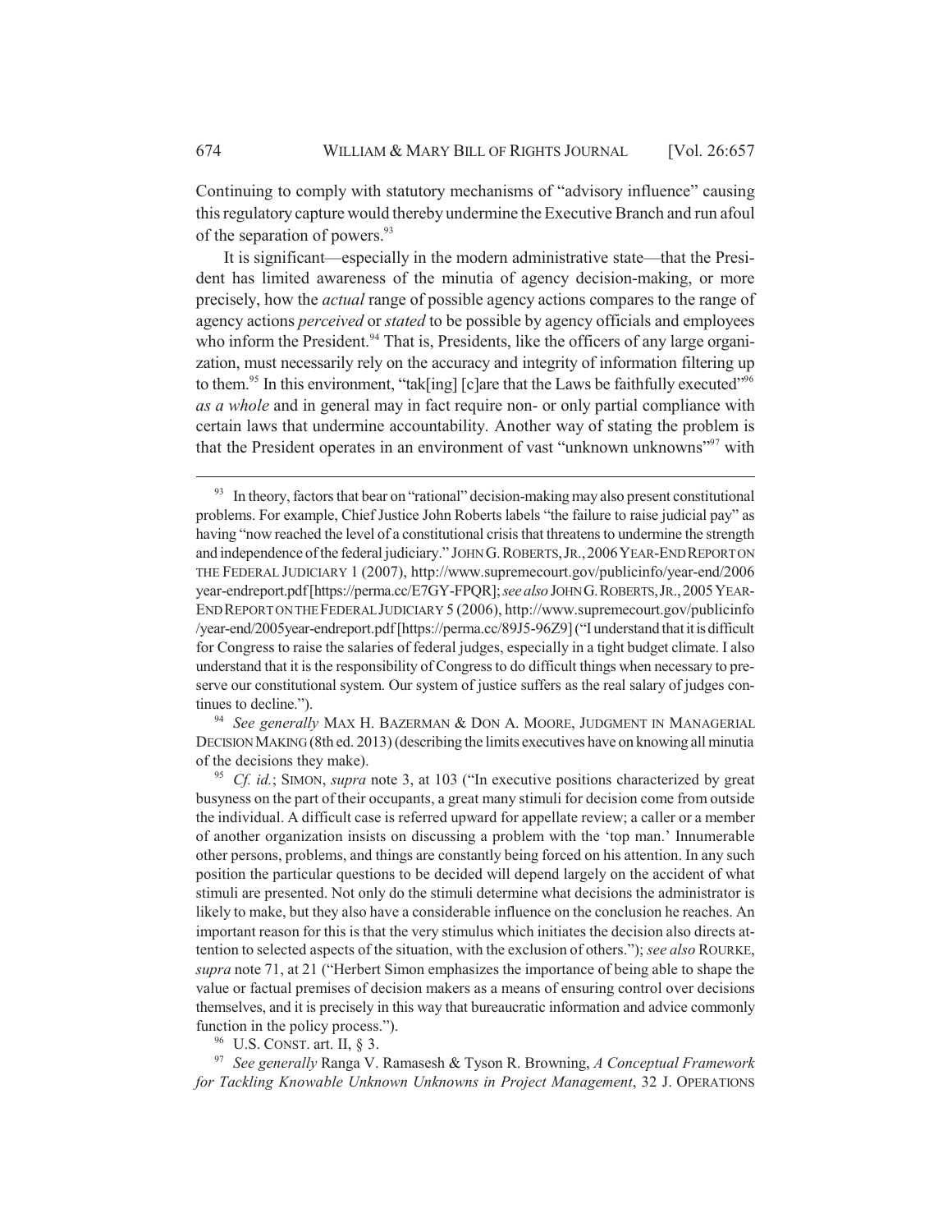Continuing to comply with statutory mechanisms of "advisory influence" causing this regulatory capture would thereby undermine the Executive Branch and run afoul of the separation of powers.[93]

It is significant—especially in the modern administrative state—that the President has limited awareness of the minutia of agency decision-making, or more precisely, how the *actual* range of possible agency actions compares to the range of agency actions *perceived* or *stated* to be possible by agency officials and employees who inform the President.[94] That is, Presidents, like the officers of any large organization, must necessarily rely on the accuracy and integrity of information filtering up to them.[95] In this environment, "tak[ing] [c]are that the Laws be faithfully executed"[96] *as a whole* and in general may in fact require non- or only partial compliance with certain laws that undermine accountability. Another way of stating the problem is that the President operates in an environment of vast "unknown unknowns"[97] with

---

[93] In theory, factors that bear on "rational" decision-making may also present constitutional problems. For example, Chief Justice John Roberts labels "the failure to raise judicial pay" as having "now reached the level of a constitutional crisis that threatens to undermine the strength and independence of the federal judiciary." JOHN G. ROBERTS, JR., 2006 YEAR-END REPORT ON THE FEDERAL JUDICIARY 1 (2007), http://www.supremecourt.gov/publicinfo/year-end/2006year-endreport.pdf [https://perma.cc/E7GY-FPQR]; *see also* JOHN G. ROBERTS, JR., 2005 YEAR-END REPORT ON THE FEDERAL JUDICIARY 5 (2006), http://www.supremecourt.gov/publicinfo/year-end/2005year-endreport.pdf [https://perma.cc/89J5-96Z9] ("I understand that it is difficult for Congress to raise the salaries of federal judges, especially in a tight budget climate. I also understand that it is the responsibility of Congress to do difficult things when necessary to preserve our constitutional system. Our system of justice suffers as the real salary of judges continues to decline.").

[94] *See generally* MAX H. BAZERMAN & DON A. MOORE, JUDGMENT IN MANAGERIAL DECISION MAKING (8th ed. 2013) (describing the limits executives have on knowing all minutia of the decisions they make).

[95] *Cf. id.*; SIMON, *supra* note 3, at 103 ("In executive positions characterized by great busyness on the part of their occupants, a great many stimuli for decision come from outside the individual. A difficult case is referred upward for appellate review; a caller or a member of another organization insists on discussing a problem with the 'top man.' Innumerable other persons, problems, and things are constantly being forced on his attention. In any such position the particular questions to be decided will depend largely on the accident of what stimuli are presented. Not only do the stimuli determine what decisions the administrator is likely to make, but they also have a considerable influence on the conclusion he reaches. An important reason for this is that the very stimulus which initiates the decision also directs attention to selected aspects of the situation, with the exclusion of others."); *see also* ROURKE, *supra* note 71, at 21 ("Herbert Simon emphasizes the importance of being able to shape the value or factual premises of decision makers as a means of ensuring control over decisions themselves, and it is precisely in this way that bureaucratic information and advice commonly function in the policy process.").

[96] U.S. CONST. art. II, § 3.

[97] *See generally* Ranga V. Ramasesh & Tyson R. Browning, *A Conceptual Framework for Tackling Knowable Unknown Unknowns in Project Management*, 32 J. OPERATIONS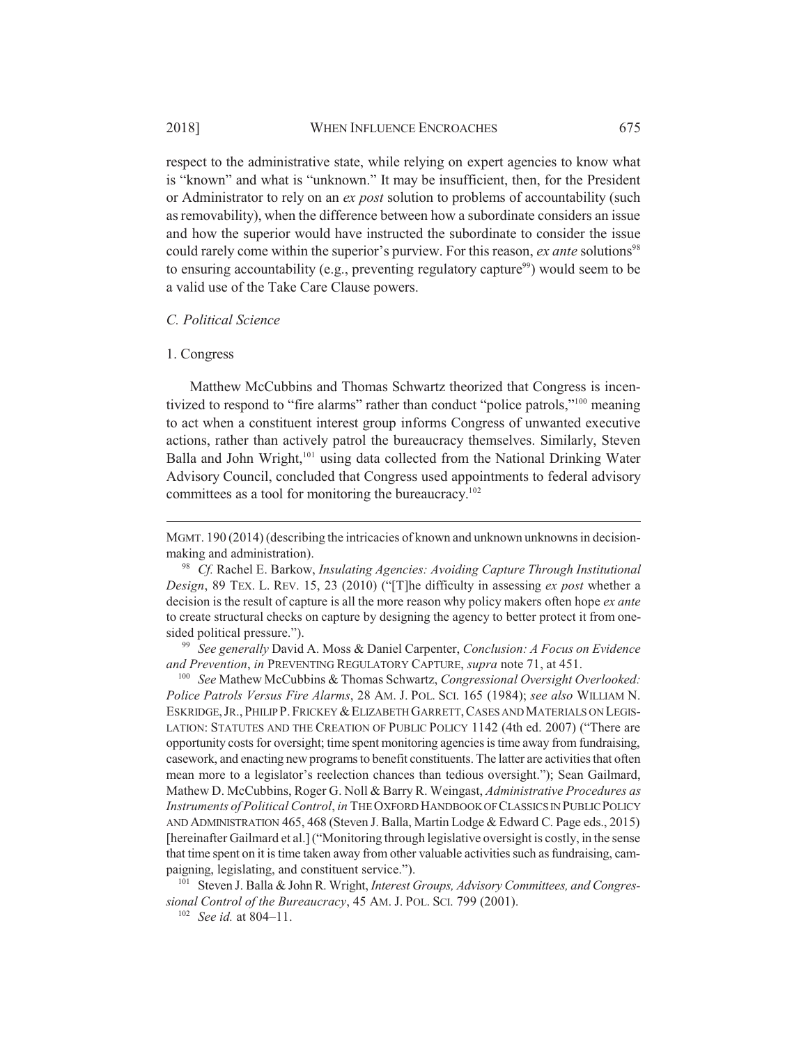respect to the administrative state, while relying on expert agencies to know what is "known" and what is "unknown." It may be insufficient, then, for the President or Administrator to rely on an *ex post* solution to problems of accountability (such as removability), when the difference between how a subordinate considers an issue and how the superior would have instructed the subordinate to consider the issue could rarely come within the superior's purview. For this reason, *ex ante* solutions[98] to ensuring accountability (e.g., preventing regulatory capture[99]) would seem to be a valid use of the Take Care Clause powers.

### *C. Political Science*

#### 1. Congress

Matthew McCubbins and Thomas Schwartz theorized that Congress is incentivized to respond to "fire alarms" rather than conduct "police patrols,"[100] meaning to act when a constituent interest group informs Congress of unwanted executive actions, rather than actively patrol the bureaucracy themselves. Similarly, Steven Balla and John Wright,[101] using data collected from the National Drinking Water Advisory Council, concluded that Congress used appointments to federal advisory committees as a tool for monitoring the bureaucracy.[102]

---

MGMT. 190 (2014) (describing the intricacies of known and unknown unknowns in decision-making and administration).

[98] *Cf.* Rachel E. Barkow, *Insulating Agencies: Avoiding Capture Through Institutional Design*, 89 TEX. L. REV. 15, 23 (2010) ("[T]he difficulty in assessing *ex post* whether a decision is the result of capture is all the more reason why policy makers often hope *ex ante* to create structural checks on capture by designing the agency to better protect it from one-sided political pressure.").

[99] *See generally* David A. Moss & Daniel Carpenter, *Conclusion: A Focus on Evidence and Prevention*, *in* PREVENTING REGULATORY CAPTURE, *supra* note 71, at 451.

[100] *See* Mathew McCubbins & Thomas Schwartz, *Congressional Oversight Overlooked: Police Patrols Versus Fire Alarms*, 28 AM. J. POL. SCI. 165 (1984); *see also* WILLIAM N. ESKRIDGE, JR., PHILIP P. FRICKEY & ELIZABETH GARRETT, CASES AND MATERIALS ON LEGISLATION: STATUTES AND THE CREATION OF PUBLIC POLICY 1142 (4th ed. 2007) ("There are opportunity costs for oversight; time spent monitoring agencies is time away from fundraising, casework, and enacting new programs to benefit constituents. The latter are activities that often mean more to a legislator's reelection chances than tedious oversight."); Sean Gailmard, Mathew D. McCubbins, Roger G. Noll & Barry R. Weingast, *Administrative Procedures as Instruments of Political Control*, *in* THE OXFORD HANDBOOK OF CLASSICS IN PUBLIC POLICY AND ADMINISTRATION 465, 468 (Steven J. Balla, Martin Lodge & Edward C. Page eds., 2015) [hereinafter Gailmard et al.] ("Monitoring through legislative oversight is costly, in the sense that time spent on it is time taken away from other valuable activities such as fundraising, campaigning, legislating, and constituent service.").

[101] Steven J. Balla & John R. Wright, *Interest Groups, Advisory Committees, and Congressional Control of the Bureaucracy*, 45 AM. J. POL. SCI. 799 (2001).

[102] *See id.* at 804–11.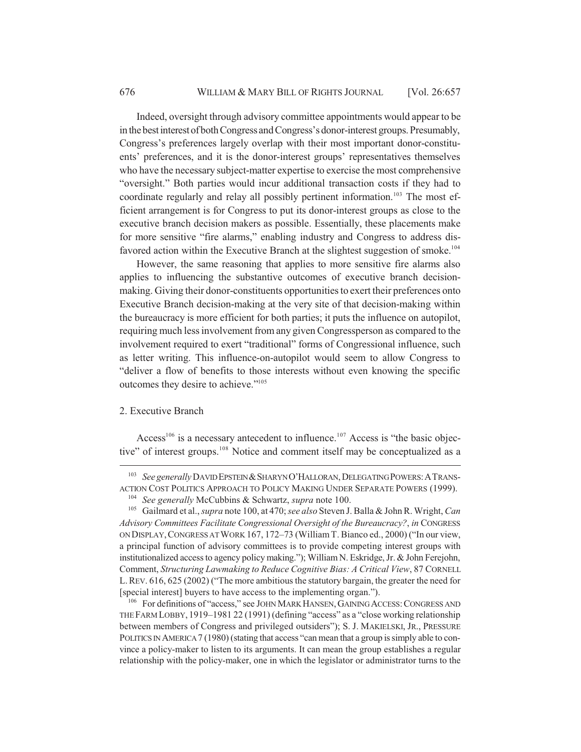Indeed, oversight through advisory committee appointments would appear to be in the best interest of both Congress and Congress's donor-interest groups. Presumably, Congress's preferences largely overlap with their most important donor-constituents' preferences, and it is the donor-interest groups' representatives themselves who have the necessary subject-matter expertise to exercise the most comprehensive "oversight." Both parties would incur additional transaction costs if they had to coordinate regularly and relay all possibly pertinent information.[103] The most efficient arrangement is for Congress to put its donor-interest groups as close to the executive branch decision makers as possible. Essentially, these placements make for more sensitive "fire alarms," enabling industry and Congress to address disfavored action within the Executive Branch at the slightest suggestion of smoke.[104]

However, the same reasoning that applies to more sensitive fire alarms also applies to influencing the substantive outcomes of executive branch decision-making. Giving their donor-constituents opportunities to exert their preferences onto Executive Branch decision-making at the very site of that decision-making within the bureaucracy is more efficient for both parties; it puts the influence on autopilot, requiring much less involvement from any given Congressperson as compared to the involvement required to exert "traditional" forms of Congressional influence, such as letter writing. This influence-on-autopilot would seem to allow Congress to "deliver a flow of benefits to those interests without even knowing the specific outcomes they desire to achieve."[105]

2. Executive Branch

Access[106] is a necessary antecedent to influence.[107] Access is "the basic objective" of interest groups.[108] Notice and comment itself may be conceptualized as a

---

[103] *See generally* DAVID EPSTEIN & SHARYN O'HALLORAN, DELEGATING POWERS: A TRANSACTION COST POLITICS APPROACH TO POLICY MAKING UNDER SEPARATE POWERS (1999).

[104] *See generally* McCubbins & Schwartz, *supra* note 100.

[105] Gailmard et al., *supra* note 100, at 470; *see also* Steven J. Balla & John R. Wright, *Can Advisory Committees Facilitate Congressional Oversight of the Bureaucracy?*, *in* CONGRESS ON DISPLAY, CONGRESS AT WORK 167, 172–73 (William T. Bianco ed., 2000) ("In our view, a principal function of advisory committees is to provide competing interest groups with institutionalized access to agency policy making."); William N. Eskridge, Jr. & John Ferejohn, Comment, *Structuring Lawmaking to Reduce Cognitive Bias: A Critical View*, 87 CORNELL L. REV. 616, 625 (2002) ("The more ambitious the statutory bargain, the greater the need for [special interest] buyers to have access to the implementing organ.").

[106] For definitions of "access," see JOHN MARK HANSEN, GAINING ACCESS: CONGRESS AND THE FARM LOBBY, 1919–1981 22 (1991) (defining "access" as a "close working relationship between members of Congress and privileged outsiders"); S. J. MAKIELSKI, JR., PRESSURE POLITICS IN AMERICA 7 (1980) (stating that access "can mean that a group is simply able to convince a policy-maker to listen to its arguments. It can mean the group establishes a regular relationship with the policy-maker, one in which the legislator or administrator turns to the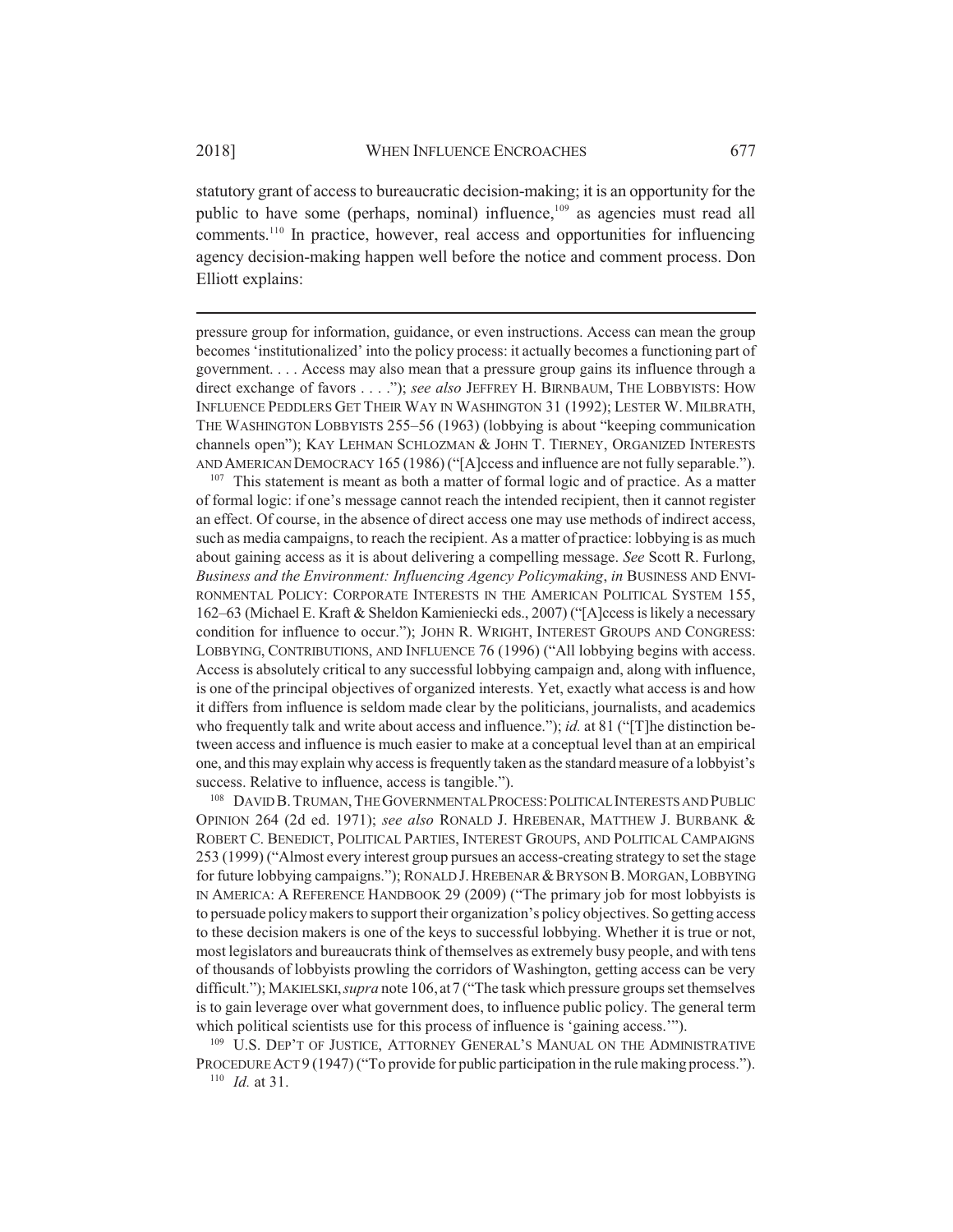statutory grant of access to bureaucratic decision-making; it is an opportunity for the public to have some (perhaps, nominal) influence,[109] as agencies must read all comments.[110] In practice, however, real access and opportunities for influencing agency decision-making happen well before the notice and comment process. Don Elliott explains:

---

pressure group for information, guidance, or even instructions. Access can mean the group becomes 'institutionalized' into the policy process: it actually becomes a functioning part of government. . . . Access may also mean that a pressure group gains its influence through a direct exchange of favors . . . ."); *see also* JEFFREY H. BIRNBAUM, THE LOBBYISTS: HOW INFLUENCE PEDDLERS GET THEIR WAY IN WASHINGTON 31 (1992); LESTER W. MILBRATH, THE WASHINGTON LOBBYISTS 255–56 (1963) (lobbying is about "keeping communication channels open"); KAY LEHMAN SCHLOZMAN & JOHN T. TIERNEY, ORGANIZED INTERESTS AND AMERICAN DEMOCRACY 165 (1986) ("[A]ccess and influence are not fully separable.").

[107] This statement is meant as both a matter of formal logic and of practice. As a matter of formal logic: if one's message cannot reach the intended recipient, then it cannot register an effect. Of course, in the absence of direct access one may use methods of indirect access, such as media campaigns, to reach the recipient. As a matter of practice: lobbying is as much about gaining access as it is about delivering a compelling message. *See* Scott R. Furlong, *Business and the Environment: Influencing Agency Policymaking*, *in* BUSINESS AND ENVIRONMENTAL POLICY: CORPORATE INTERESTS IN THE AMERICAN POLITICAL SYSTEM 155, 162–63 (Michael E. Kraft & Sheldon Kamieniecki eds., 2007) ("[A]ccess is likely a necessary condition for influence to occur."); JOHN R. WRIGHT, INTEREST GROUPS AND CONGRESS: LOBBYING, CONTRIBUTIONS, AND INFLUENCE 76 (1996) ("All lobbying begins with access. Access is absolutely critical to any successful lobbying campaign and, along with influence, is one of the principal objectives of organized interests. Yet, exactly what access is and how it differs from influence is seldom made clear by the politicians, journalists, and academics who frequently talk and write about access and influence."); *id.* at 81 ("[T]he distinction between access and influence is much easier to make at a conceptual level than at an empirical one, and this may explain why access is frequently taken as the standard measure of a lobbyist's success. Relative to influence, access is tangible.").

[108] DAVID B. TRUMAN, THE GOVERNMENTAL PROCESS: POLITICAL INTERESTS AND PUBLIC OPINION 264 (2d ed. 1971); *see also* RONALD J. HREBENAR, MATTHEW J. BURBANK & ROBERT C. BENEDICT, POLITICAL PARTIES, INTEREST GROUPS, AND POLITICAL CAMPAIGNS 253 (1999) ("Almost every interest group pursues an access-creating strategy to set the stage for future lobbying campaigns."); RONALD J. HREBENAR & BRYSON B. MORGAN, LOBBYING IN AMERICA: A REFERENCE HANDBOOK 29 (2009) ("The primary job for most lobbyists is to persuade policy makers to support their organization's policy objectives. So getting access to these decision makers is one of the keys to successful lobbying. Whether it is true or not, most legislators and bureaucrats think of themselves as extremely busy people, and with tens of thousands of lobbyists prowling the corridors of Washington, getting access can be very difficult."); MAKIELSKI, *supra* note 106, at 7 ("The task which pressure groups set themselves is to gain leverage over what government does, to influence public policy. The general term which political scientists use for this process of influence is 'gaining access.'").

[109] U.S. DEP'T OF JUSTICE, ATTORNEY GENERAL'S MANUAL ON THE ADMINISTRATIVE PROCEDURE ACT 9 (1947) ("To provide for public participation in the rule making process.").

[110] *Id.* at 31.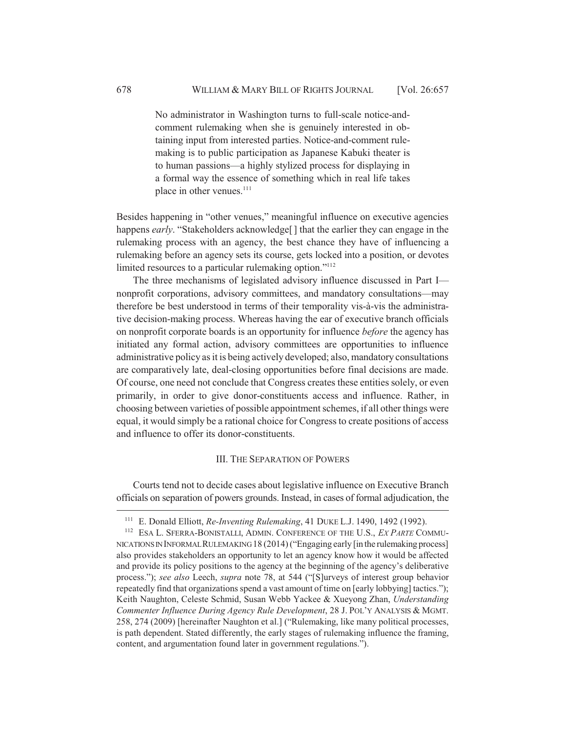> No administrator in Washington turns to full-scale notice-and-comment rulemaking when she is genuinely interested in obtaining input from interested parties. Notice-and-comment rulemaking is to public participation as Japanese Kabuki theater is to human passions—a highly stylized process for displaying in a formal way the essence of something which in real life takes place in other venues.[111]

Besides happening in "other venues," meaningful influence on executive agencies happens *early*. "Stakeholders acknowledge[ ] that the earlier they can engage in the rulemaking process with an agency, the best chance they have of influencing a rulemaking before an agency sets its course, gets locked into a position, or devotes limited resources to a particular rulemaking option."[112]

The three mechanisms of legislated advisory influence discussed in Part I—nonprofit corporations, advisory committees, and mandatory consultations—may therefore be best understood in terms of their temporality vis-à-vis the administrative decision-making process. Whereas having the ear of executive branch officials on nonprofit corporate boards is an opportunity for influence *before* the agency has initiated any formal action, advisory committees are opportunities to influence administrative policy as it is being actively developed; also, mandatory consultations are comparatively late, deal-closing opportunities before final decisions are made. Of course, one need not conclude that Congress creates these entities solely, or even primarily, in order to give donor-constituents access and influence. Rather, in choosing between varieties of possible appointment schemes, if all other things were equal, it would simply be a rational choice for Congress to create positions of access and influence to offer its donor-constituents.

## III. The Separation of Powers

Courts tend not to decide cases about legislative influence on Executive Branch officials on separation of powers grounds. Instead, in cases of formal adjudication, the

---

[111] E. Donald Elliott, *Re-Inventing Rulemaking*, 41 Duke L.J. 1490, 1492 (1992).

[112] Esa L. Sferra-Bonistalli, Admin. Conference of the U.S., *Ex Parte* Communications in Informal Rulemaking 18 (2014) ("Engaging early [in the rulemaking process] also provides stakeholders an opportunity to let an agency know how it would be affected and provide its policy positions to the agency at the beginning of the agency's deliberative process."); *see also* Leech, *supra* note 78, at 544 ("[S]urveys of interest group behavior repeatedly find that organizations spend a vast amount of time on [early lobbying] tactics."); Keith Naughton, Celeste Schmid, Susan Webb Yackee & Xueyong Zhan, *Understanding Commenter Influence During Agency Rule Development*, 28 J. Pol'y Analysis & Mgmt. 258, 274 (2009) [hereinafter Naughton et al.] ("Rulemaking, like many political processes, is path dependent. Stated differently, the early stages of rulemaking influence the framing, content, and argumentation found later in government regulations.").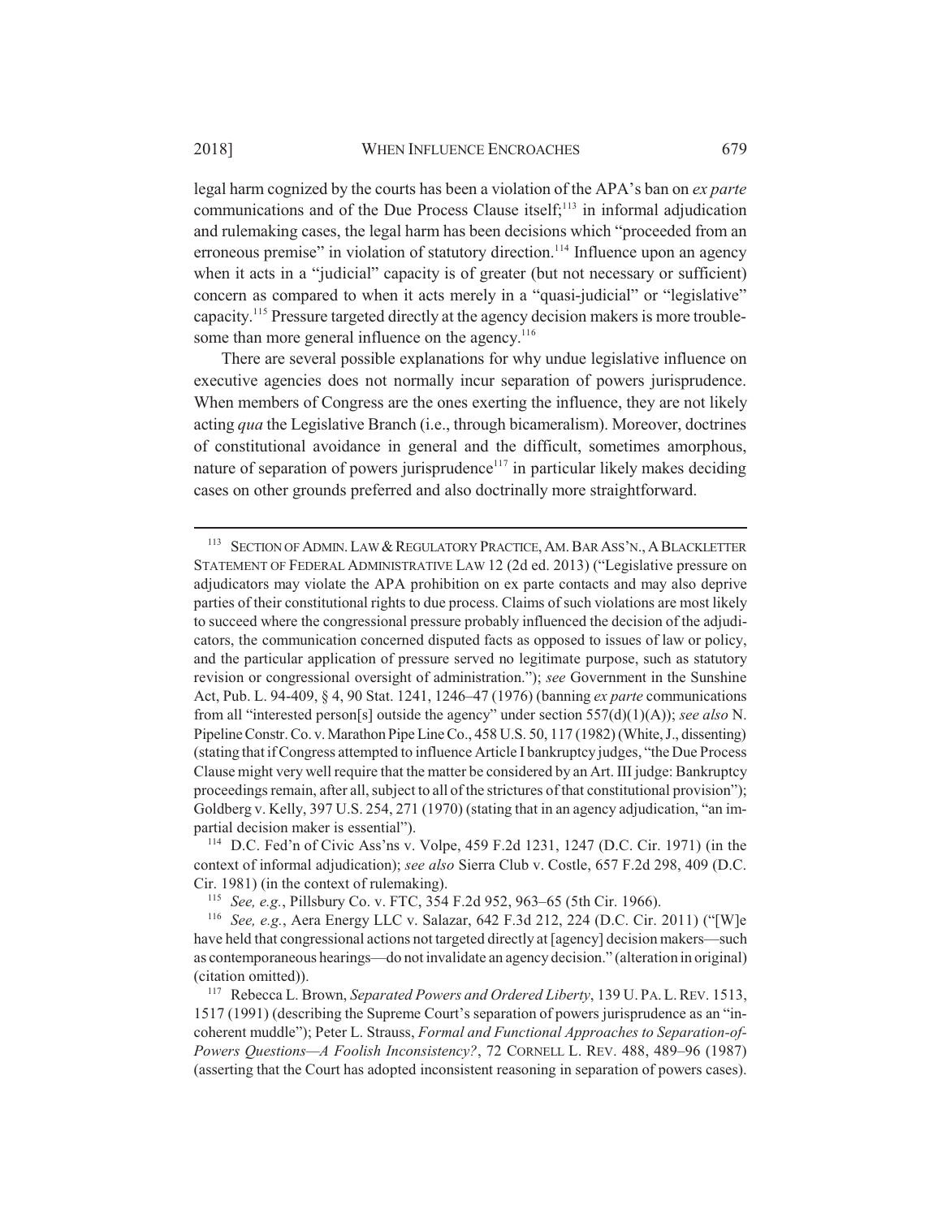legal harm cognized by the courts has been a violation of the APA's ban on *ex parte* communications and of the Due Process Clause itself;[113] in informal adjudication and rulemaking cases, the legal harm has been decisions which "proceeded from an erroneous premise" in violation of statutory direction.[114] Influence upon an agency when it acts in a "judicial" capacity is of greater (but not necessary or sufficient) concern as compared to when it acts merely in a "quasi-judicial" or "legislative" capacity.[115] Pressure targeted directly at the agency decision makers is more troublesome than more general influence on the agency.[116]

There are several possible explanations for why undue legislative influence on executive agencies does not normally incur separation of powers jurisprudence. When members of Congress are the ones exerting the influence, they are not likely acting *qua* the Legislative Branch (i.e., through bicameralism). Moreover, doctrines of constitutional avoidance in general and the difficult, sometimes amorphous, nature of separation of powers jurisprudence[117] in particular likely makes deciding cases on other grounds preferred and also doctrinally more straightforward.

---

[113] SECTION OF ADMIN. LAW & REGULATORY PRACTICE, AM. BAR ASS'N., A BLACKLETTER STATEMENT OF FEDERAL ADMINISTRATIVE LAW 12 (2d ed. 2013) ("Legislative pressure on adjudicators may violate the APA prohibition on ex parte contacts and may also deprive parties of their constitutional rights to due process. Claims of such violations are most likely to succeed where the congressional pressure probably influenced the decision of the adjudicators, the communication concerned disputed facts as opposed to issues of law or policy, and the particular application of pressure served no legitimate purpose, such as statutory revision or congressional oversight of administration."); *see* Government in the Sunshine Act, Pub. L. 94-409, § 4, 90 Stat. 1241, 1246–47 (1976) (banning *ex parte* communications from all "interested person[s] outside the agency" under section 557(d)(1)(A)); *see also* N. Pipeline Constr. Co. v. Marathon Pipe Line Co., 458 U.S. 50, 117 (1982) (White, J., dissenting) (stating that if Congress attempted to influence Article I bankruptcy judges, "the Due Process Clause might very well require that the matter be considered by an Art. III judge: Bankruptcy proceedings remain, after all, subject to all of the strictures of that constitutional provision"); Goldberg v. Kelly, 397 U.S. 254, 271 (1970) (stating that in an agency adjudication, "an impartial decision maker is essential").

[114] D.C. Fed'n of Civic Ass'ns v. Volpe, 459 F.2d 1231, 1247 (D.C. Cir. 1971) (in the context of informal adjudication); *see also* Sierra Club v. Costle, 657 F.2d 298, 409 (D.C. Cir. 1981) (in the context of rulemaking).

[115] *See, e.g.*, Pillsbury Co. v. FTC, 354 F.2d 952, 963–65 (5th Cir. 1966).

[116] *See, e.g.*, Aera Energy LLC v. Salazar, 642 F.3d 212, 224 (D.C. Cir. 2011) ("[W]e have held that congressional actions not targeted directly at [agency] decision makers—such as contemporaneous hearings—do not invalidate an agency decision." (alteration in original) (citation omitted)).

[117] Rebecca L. Brown, *Separated Powers and Ordered Liberty*, 139 U. PA. L. REV. 1513, 1517 (1991) (describing the Supreme Court's separation of powers jurisprudence as an "incoherent muddle"); Peter L. Strauss, *Formal and Functional Approaches to Separation-of-Powers Questions—A Foolish Inconsistency?*, 72 CORNELL L. REV. 488, 489–96 (1987) (asserting that the Court has adopted inconsistent reasoning in separation of powers cases).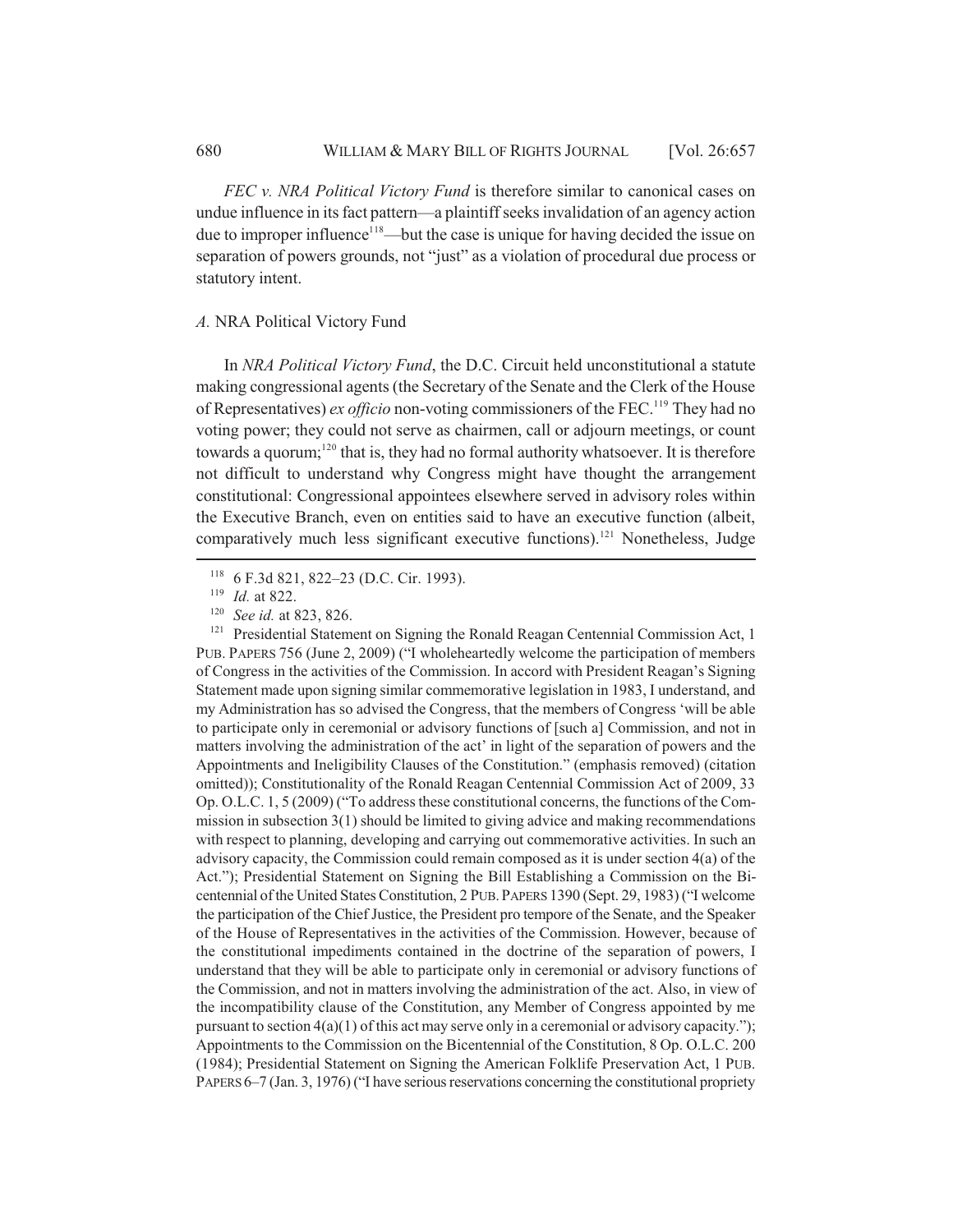*FEC v. NRA Political Victory Fund* is therefore similar to canonical cases on undue influence in its fact pattern—a plaintiff seeks invalidation of an agency action due to improper influence[118]—but the case is unique for having decided the issue on separation of powers grounds, not "just" as a violation of procedural due process or statutory intent.

### *A.* NRA Political Victory Fund

In *NRA Political Victory Fund*, the D.C. Circuit held unconstitutional a statute making congressional agents (the Secretary of the Senate and the Clerk of the House of Representatives) *ex officio* non-voting commissioners of the FEC.[119] They had no voting power; they could not serve as chairmen, call or adjourn meetings, or count towards a quorum;[120] that is, they had no formal authority whatsoever. It is therefore not difficult to understand why Congress might have thought the arrangement constitutional: Congressional appointees elsewhere served in advisory roles within the Executive Branch, even on entities said to have an executive function (albeit, comparatively much less significant executive functions).[121] Nonetheless, Judge

---

[118] 6 F.3d 821, 822–23 (D.C. Cir. 1993).

[119] *Id.* at 822.

[120] *See id.* at 823, 826.

[121] Presidential Statement on Signing the Ronald Reagan Centennial Commission Act, 1 PUB. PAPERS 756 (June 2, 2009) ("I wholeheartedly welcome the participation of members of Congress in the activities of the Commission. In accord with President Reagan's Signing Statement made upon signing similar commemorative legislation in 1983, I understand, and my Administration has so advised the Congress, that the members of Congress 'will be able to participate only in ceremonial or advisory functions of [such a] Commission, and not in matters involving the administration of the act' in light of the separation of powers and the Appointments and Ineligibility Clauses of the Constitution." (emphasis removed) (citation omitted)); Constitutionality of the Ronald Reagan Centennial Commission Act of 2009, 33 Op. O.L.C. 1, 5 (2009) ("To address these constitutional concerns, the functions of the Commission in subsection 3(1) should be limited to giving advice and making recommendations with respect to planning, developing and carrying out commemorative activities. In such an advisory capacity, the Commission could remain composed as it is under section 4(a) of the Act."); Presidential Statement on Signing the Bill Establishing a Commission on the Bicentennial of the United States Constitution, 2 PUB. PAPERS 1390 (Sept. 29, 1983) ("I welcome the participation of the Chief Justice, the President pro tempore of the Senate, and the Speaker of the House of Representatives in the activities of the Commission. However, because of the constitutional impediments contained in the doctrine of the separation of powers, I understand that they will be able to participate only in ceremonial or advisory functions of the Commission, and not in matters involving the administration of the act. Also, in view of the incompatibility clause of the Constitution, any Member of Congress appointed by me pursuant to section 4(a)(1) of this act may serve only in a ceremonial or advisory capacity."); Appointments to the Commission on the Bicentennial of the Constitution, 8 Op. O.L.C. 200 (1984); Presidential Statement on Signing the American Folklife Preservation Act, 1 PUB. PAPERS 6–7 (Jan. 3, 1976) ("I have serious reservations concerning the constitutional propriety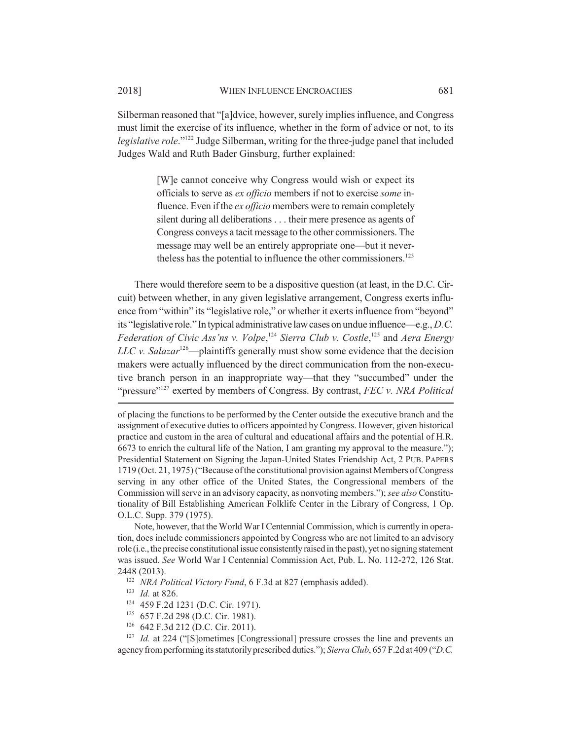Silberman reasoned that "[a]dvice, however, surely implies influence, and Congress must limit the exercise of its influence, whether in the form of advice or not, to its *legislative role*."[122] Judge Silberman, writing for the three-judge panel that included Judges Wald and Ruth Bader Ginsburg, further explained:

> [W]e cannot conceive why Congress would wish or expect its officials to serve as *ex officio* members if not to exercise *some* influence. Even if the *ex officio* members were to remain completely silent during all deliberations . . . their mere presence as agents of Congress conveys a tacit message to the other commissioners. The message may well be an entirely appropriate one—but it nevertheless has the potential to influence the other commissioners.[123]

There would therefore seem to be a dispositive question (at least, in the D.C. Circuit) between whether, in any given legislative arrangement, Congress exerts influence from "within" its "legislative role," or whether it exerts influence from "beyond" its "legislative role." In typical administrative law cases on undue influence—e.g., *D.C. Federation of Civic Ass'ns v. Volpe*,[124] *Sierra Club v. Costle*,[125] and *Aera Energy LLC v. Salazar*[126]—plaintiffs generally must show some evidence that the decision makers were actually influenced by the direct communication from the non-executive branch person in an inappropriate way—that they "succumbed" under the "pressure"[127] exerted by members of Congress. By contrast, *FEC v. NRA Political*

---

of placing the functions to be performed by the Center outside the executive branch and the assignment of executive duties to officers appointed by Congress. However, given historical practice and custom in the area of cultural and educational affairs and the potential of H.R. 6673 to enrich the cultural life of the Nation, I am granting my approval to the measure."); Presidential Statement on Signing the Japan-United States Friendship Act, 2 PUB. PAPERS 1719 (Oct. 21, 1975) ("Because of the constitutional provision against Members of Congress serving in any other office of the United States, the Congressional members of the Commission will serve in an advisory capacity, as nonvoting members."); *see also* Constitutionality of Bill Establishing American Folklife Center in the Library of Congress, 1 Op. O.L.C. Supp. 379 (1975).

Note, however, that the World War I Centennial Commission, which is currently in operation, does include commissioners appointed by Congress who are not limited to an advisory role (i.e., the precise constitutional issue consistently raised in the past), yet no signing statement was issued. *See* World War I Centennial Commission Act, Pub. L. No. 112-272, 126 Stat. 2448 (2013).

[122] *NRA Political Victory Fund*, 6 F.3d at 827 (emphasis added).

[123] *Id.* at 826.

[124] 459 F.2d 1231 (D.C. Cir. 1971).

[125] 657 F.2d 298 (D.C. Cir. 1981).

[126] 642 F.3d 212 (D.C. Cir. 2011).

[127] *Id.* at 224 ("[S]ometimes [Congressional] pressure crosses the line and prevents an agency from performing its statutorily prescribed duties."); *Sierra Club*, 657 F.2d at 409 ("*D.C.*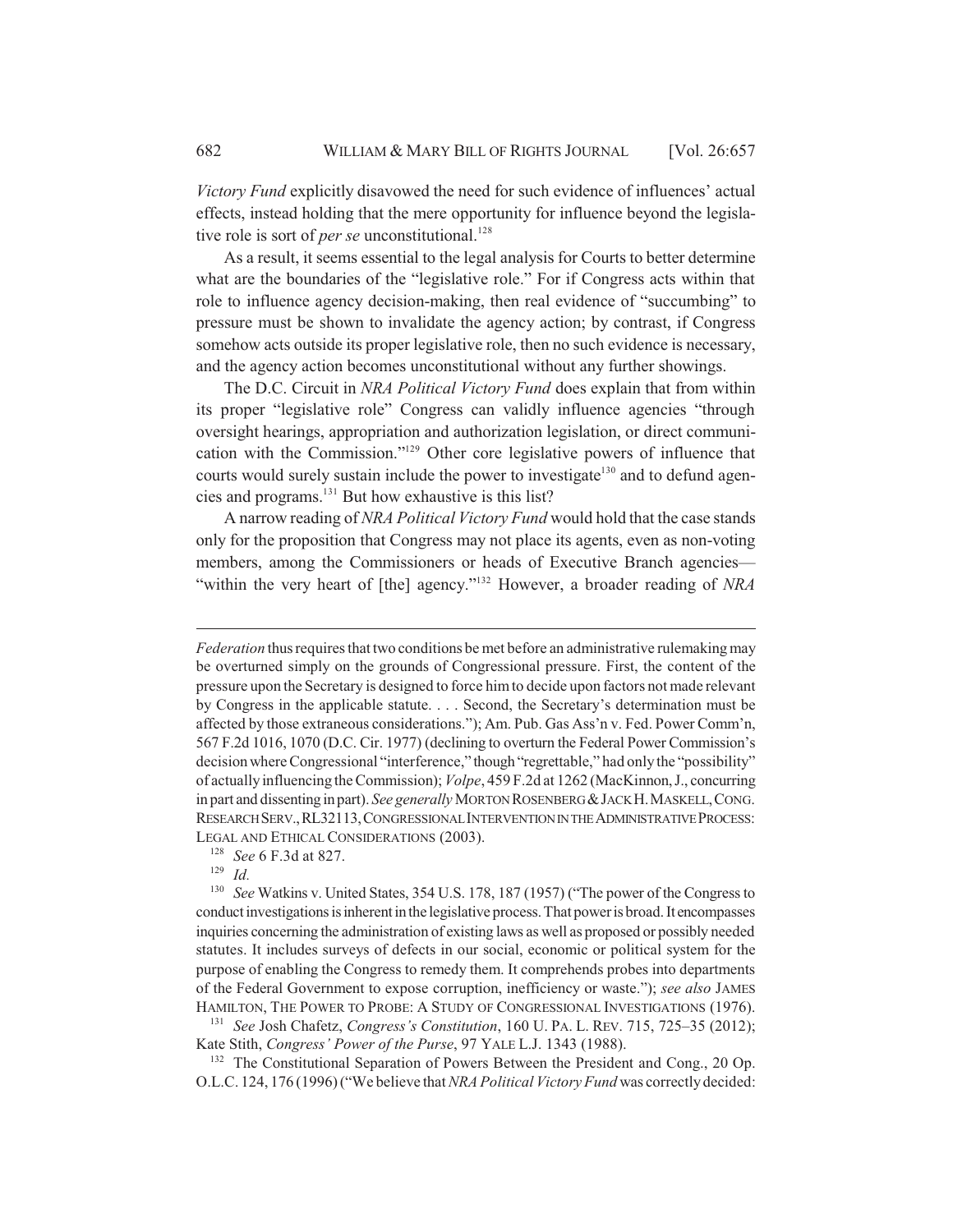*Victory Fund* explicitly disavowed the need for such evidence of influences' actual effects, instead holding that the mere opportunity for influence beyond the legislative role is sort of *per se* unconstitutional.[128]

As a result, it seems essential to the legal analysis for Courts to better determine what are the boundaries of the "legislative role." For if Congress acts within that role to influence agency decision-making, then real evidence of "succumbing" to pressure must be shown to invalidate the agency action; by contrast, if Congress somehow acts outside its proper legislative role, then no such evidence is necessary, and the agency action becomes unconstitutional without any further showings.

The D.C. Circuit in *NRA Political Victory Fund* does explain that from within its proper "legislative role" Congress can validly influence agencies "through oversight hearings, appropriation and authorization legislation, or direct communication with the Commission."[129] Other core legislative powers of influence that courts would surely sustain include the power to investigate[130] and to defund agencies and programs.[131] But how exhaustive is this list?

A narrow reading of *NRA Political Victory Fund* would hold that the case stands only for the proposition that Congress may not place its agents, even as non-voting members, among the Commissioners or heads of Executive Branch agencies— "within the very heart of [the] agency."[132] However, a broader reading of *NRA*

---

*Federation* thus requires that two conditions be met before an administrative rulemaking may be overturned simply on the grounds of Congressional pressure. First, the content of the pressure upon the Secretary is designed to force him to decide upon factors not made relevant by Congress in the applicable statute. . . . Second, the Secretary's determination must be affected by those extraneous considerations."); Am. Pub. Gas Ass'n v. Fed. Power Comm'n, 567 F.2d 1016, 1070 (D.C. Cir. 1977) (declining to overturn the Federal Power Commission's decision where Congressional "interference," though "regrettable," had only the "possibility" of actually influencing the Commission); *Volpe*, 459 F.2d at 1262 (MacKinnon, J., concurring in part and dissenting in part). *See generally* MORTON ROSENBERG & JACK H. MASKELL, CONG. RESEARCH SERV., RL32113, CONGRESSIONAL INTERVENTION IN THE ADMINISTRATIVE PROCESS: LEGAL AND ETHICAL CONSIDERATIONS (2003).

[128] *See* 6 F.3d at 827.

[129] *Id.*

[130] *See* Watkins v. United States, 354 U.S. 178, 187 (1957) ("The power of the Congress to conduct investigations is inherent in the legislative process. That power is broad. It encompasses inquiries concerning the administration of existing laws as well as proposed or possibly needed statutes. It includes surveys of defects in our social, economic or political system for the purpose of enabling the Congress to remedy them. It comprehends probes into departments of the Federal Government to expose corruption, inefficiency or waste."); *see also* JAMES HAMILTON, THE POWER TO PROBE: A STUDY OF CONGRESSIONAL INVESTIGATIONS (1976).

[131] *See* Josh Chafetz, *Congress's Constitution*, 160 U. PA. L. REV. 715, 725–35 (2012); Kate Stith, *Congress' Power of the Purse*, 97 YALE L.J. 1343 (1988).

[132] The Constitutional Separation of Powers Between the President and Cong., 20 Op. O.L.C. 124, 176 (1996) ("We believe that *NRA Political Victory Fund* was correctly decided: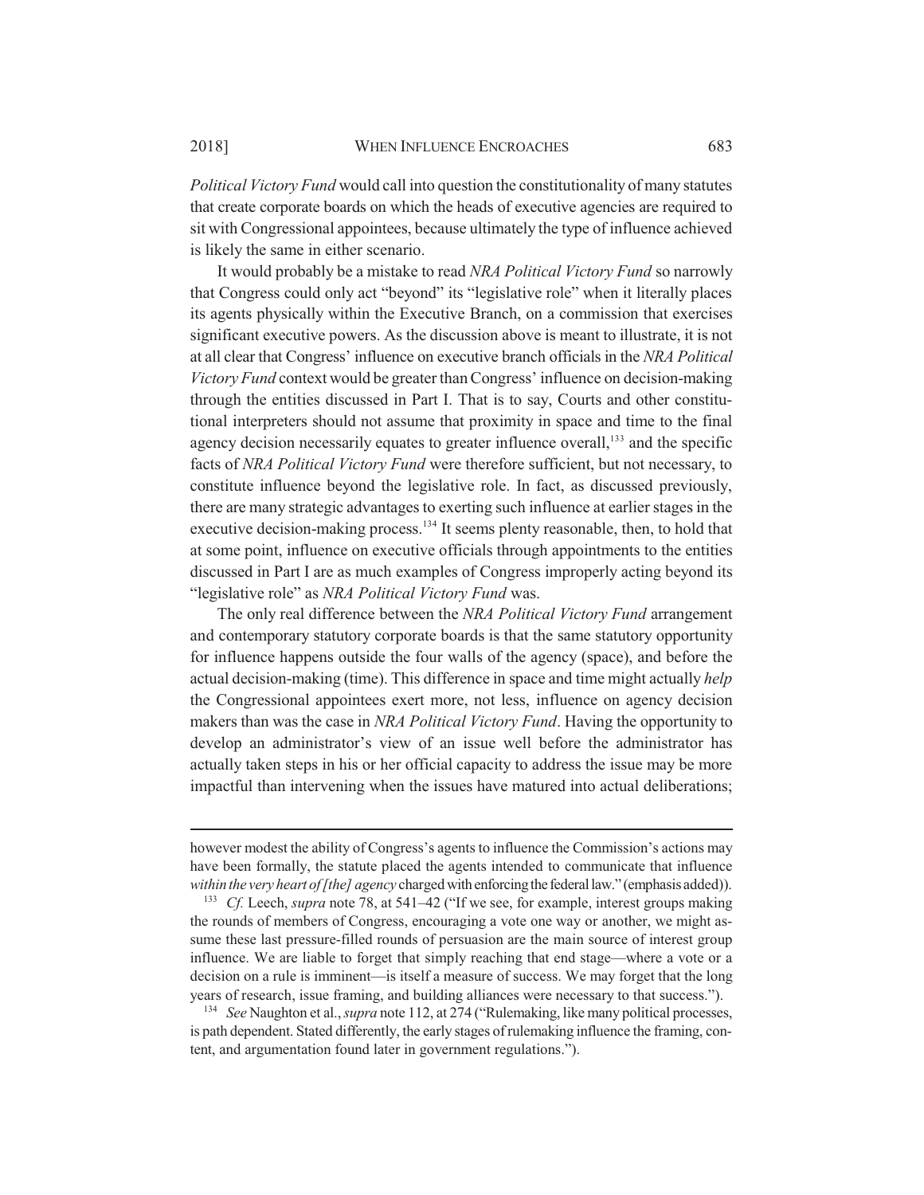*Political Victory Fund* would call into question the constitutionality of many statutes that create corporate boards on which the heads of executive agencies are required to sit with Congressional appointees, because ultimately the type of influence achieved is likely the same in either scenario.

It would probably be a mistake to read *NRA Political Victory Fund* so narrowly that Congress could only act "beyond" its "legislative role" when it literally places its agents physically within the Executive Branch, on a commission that exercises significant executive powers. As the discussion above is meant to illustrate, it is not at all clear that Congress' influence on executive branch officials in the *NRA Political Victory Fund* context would be greater than Congress' influence on decision-making through the entities discussed in Part I. That is to say, Courts and other constitutional interpreters should not assume that proximity in space and time to the final agency decision necessarily equates to greater influence overall,[133] and the specific facts of *NRA Political Victory Fund* were therefore sufficient, but not necessary, to constitute influence beyond the legislative role. In fact, as discussed previously, there are many strategic advantages to exerting such influence at earlier stages in the executive decision-making process.[134] It seems plenty reasonable, then, to hold that at some point, influence on executive officials through appointments to the entities discussed in Part I are as much examples of Congress improperly acting beyond its "legislative role" as *NRA Political Victory Fund* was.

The only real difference between the *NRA Political Victory Fund* arrangement and contemporary statutory corporate boards is that the same statutory opportunity for influence happens outside the four walls of the agency (space), and before the actual decision-making (time). This difference in space and time might actually *help* the Congressional appointees exert more, not less, influence on agency decision makers than was the case in *NRA Political Victory Fund*. Having the opportunity to develop an administrator's view of an issue well before the administrator has actually taken steps in his or her official capacity to address the issue may be more impactful than intervening when the issues have matured into actual deliberations;

---

however modest the ability of Congress's agents to influence the Commission's actions may have been formally, the statute placed the agents intended to communicate that influence *within the very heart of [the] agency* charged with enforcing the federal law." (emphasis added)).

[133] *Cf.* Leech, *supra* note 78, at 541–42 ("If we see, for example, interest groups making the rounds of members of Congress, encouraging a vote one way or another, we might assume these last pressure-filled rounds of persuasion are the main source of interest group influence. We are liable to forget that simply reaching that end stage—where a vote or a decision on a rule is imminent—is itself a measure of success. We may forget that the long years of research, issue framing, and building alliances were necessary to that success.").

[134] *See* Naughton et al., *supra* note 112, at 274 ("Rulemaking, like many political processes, is path dependent. Stated differently, the early stages of rulemaking influence the framing, content, and argumentation found later in government regulations.").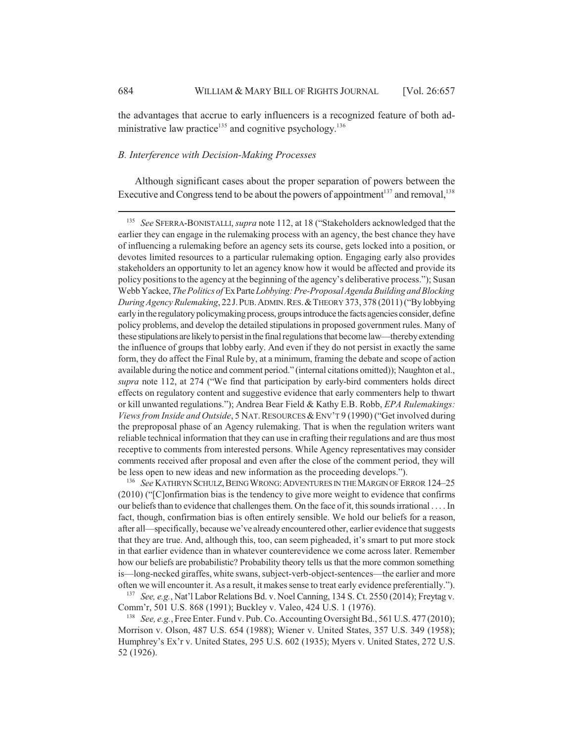the advantages that accrue to early influencers is a recognized feature of both administrative law practice[135] and cognitive psychology.[136]

### *B. Interference with Decision-Making Processes*

Although significant cases about the proper separation of powers between the Executive and Congress tend to be about the powers of appointment[137] and removal,[138]

---

[135] *See* SFERRA-BONISTALLI, *supra* note 112, at 18 ("Stakeholders acknowledged that the earlier they can engage in the rulemaking process with an agency, the best chance they have of influencing a rulemaking before an agency sets its course, gets locked into a position, or devotes limited resources to a particular rulemaking option. Engaging early also provides stakeholders an opportunity to let an agency know how it would be affected and provide its policy positions to the agency at the beginning of the agency's deliberative process."); Susan Webb Yackee, *The Politics of* Ex Parte *Lobbying: Pre-Proposal Agenda Building and Blocking During Agency Rulemaking*, 22 J. PUB. ADMIN. RES. & THEORY 373, 378 (2011) ("By lobbying early in the regulatory policymaking process, groups introduce the facts agencies consider, define policy problems, and develop the detailed stipulations in proposed government rules. Many of these stipulations are likely to persist in the final regulations that become law—thereby extending the influence of groups that lobby early. And even if they do not persist in exactly the same form, they do affect the Final Rule by, at a minimum, framing the debate and scope of action available during the notice and comment period." (internal citations omitted)); Naughton et al., *supra* note 112, at 274 ("We find that participation by early-bird commenters holds direct effects on regulatory content and suggestive evidence that early commenters help to thwart or kill unwanted regulations."); Andrea Bear Field & Kathy E.B. Robb, *EPA Rulemakings: Views from Inside and Outside*, 5 NAT. RESOURCES & ENV'T 9 (1990) ("Get involved during the preproposal phase of an Agency rulemaking. That is when the regulation writers want reliable technical information that they can use in crafting their regulations and are thus most receptive to comments from interested persons. While Agency representatives may consider comments received after proposal and even after the close of the comment period, they will be less open to new ideas and new information as the proceeding develops.").

[136] *See* KATHRYN SCHULZ, BEING WRONG: ADVENTURES IN THE MARGIN OF ERROR 124–25 (2010) ("[C]onfirmation bias is the tendency to give more weight to evidence that confirms our beliefs than to evidence that challenges them. On the face of it, this sounds irrational . . . . In fact, though, confirmation bias is often entirely sensible. We hold our beliefs for a reason, after all—specifically, because we've already encountered other, earlier evidence that suggests that they are true. And, although this, too, can seem pigheaded, it's smart to put more stock in that earlier evidence than in whatever counterevidence we come across later. Remember how our beliefs are probabilistic? Probability theory tells us that the more common something is—long-necked giraffes, white swans, subject-verb-object-sentences—the earlier and more often we will encounter it. As a result, it makes sense to treat early evidence preferentially.").

[137] *See, e.g.*, Nat'l Labor Relations Bd. v. Noel Canning, 134 S. Ct. 2550 (2014); Freytag v. Comm'r, 501 U.S. 868 (1991); Buckley v. Valeo, 424 U.S. 1 (1976).

[138] *See, e.g.*, Free Enter. Fund v. Pub. Co. Accounting Oversight Bd., 561 U.S. 477 (2010); Morrison v. Olson, 487 U.S. 654 (1988); Wiener v. United States, 357 U.S. 349 (1958); Humphrey's Ex'r v. United States, 295 U.S. 602 (1935); Myers v. United States, 272 U.S. 52 (1926).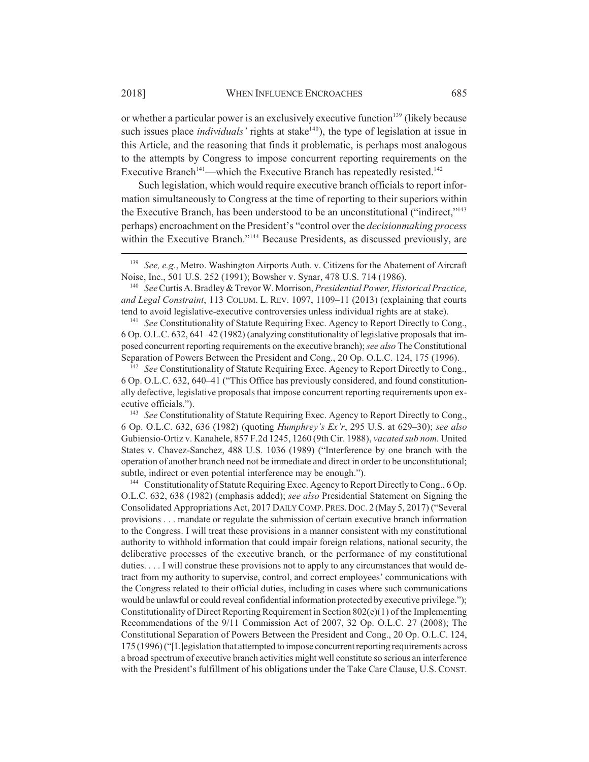or whether a particular power is an exclusively executive function[139] (likely because such issues place *individuals'* rights at stake[140]), the type of legislation at issue in this Article, and the reasoning that finds it problematic, is perhaps most analogous to the attempts by Congress to impose concurrent reporting requirements on the Executive Branch[141]—which the Executive Branch has repeatedly resisted.[142]

Such legislation, which would require executive branch officials to report information simultaneously to Congress at the time of reporting to their superiors within the Executive Branch, has been understood to be an unconstitutional ("indirect,"[143] perhaps) encroachment on the President's "control over the *decisionmaking process* within the Executive Branch."[144] Because Presidents, as discussed previously, are

---

[139] *See, e.g.*, Metro. Washington Airports Auth. v. Citizens for the Abatement of Aircraft Noise, Inc., 501 U.S. 252 (1991); Bowsher v. Synar, 478 U.S. 714 (1986).

[140] *See* Curtis A. Bradley & Trevor W. Morrison, *Presidential Power, Historical Practice, and Legal Constraint*, 113 COLUM. L. REV. 1097, 1109–11 (2013) (explaining that courts tend to avoid legislative-executive controversies unless individual rights are at stake).

[141] *See* Constitutionality of Statute Requiring Exec. Agency to Report Directly to Cong., 6 Op. O.L.C. 632, 641–42 (1982) (analyzing constitutionality of legislative proposals that imposed concurrent reporting requirements on the executive branch); *see also* The Constitutional Separation of Powers Between the President and Cong., 20 Op. O.L.C. 124, 175 (1996).

[142] *See* Constitutionality of Statute Requiring Exec. Agency to Report Directly to Cong., 6 Op. O.L.C. 632, 640–41 ("This Office has previously considered, and found constitutionally defective, legislative proposals that impose concurrent reporting requirements upon executive officials.").

[143] *See* Constitutionality of Statute Requiring Exec. Agency to Report Directly to Cong., 6 Op. O.L.C. 632, 636 (1982) (quoting *Humphrey's Ex'r*, 295 U.S. at 629–30); *see also* Gubiensio-Ortiz v. Kanahele, 857 F.2d 1245, 1260 (9th Cir. 1988), *vacated sub nom.* United States v. Chavez-Sanchez, 488 U.S. 1036 (1989) ("Interference by one branch with the operation of another branch need not be immediate and direct in order to be unconstitutional; subtle, indirect or even potential interference may be enough.").

[144] Constitutionality of Statute Requiring Exec. Agency to Report Directly to Cong., 6 Op. O.L.C. 632, 638 (1982) (emphasis added); *see also* Presidential Statement on Signing the Consolidated Appropriations Act, 2017 DAILY COMP. PRES. DOC. 2 (May 5, 2017) ("Several provisions . . . mandate or regulate the submission of certain executive branch information to the Congress. I will treat these provisions in a manner consistent with my constitutional authority to withhold information that could impair foreign relations, national security, the deliberative processes of the executive branch, or the performance of my constitutional duties. . . . I will construe these provisions not to apply to any circumstances that would detract from my authority to supervise, control, and correct employees' communications with the Congress related to their official duties, including in cases where such communications would be unlawful or could reveal confidential information protected by executive privilege."); Constitutionality of Direct Reporting Requirement in Section 802(e)(1) of the Implementing Recommendations of the 9/11 Commission Act of 2007, 32 Op. O.L.C. 27 (2008); The Constitutional Separation of Powers Between the President and Cong., 20 Op. O.L.C. 124, 175 (1996) ("[L]egislation that attempted to impose concurrent reporting requirements across a broad spectrum of executive branch activities might well constitute so serious an interference with the President's fulfillment of his obligations under the Take Care Clause, U.S. CONST.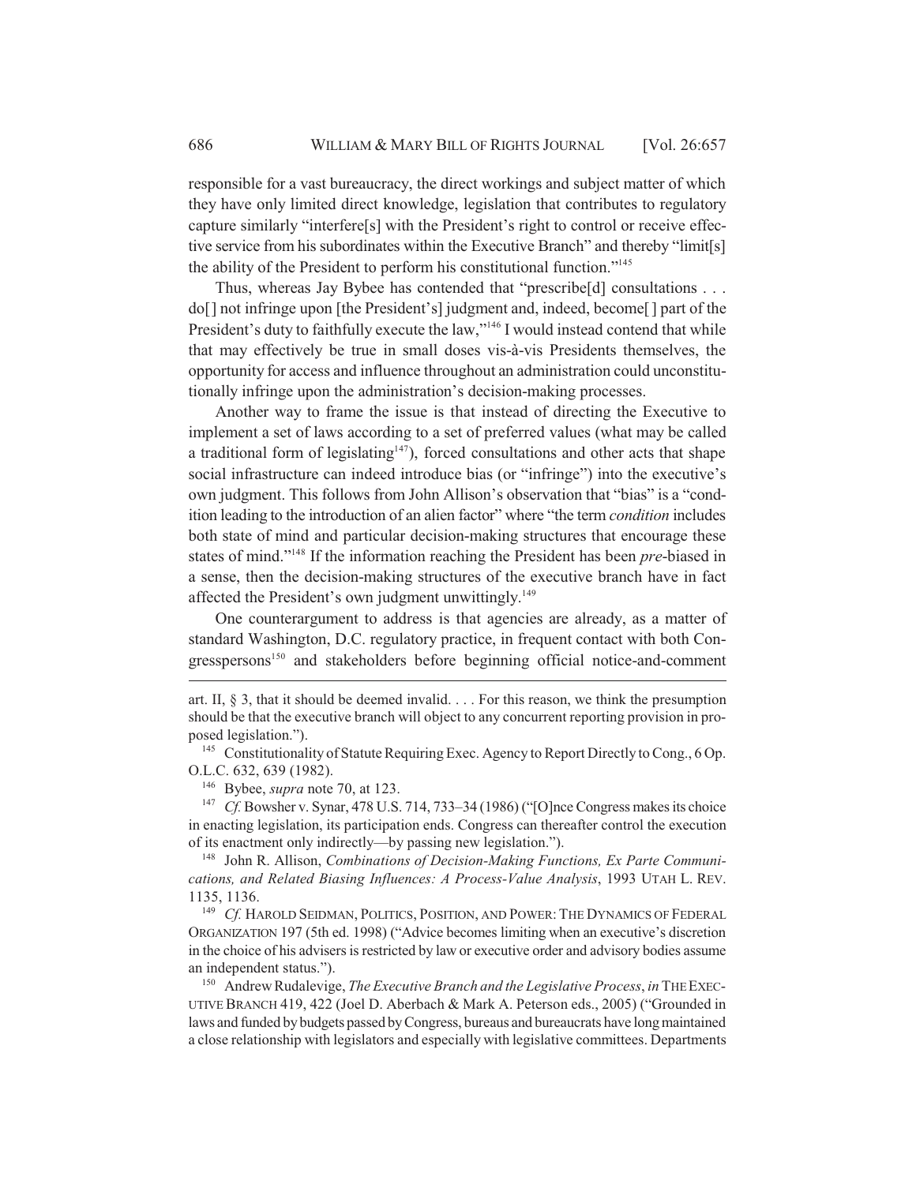responsible for a vast bureaucracy, the direct workings and subject matter of which they have only limited direct knowledge, legislation that contributes to regulatory capture similarly "interfere[s] with the President's right to control or receive effective service from his subordinates within the Executive Branch" and thereby "limit[s] the ability of the President to perform his constitutional function."[145]

Thus, whereas Jay Bybee has contended that "prescribe[d] consultations . . . do[] not infringe upon [the President's] judgment and, indeed, become[] part of the President's duty to faithfully execute the law,"[146] I would instead contend that while that may effectively be true in small doses vis-à-vis Presidents themselves, the opportunity for access and influence throughout an administration could unconstitutionally infringe upon the administration's decision-making processes.

Another way to frame the issue is that instead of directing the Executive to implement a set of laws according to a set of preferred values (what may be called a traditional form of legislating[147]), forced consultations and other acts that shape social infrastructure can indeed introduce bias (or "infringe") into the executive's own judgment. This follows from John Allison's observation that "bias" is a "condition leading to the introduction of an alien factor" where "the term *condition* includes both state of mind and particular decision-making structures that encourage these states of mind."[148] If the information reaching the President has been *pre*-biased in a sense, then the decision-making structures of the executive branch have in fact affected the President's own judgment unwittingly.[149]

One counterargument to address is that agencies are already, as a matter of standard Washington, D.C. regulatory practice, in frequent contact with both Congresspersons[150] and stakeholders before beginning official notice-and-comment

---

art. II, § 3, that it should be deemed invalid. . . . For this reason, we think the presumption should be that the executive branch will object to any concurrent reporting provision in proposed legislation.").

[145] Constitutionality of Statute Requiring Exec. Agency to Report Directly to Cong., 6 Op. O.L.C. 632, 639 (1982).

[146] Bybee, *supra* note 70, at 123.

[147] *Cf.* Bowsher v. Synar, 478 U.S. 714, 733–34 (1986) ("[O]nce Congress makes its choice in enacting legislation, its participation ends. Congress can thereafter control the execution of its enactment only indirectly—by passing new legislation.").

[148] John R. Allison, *Combinations of Decision-Making Functions, Ex Parte Communications, and Related Biasing Influences: A Process-Value Analysis*, 1993 UTAH L. REV. 1135, 1136.

[149] *Cf.* HAROLD SEIDMAN, POLITICS, POSITION, AND POWER: THE DYNAMICS OF FEDERAL ORGANIZATION 197 (5th ed. 1998) ("Advice becomes limiting when an executive's discretion in the choice of his advisers is restricted by law or executive order and advisory bodies assume an independent status.").

[150] Andrew Rudalevige, *The Executive Branch and the Legislative Process*, *in* THE EXECUTIVE BRANCH 419, 422 (Joel D. Aberbach & Mark A. Peterson eds., 2005) ("Grounded in laws and funded by budgets passed by Congress, bureaus and bureaucrats have long maintained a close relationship with legislators and especially with legislative committees. Departments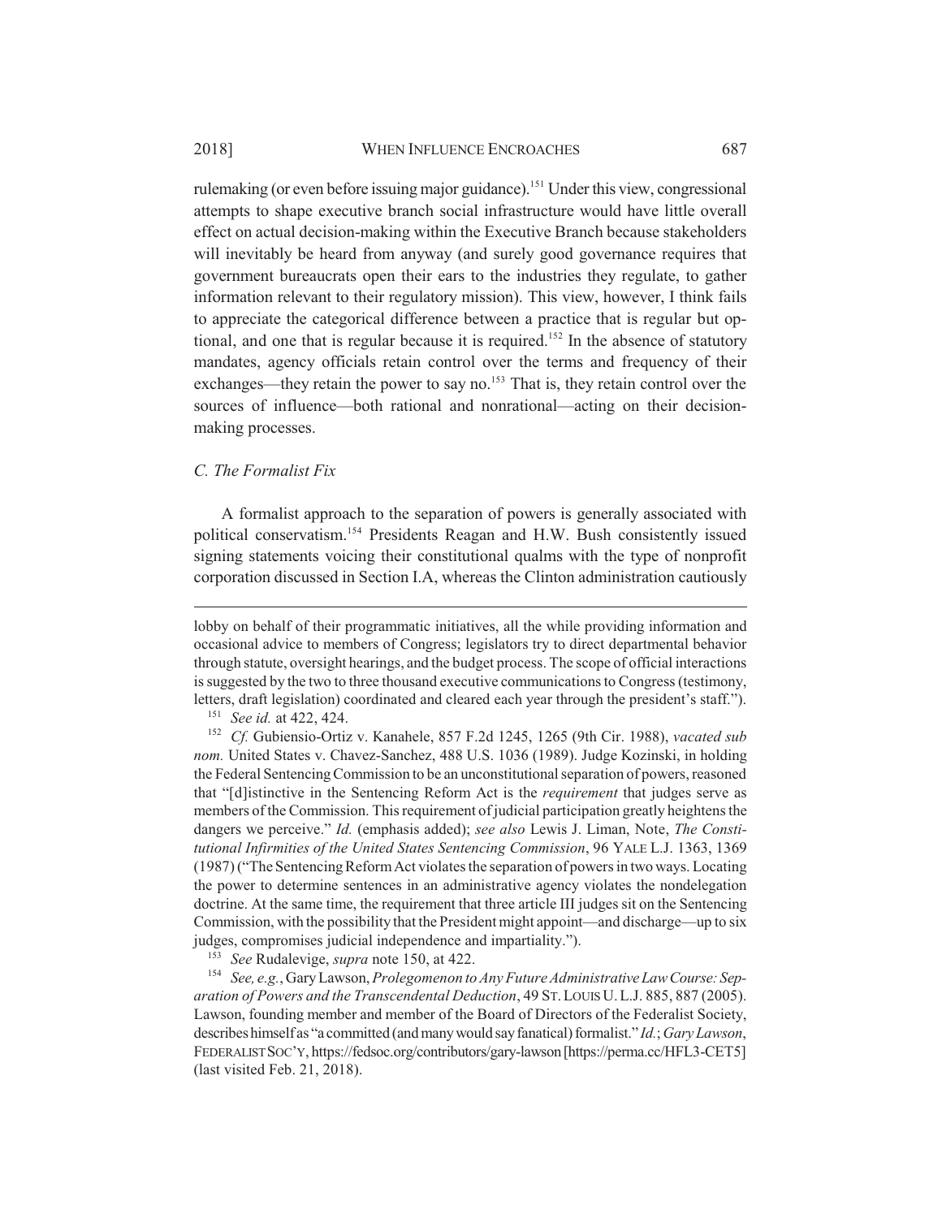rulemaking (or even before issuing major guidance).[151] Under this view, congressional attempts to shape executive branch social infrastructure would have little overall effect on actual decision-making within the Executive Branch because stakeholders will inevitably be heard from anyway (and surely good governance requires that government bureaucrats open their ears to the industries they regulate, to gather information relevant to their regulatory mission). This view, however, I think fails to appreciate the categorical difference between a practice that is regular but optional, and one that is regular because it is required.[152] In the absence of statutory mandates, agency officials retain control over the terms and frequency of their exchanges—they retain the power to say no.[153] That is, they retain control over the sources of influence—both rational and nonrational—acting on their decision-making processes.

### *C. The Formalist Fix*

A formalist approach to the separation of powers is generally associated with political conservatism.[154] Presidents Reagan and H.W. Bush consistently issued signing statements voicing their constitutional qualms with the type of nonprofit corporation discussed in Section I.A, whereas the Clinton administration cautiously

---

lobby on behalf of their programmatic initiatives, all the while providing information and occasional advice to members of Congress; legislators try to direct departmental behavior through statute, oversight hearings, and the budget process. The scope of official interactions is suggested by the two to three thousand executive communications to Congress (testimony, letters, draft legislation) coordinated and cleared each year through the president's staff.").

[151] *See id.* at 422, 424.

[152] *Cf.* Gubiensio-Ortiz v. Kanahele, 857 F.2d 1245, 1265 (9th Cir. 1988), *vacated sub nom.* United States v. Chavez-Sanchez, 488 U.S. 1036 (1989). Judge Kozinski, in holding the Federal Sentencing Commission to be an unconstitutional separation of powers, reasoned that "[d]istinctive in the Sentencing Reform Act is the *requirement* that judges serve as members of the Commission. This requirement of judicial participation greatly heightens the dangers we perceive." *Id.* (emphasis added); *see also* Lewis J. Liman, Note, *The Constitutional Infirmities of the United States Sentencing Commission*, 96 YALE L.J. 1363, 1369 (1987) ("The Sentencing Reform Act violates the separation of powers in two ways. Locating the power to determine sentences in an administrative agency violates the nondelegation doctrine. At the same time, the requirement that three article III judges sit on the Sentencing Commission, with the possibility that the President might appoint—and discharge—up to six judges, compromises judicial independence and impartiality.").

[153] *See* Rudalevige, *supra* note 150, at 422.

[154] *See, e.g.*, Gary Lawson, *Prolegomenon to Any Future Administrative Law Course: Separation of Powers and the Transcendental Deduction*, 49 ST. LOUIS U. L.J. 885, 887 (2005). Lawson, founding member and member of the Board of Directors of the Federalist Society, describes himself as "a committed (and many would say fanatical) formalist." *Id.*; *Gary Lawson*, FEDERALIST SOC'Y, https://fedsoc.org/contributors/gary-lawson [https://perma.cc/HFL3-CET5] (last visited Feb. 21, 2018).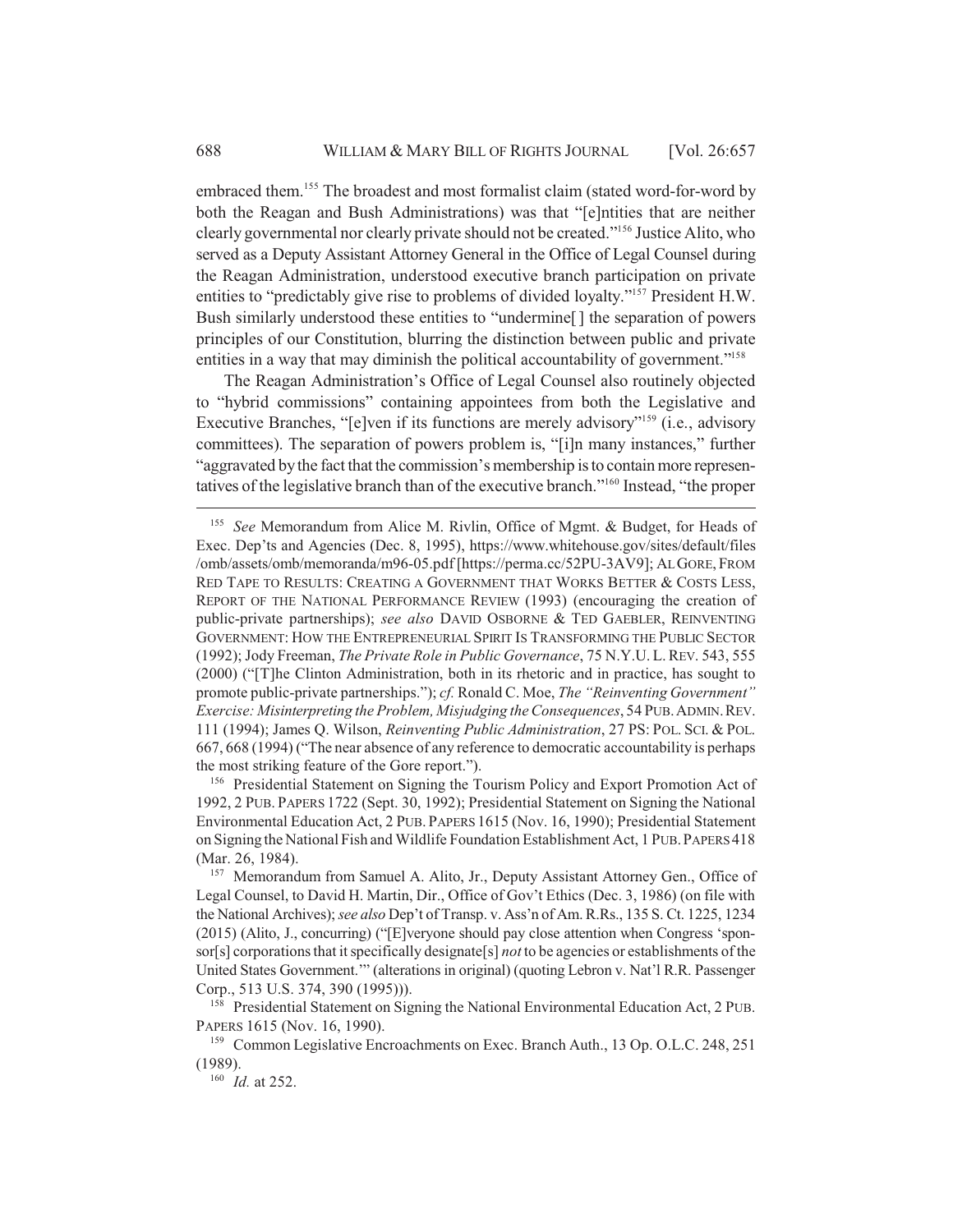embraced them.[155] The broadest and most formalist claim (stated word-for-word by both the Reagan and Bush Administrations) was that "[e]ntities that are neither clearly governmental nor clearly private should not be created."[156] Justice Alito, who served as a Deputy Assistant Attorney General in the Office of Legal Counsel during the Reagan Administration, understood executive branch participation on private entities to "predictably give rise to problems of divided loyalty."[157] President H.W. Bush similarly understood these entities to "undermine[] the separation of powers principles of our Constitution, blurring the distinction between public and private entities in a way that may diminish the political accountability of government."[158]

The Reagan Administration's Office of Legal Counsel also routinely objected to "hybrid commissions" containing appointees from both the Legislative and Executive Branches, "[e]ven if its functions are merely advisory"[159] (i.e., advisory committees). The separation of powers problem is, "[i]n many instances," further "aggravated by the fact that the commission's membership is to contain more representatives of the legislative branch than of the executive branch."[160] Instead, "the proper

---

[155] *See* Memorandum from Alice M. Rivlin, Office of Mgmt. & Budget, for Heads of Exec. Dep'ts and Agencies (Dec. 8, 1995), https://www.whitehouse.gov/sites/default/files/omb/assets/omb/memoranda/m96-05.pdf [https://perma.cc/52PU-3AV9]; AL GORE, FROM RED TAPE TO RESULTS: CREATING A GOVERNMENT THAT WORKS BETTER & COSTS LESS, REPORT OF THE NATIONAL PERFORMANCE REVIEW (1993) (encouraging the creation of public-private partnerships); *see also* DAVID OSBORNE & TED GAEBLER, REINVENTING GOVERNMENT: HOW THE ENTREPRENEURIAL SPIRIT IS TRANSFORMING THE PUBLIC SECTOR (1992); Jody Freeman, *The Private Role in Public Governance*, 75 N.Y.U. L. REV. 543, 555 (2000) ("[T]he Clinton Administration, both in its rhetoric and in practice, has sought to promote public-private partnerships."); *cf.* Ronald C. Moe, *The "Reinventing Government" Exercise: Misinterpreting the Problem, Misjudging the Consequences*, 54 PUB. ADMIN. REV. 111 (1994); James Q. Wilson, *Reinventing Public Administration*, 27 PS: POL. SCI. & POL. 667, 668 (1994) ("The near absence of any reference to democratic accountability is perhaps the most striking feature of the Gore report.").

[156] Presidential Statement on Signing the Tourism Policy and Export Promotion Act of 1992, 2 PUB. PAPERS 1722 (Sept. 30, 1992); Presidential Statement on Signing the National Environmental Education Act, 2 PUB. PAPERS 1615 (Nov. 16, 1990); Presidential Statement on Signing the National Fish and Wildlife Foundation Establishment Act, 1 PUB. PAPERS 418 (Mar. 26, 1984).

[157] Memorandum from Samuel A. Alito, Jr., Deputy Assistant Attorney Gen., Office of Legal Counsel, to David H. Martin, Dir., Office of Gov't Ethics (Dec. 3, 1986) (on file with the National Archives); *see also* Dep't of Transp. v. Ass'n of Am. R.Rs., 135 S. Ct. 1225, 1234 (2015) (Alito, J., concurring) ("[E]veryone should pay close attention when Congress 'sponsor[s] corporations that it specifically designate[s] *not* to be agencies or establishments of the United States Government.'" (alterations in original) (quoting Lebron v. Nat'l R.R. Passenger Corp., 513 U.S. 374, 390 (1995))).

[158] Presidential Statement on Signing the National Environmental Education Act, 2 PUB. PAPERS 1615 (Nov. 16, 1990).

[159] Common Legislative Encroachments on Exec. Branch Auth., 13 Op. O.L.C. 248, 251 (1989).

[160] *Id.* at 252.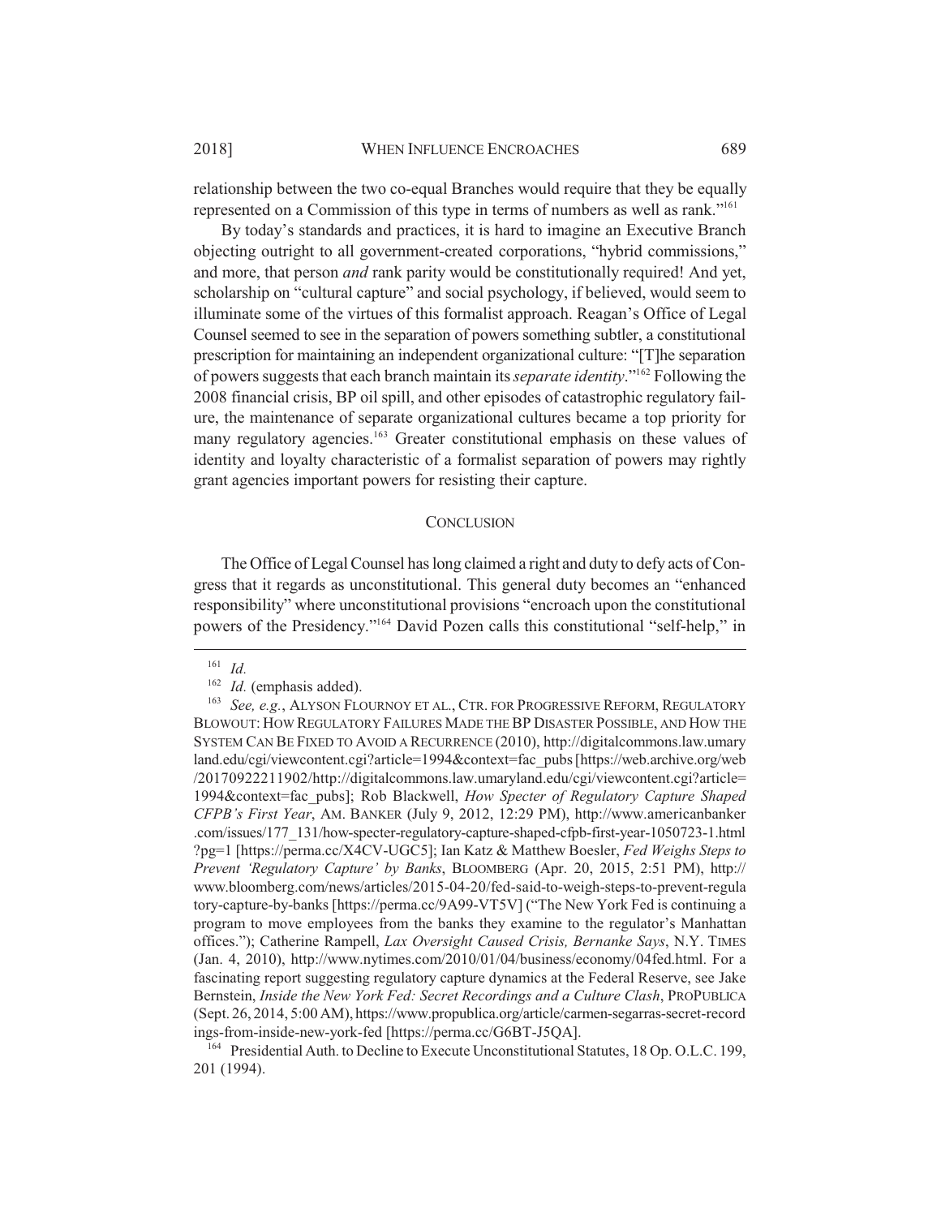relationship between the two co-equal Branches would require that they be equally represented on a Commission of this type in terms of numbers as well as rank."[161]

By today's standards and practices, it is hard to imagine an Executive Branch objecting outright to all government-created corporations, "hybrid commissions," and more, that person *and* rank parity would be constitutionally required! And yet, scholarship on "cultural capture" and social psychology, if believed, would seem to illuminate some of the virtues of this formalist approach. Reagan's Office of Legal Counsel seemed to see in the separation of powers something subtler, a constitutional prescription for maintaining an independent organizational culture: "[T]he separation of powers suggests that each branch maintain its *separate identity*."[162] Following the 2008 financial crisis, BP oil spill, and other episodes of catastrophic regulatory failure, the maintenance of separate organizational cultures became a top priority for many regulatory agencies.[163] Greater constitutional emphasis on these values of identity and loyalty characteristic of a formalist separation of powers may rightly grant agencies important powers for resisting their capture.

## CONCLUSION

The Office of Legal Counsel has long claimed a right and duty to defy acts of Congress that it regards as unconstitutional. This general duty becomes an "enhanced responsibility" where unconstitutional provisions "encroach upon the constitutional powers of the Presidency."[164] David Pozen calls this constitutional "self-help," in

---

[161] *Id.*

[162] *Id.* (emphasis added).

[163] *See, e.g.*, ALYSON FLOURNOY ET AL., CTR. FOR PROGRESSIVE REFORM, REGULATORY BLOWOUT: HOW REGULATORY FAILURES MADE THE BP DISASTER POSSIBLE, AND HOW THE SYSTEM CAN BE FIXED TO AVOID A RECURRENCE (2010), http://digitalcommons.law.umaryland.edu/cgi/viewcontent.cgi?article=1994&context=fac_pubs [https://web.archive.org/web/20170922211902/http://digitalcommons.law.umaryland.edu/cgi/viewcontent.cgi?article=1994&context=fac_pubs]; Rob Blackwell, *How Specter of Regulatory Capture Shaped CFPB's First Year*, AM. BANKER (July 9, 2012, 12:29 PM), http://www.americanbanker.com/issues/177_131/how-specter-regulatory-capture-shaped-cfpb-first-year-1050723-1.html?pg=1 [https://perma.cc/X4CV-UGC5]; Ian Katz & Matthew Boesler, *Fed Weighs Steps to Prevent 'Regulatory Capture' by Banks*, BLOOMBERG (Apr. 20, 2015, 2:51 PM), http://www.bloomberg.com/news/articles/2015-04-20/fed-said-to-weigh-steps-to-prevent-regulatory-capture-by-banks [https://perma.cc/9A99-VT5V] ("The New York Fed is continuing a program to move employees from the banks they examine to the regulator's Manhattan offices."); Catherine Rampell, *Lax Oversight Caused Crisis, Bernanke Says*, N.Y. TIMES (Jan. 4, 2010), http://www.nytimes.com/2010/01/04/business/economy/04fed.html. For a fascinating report suggesting regulatory capture dynamics at the Federal Reserve, see Jake Bernstein, *Inside the New York Fed: Secret Recordings and a Culture Clash*, PROPUBLICA (Sept. 26, 2014, 5:00 AM), https://www.propublica.org/article/carmen-segarras-secret-recordings-from-inside-new-york-fed [https://perma.cc/G6BT-J5QA].

[164] Presidential Auth. to Decline to Execute Unconstitutional Statutes, 18 Op. O.L.C. 199, 201 (1994).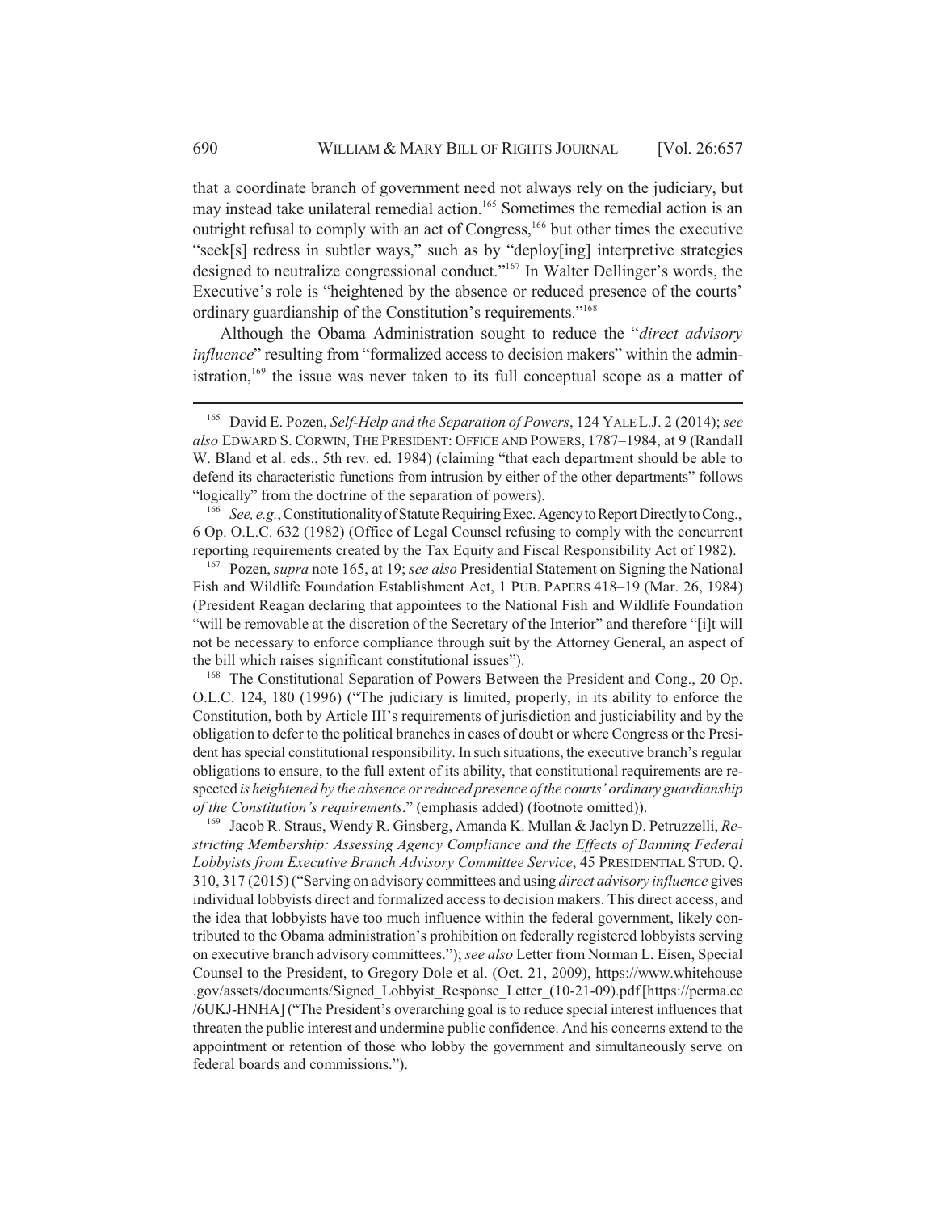that a coordinate branch of government need not always rely on the judiciary, but may instead take unilateral remedial action.[165] Sometimes the remedial action is an outright refusal to comply with an act of Congress,[166] but other times the executive "seek[s] redress in subtler ways," such as by "deploy[ing] interpretive strategies designed to neutralize congressional conduct."[167] In Walter Dellinger's words, the Executive's role is "heightened by the absence or reduced presence of the courts' ordinary guardianship of the Constitution's requirements."[168]

Although the Obama Administration sought to reduce the "*direct advisory influence*" resulting from "formalized access to decision makers" within the administration,[169] the issue was never taken to its full conceptual scope as a matter of

---

[165] David E. Pozen, *Self-Help and the Separation of Powers*, 124 YALE L.J. 2 (2014); *see also* EDWARD S. CORWIN, THE PRESIDENT: OFFICE AND POWERS, 1787–1984, at 9 (Randall W. Bland et al. eds., 5th rev. ed. 1984) (claiming "that each department should be able to defend its characteristic functions from intrusion by either of the other departments" follows "logically" from the doctrine of the separation of powers).

[166] *See, e.g.*, Constitutionality of Statute Requiring Exec. Agency to Report Directly to Cong., 6 Op. O.L.C. 632 (1982) (Office of Legal Counsel refusing to comply with the concurrent reporting requirements created by the Tax Equity and Fiscal Responsibility Act of 1982).

[167] Pozen, *supra* note 165, at 19; *see also* Presidential Statement on Signing the National Fish and Wildlife Foundation Establishment Act, 1 PUB. PAPERS 418–19 (Mar. 26, 1984) (President Reagan declaring that appointees to the National Fish and Wildlife Foundation "will be removable at the discretion of the Secretary of the Interior" and therefore "[i]t will not be necessary to enforce compliance through suit by the Attorney General, an aspect of the bill which raises significant constitutional issues").

[168] The Constitutional Separation of Powers Between the President and Cong., 20 Op. O.L.C. 124, 180 (1996) ("The judiciary is limited, properly, in its ability to enforce the Constitution, both by Article III's requirements of jurisdiction and justiciability and by the obligation to defer to the political branches in cases of doubt or where Congress or the President has special constitutional responsibility. In such situations, the executive branch's regular obligations to ensure, to the full extent of its ability, that constitutional requirements are respected *is heightened by the absence or reduced presence of the courts' ordinary guardianship of the Constitution's requirements*." (emphasis added) (footnote omitted)).

[169] Jacob R. Straus, Wendy R. Ginsberg, Amanda K. Mullan & Jaclyn D. Petruzzelli, *Restricting Membership: Assessing Agency Compliance and the Effects of Banning Federal Lobbyists from Executive Branch Advisory Committee Service*, 45 PRESIDENTIAL STUD. Q. 310, 317 (2015) ("Serving on advisory committees and using *direct advisory influence* gives individual lobbyists direct and formalized access to decision makers. This direct access, and the idea that lobbyists have too much influence within the federal government, likely contributed to the Obama administration's prohibition on federally registered lobbyists serving on executive branch advisory committees."); *see also* Letter from Norman L. Eisen, Special Counsel to the President, to Gregory Dole et al. (Oct. 21, 2009), https://www.whitehouse.gov/assets/documents/Signed_Lobbyist_Response_Letter_(10-21-09).pdf [https://perma.cc/6UKJ-HNHA] ("The President's overarching goal is to reduce special interest influences that threaten the public interest and undermine public confidence. And his concerns extend to the appointment or retention of those who lobby the government and simultaneously serve on federal boards and commissions.").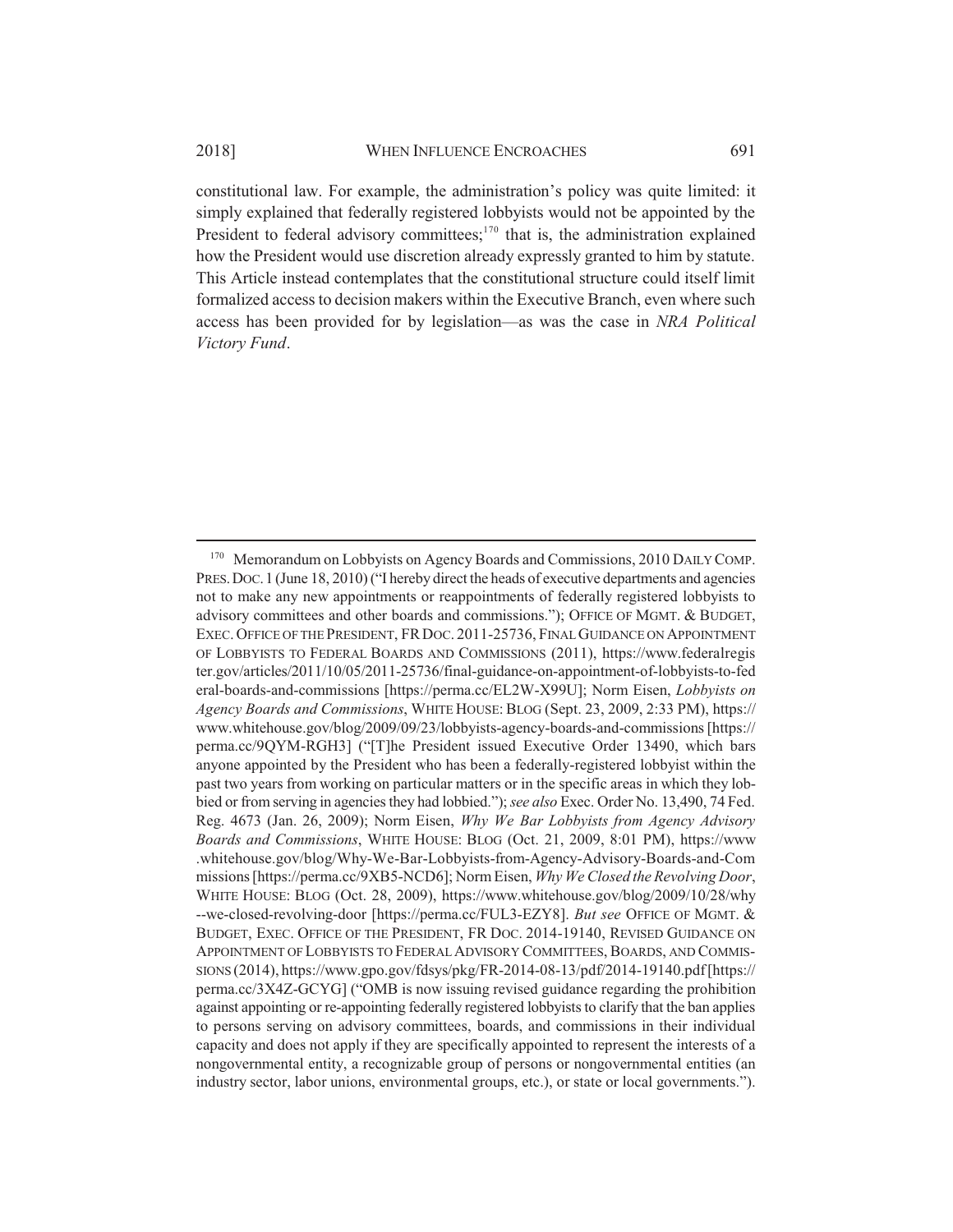constitutional law. For example, the administration's policy was quite limited: it simply explained that federally registered lobbyists would not be appointed by the President to federal advisory committees;[170] that is, the administration explained how the President would use discretion already expressly granted to him by statute. This Article instead contemplates that the constitutional structure could itself limit formalized access to decision makers within the Executive Branch, even where such access has been provided for by legislation—as was the case in *NRA Political Victory Fund*.

---

[170] Memorandum on Lobbyists on Agency Boards and Commissions, 2010 DAILY COMP. PRES. DOC. 1 (June 18, 2010) ("I hereby direct the heads of executive departments and agencies not to make any new appointments or reappointments of federally registered lobbyists to advisory committees and other boards and commissions."); OFFICE OF MGMT. & BUDGET, EXEC. OFFICE OF THE PRESIDENT, FR DOC. 2011-25736, FINAL GUIDANCE ON APPOINTMENT OF LOBBYISTS TO FEDERAL BOARDS AND COMMISSIONS (2011), https://www.federalregister.gov/articles/2011/10/05/2011-25736/final-guidance-on-appointment-of-lobbyists-to-federal-boards-and-commissions [https://perma.cc/EL2W-X99U]; Norm Eisen, *Lobbyists on Agency Boards and Commissions*, WHITE HOUSE: BLOG (Sept. 23, 2009, 2:33 PM), https://www.whitehouse.gov/blog/2009/09/23/lobbyists-agency-boards-and-commissions [https://perma.cc/9QYM-RGH3] ("[T]he President issued Executive Order 13490, which bars anyone appointed by the President who has been a federally-registered lobbyist within the past two years from working on particular matters or in the specific areas in which they lobbied or from serving in agencies they had lobbied."); *see also* Exec. Order No. 13,490, 74 Fed. Reg. 4673 (Jan. 26, 2009); Norm Eisen, *Why We Bar Lobbyists from Agency Advisory Boards and Commissions*, WHITE HOUSE: BLOG (Oct. 21, 2009, 8:01 PM), https://www.whitehouse.gov/blog/Why-We-Bar-Lobbyists-from-Agency-Advisory-Boards-and-Commissions [https://perma.cc/9XB5-NCD6]; Norm Eisen, *Why We Closed the Revolving Door*, WHITE HOUSE: BLOG (Oct. 28, 2009), https://www.whitehouse.gov/blog/2009/10/28/why--we-closed-revolving-door [https://perma.cc/FUL3-EZY8]. *But see* OFFICE OF MGMT. & BUDGET, EXEC. OFFICE OF THE PRESIDENT, FR DOC. 2014-19140, REVISED GUIDANCE ON APPOINTMENT OF LOBBYISTS TO FEDERAL ADVISORY COMMITTEES, BOARDS, AND COMMISSIONS (2014), https://www.gpo.gov/fdsys/pkg/FR-2014-08-13/pdf/2014-19140.pdf [https://perma.cc/3X4Z-GCYG] ("OMB is now issuing revised guidance regarding the prohibition against appointing or re-appointing federally registered lobbyists to clarify that the ban applies to persons serving on advisory committees, boards, and commissions in their individual capacity and does not apply if they are specifically appointed to represent the interests of a nongovernmental entity, a recognizable group of persons or nongovernmental entities (an industry sector, labor unions, environmental groups, etc.), or state or local governments.").